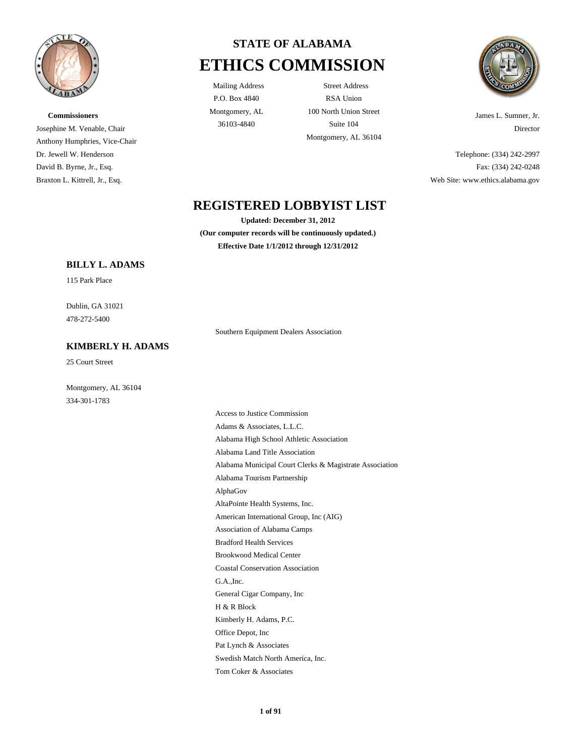# STATE OF ALABAMA
# ETHICS COMMISSION

Mailing Address
P.O. Box 4840
Montgomery, AL
36103-4840

Street Address
RSA Union
100 North Union Street
Suite 104
Montgomery, AL 36104

**Commissioners**
Josephine M. Venable, Chair
Anthony Humphries, Vice-Chair
Dr. Jewell W. Henderson
David B. Byrne, Jr., Esq.
Braxton L. Kittrell, Jr., Esq.

James L. Sumner, Jr.
Director

Telephone: (334) 242-2997
Fax: (334) 242-0248
Web Site: www.ethics.alabama.gov

## REGISTERED LOBBYIST LIST

**Updated: December 31, 2012**
**(Our computer records will be continuously updated.)**
**Effective Date 1/1/2012 through 12/31/2012**

### BILLY L. ADAMS

115 Park Place

Dublin, GA 31021
478-272-5400

- Southern Equipment Dealers Association

### KIMBERLY H. ADAMS

25 Court Street

Montgomery, AL 36104
334-301-1783

- Access to Justice Commission
- Adams & Associates, L.L.C.
- Alabama High School Athletic Association
- Alabama Land Title Association
- Alabama Municipal Court Clerks & Magistrate Association
- Alabama Tourism Partnership
- AlphaGov
- AltaPointe Health Systems, Inc.
- American International Group, Inc (AIG)
- Association of Alabama Camps
- Bradford Health Services
- Brookwood Medical Center
- Coastal Conservation Association
- G.A.,Inc.
- General Cigar Company, Inc
- H & R Block
- Kimberly H. Adams, P.C.
- Office Depot, Inc
- Pat Lynch & Associates
- Swedish Match North America, Inc.
- Tom Coker & Associates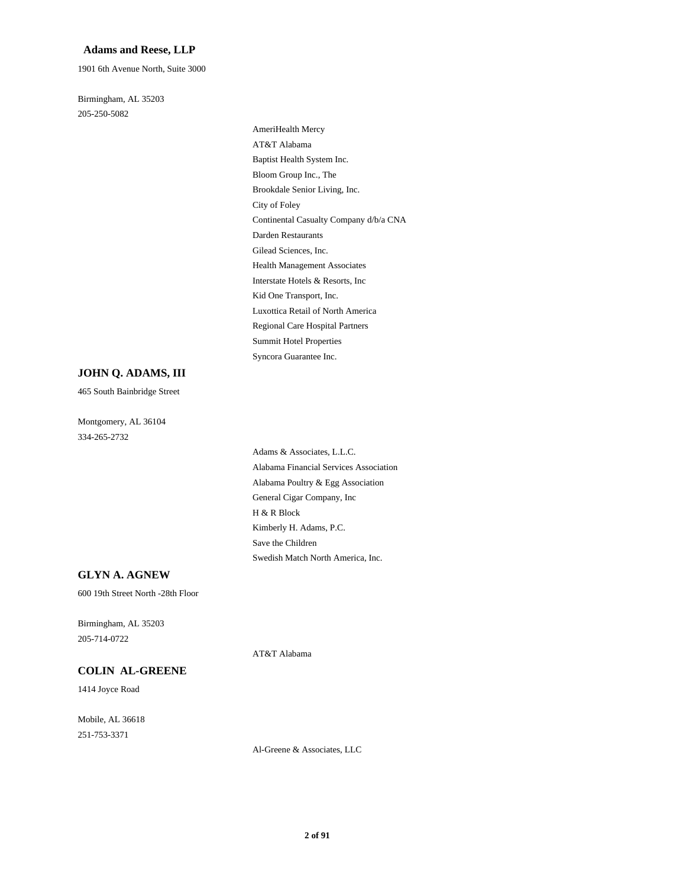**Adams and Reese, LLP**

1901 6th Avenue North, Suite 3000

Birmingham, AL 35203
205-250-5082

- AmeriHealth Mercy
- AT&T Alabama
- Baptist Health System Inc.
- Bloom Group Inc., The
- Brookdale Senior Living, Inc.
- City of Foley
- Continental Casualty Company d/b/a CNA
- Darden Restaurants
- Gilead Sciences, Inc.
- Health Management Associates
- Interstate Hotels & Resorts, Inc
- Kid One Transport, Inc.
- Luxottica Retail of North America
- Regional Care Hospital Partners
- Summit Hotel Properties
- Syncora Guarantee Inc.

**JOHN Q. ADAMS, III**

465 South Bainbridge Street

Montgomery, AL 36104
334-265-2732

- Adams & Associates, L.L.C.
- Alabama Financial Services Association
- Alabama Poultry & Egg Association
- General Cigar Company, Inc
- H & R Block
- Kimberly H. Adams, P.C.
- Save the Children
- Swedish Match North America, Inc.

**GLYN A. AGNEW**

600 19th Street North -28th Floor

Birmingham, AL 35203
205-714-0722

- AT&T Alabama

**COLIN AL-GREENE**

1414 Joyce Road

Mobile, AL 36618
251-753-3371

- Al-Greene & Associates, LLC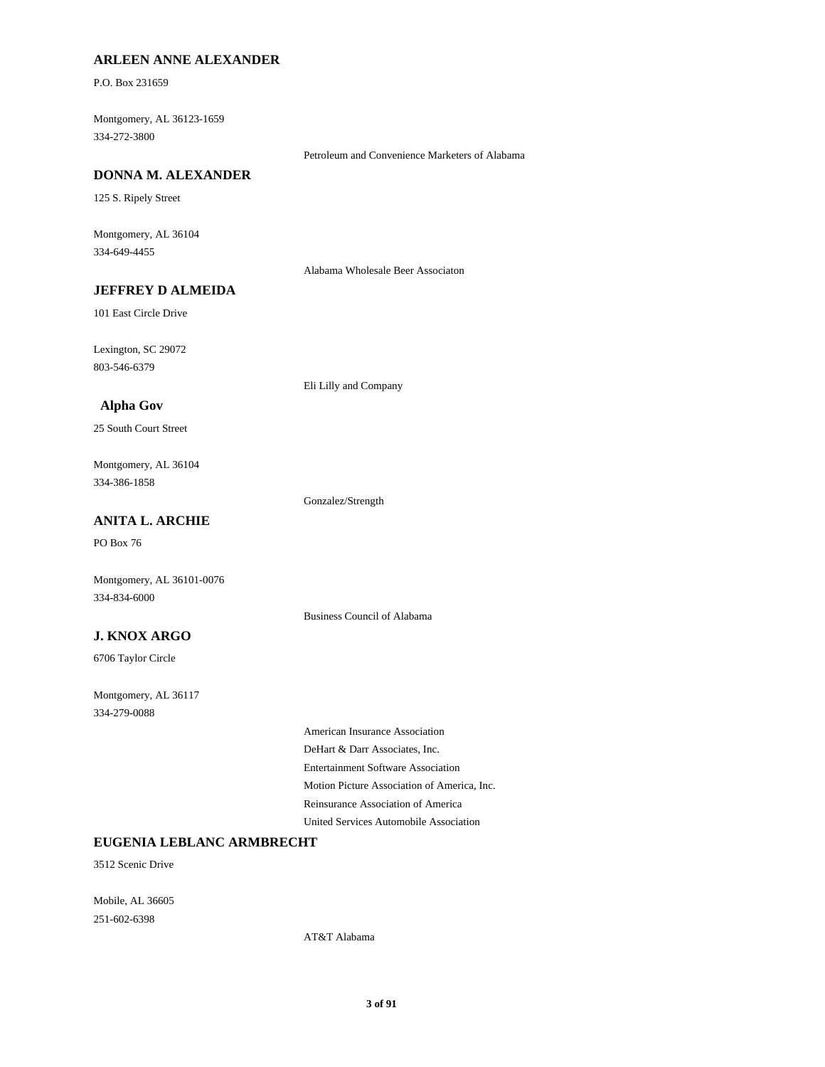### ARLEEN ANNE ALEXANDER

P.O. Box 231659

Montgomery, AL 36123-1659
334-272-3800

Petroleum and Convenience Marketers of Alabama

### DONNA M. ALEXANDER

125 S. Ripely Street

Montgomery, AL 36104
334-649-4455

Alabama Wholesale Beer Associaton

### JEFFREY D ALMEIDA

101 East Circle Drive

Lexington, SC 29072
803-546-6379

Eli Lilly and Company

### Alpha Gov

25 South Court Street

Montgomery, AL 36104
334-386-1858

Gonzalez/Strength

### ANITA L. ARCHIE

PO Box 76

Montgomery, AL 36101-0076
334-834-6000

Business Council of Alabama

### J. KNOX ARGO

6706 Taylor Circle

Montgomery, AL 36117
334-279-0088

American Insurance Association
DeHart & Darr Associates, Inc.
Entertainment Software Association
Motion Picture Association of America, Inc.
Reinsurance Association of America
United Services Automobile Association

### EUGENIA LEBLANC ARMBRECHT

3512 Scenic Drive

Mobile, AL 36605
251-602-6398

AT&T Alabama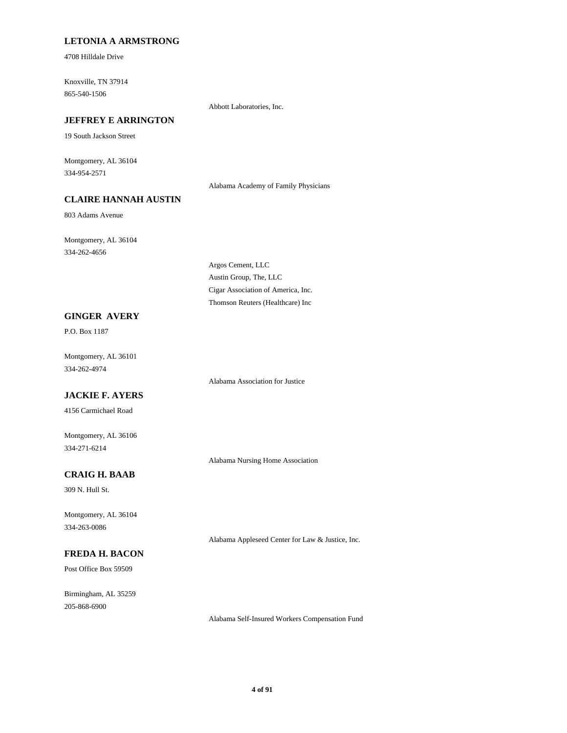**LETONIA A ARMSTRONG**

4708 Hilldale Drive

Knoxville, TN 37914
865-540-1506

Abbott Laboratories, Inc.

**JEFFREY E ARRINGTON**

19 South Jackson Street

Montgomery, AL 36104
334-954-2571

Alabama Academy of Family Physicians

**CLAIRE HANNAH AUSTIN**

803 Adams Avenue

Montgomery, AL 36104
334-262-4656

Argos Cement, LLC
Austin Group, The, LLC
Cigar Association of America, Inc.
Thomson Reuters (Healthcare) Inc

**GINGER AVERY**

P.O. Box 1187

Montgomery, AL 36101
334-262-4974

Alabama Association for Justice

**JACKIE F. AYERS**

4156 Carmichael Road

Montgomery, AL 36106
334-271-6214

Alabama Nursing Home Association

**CRAIG H. BAAB**

309 N. Hull St.

Montgomery, AL 36104
334-263-0086

Alabama Appleseed Center for Law & Justice, Inc.

**FREDA H. BACON**

Post Office Box 59509

Birmingham, AL 35259
205-868-6900

Alabama Self-Insured Workers Compensation Fund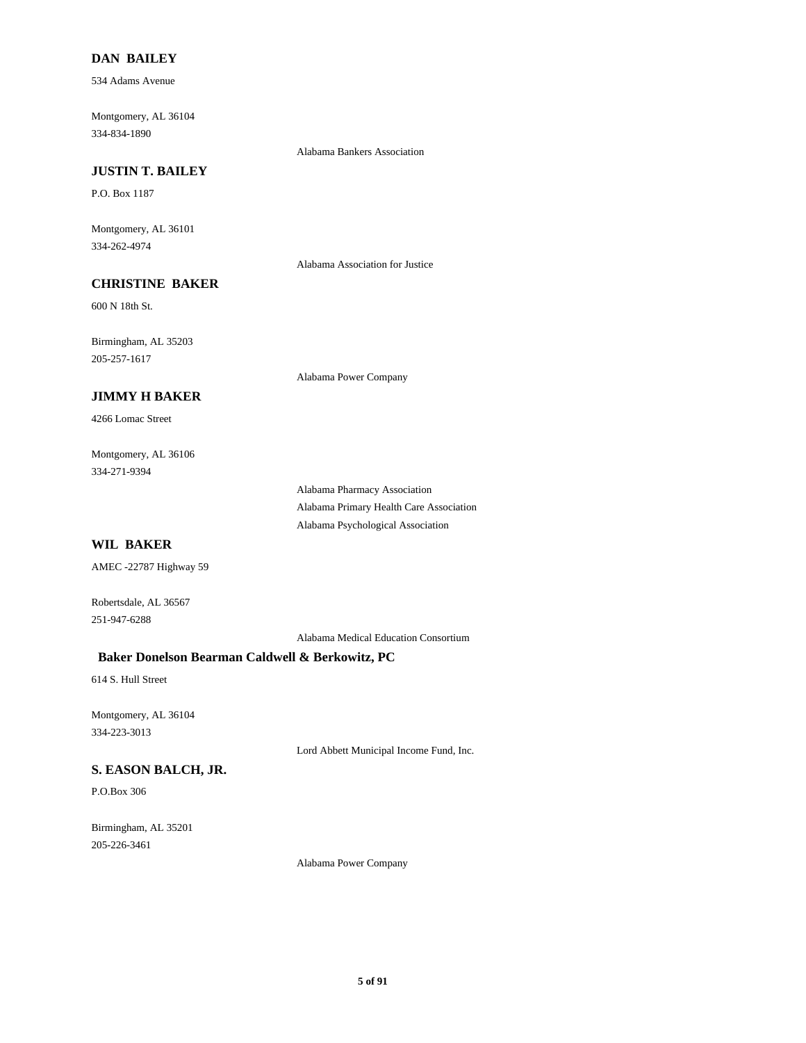### DAN BAILEY

534 Adams Avenue

Montgomery, AL 36104
334-834-1890

Alabama Bankers Association

### JUSTIN T. BAILEY

P.O. Box 1187

Montgomery, AL 36101
334-262-4974

Alabama Association for Justice

### CHRISTINE BAKER

600 N 18th St.

Birmingham, AL 35203
205-257-1617

Alabama Power Company

### JIMMY H BAKER

4266 Lomac Street

Montgomery, AL 36106
334-271-9394

Alabama Pharmacy Association
Alabama Primary Health Care Association
Alabama Psychological Association

### WIL BAKER

AMEC -22787 Highway 59

Robertsdale, AL 36567
251-947-6288

Alabama Medical Education Consortium

### Baker Donelson Bearman Caldwell & Berkowitz, PC

614 S. Hull Street

Montgomery, AL 36104
334-223-3013

Lord Abbett Municipal Income Fund, Inc.

### S. EASON BALCH, JR.

P.O.Box 306

Birmingham, AL 35201
205-226-3461

Alabama Power Company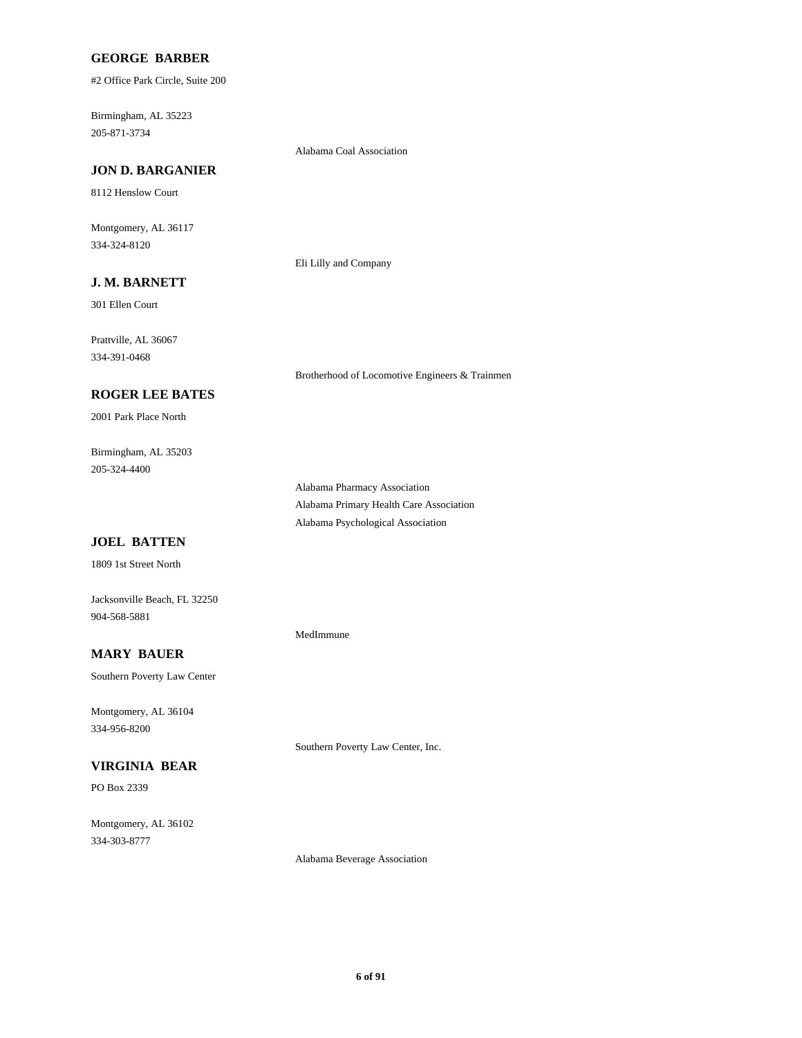**GEORGE  BARBER**

#2 Office Park Circle, Suite 200

Birmingham, AL 35223
205-871-3734

Alabama Coal Association

**JON D. BARGANIER**

8112 Henslow Court

Montgomery, AL 36117
334-324-8120

Eli Lilly and Company

**J. M. BARNETT**

301 Ellen Court

Prattville, AL 36067
334-391-0468

Brotherhood of Locomotive Engineers & Trainmen

**ROGER LEE BATES**

2001 Park Place North

Birmingham, AL 35203
205-324-4400

Alabama Pharmacy Association
Alabama Primary Health Care Association
Alabama Psychological Association

**JOEL  BATTEN**

1809 1st Street North

Jacksonville Beach, FL 32250
904-568-5881

MedImmune

**MARY  BAUER**

Southern Poverty Law Center

Montgomery, AL 36104
334-956-8200

Southern Poverty Law Center, Inc.

**VIRGINIA  BEAR**

PO Box 2339

Montgomery, AL 36102
334-303-8777

Alabama Beverage Association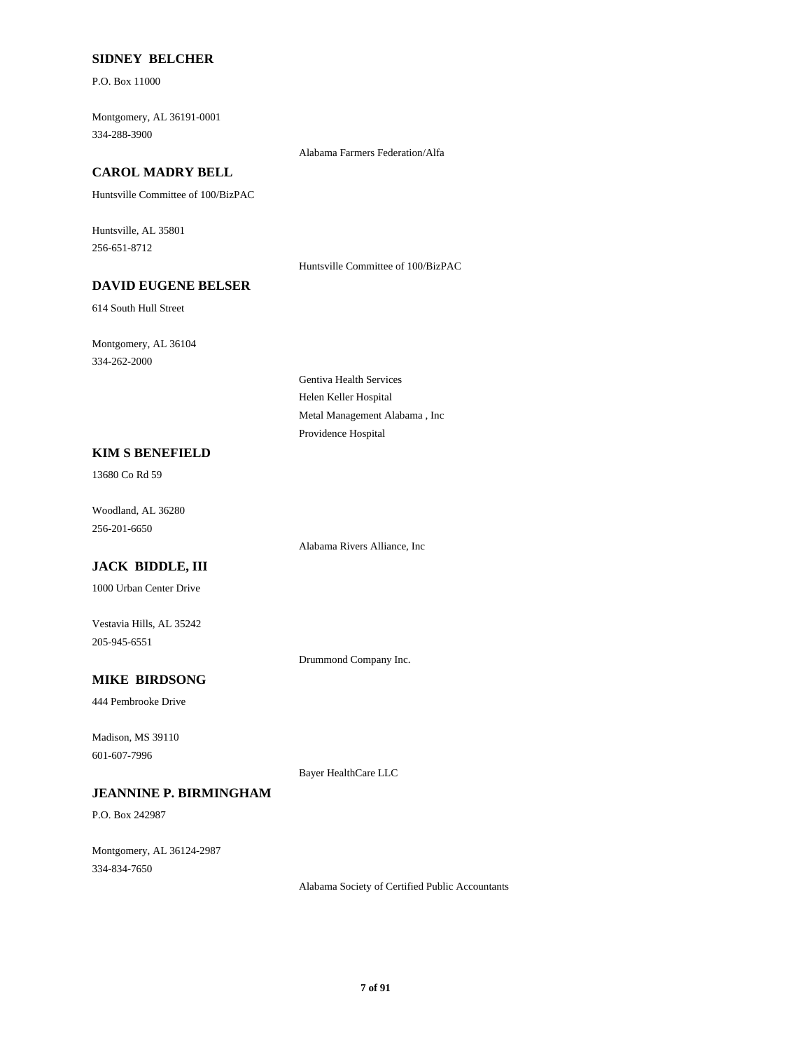**SIDNEY BELCHER**

P.O. Box 11000

Montgomery, AL 36191-0001
334-288-3900

Alabama Farmers Federation/Alfa

**CAROL MADRY BELL**

Huntsville Committee of 100/BizPAC

Huntsville, AL 35801
256-651-8712

Huntsville Committee of 100/BizPAC

**DAVID EUGENE BELSER**

614 South Hull Street

Montgomery, AL 36104
334-262-2000

Gentiva Health Services
Helen Keller Hospital
Metal Management Alabama , Inc
Providence Hospital

**KIM S BENEFIELD**

13680 Co Rd 59

Woodland, AL 36280
256-201-6650

Alabama Rivers Alliance, Inc

**JACK BIDDLE, III**

1000 Urban Center Drive

Vestavia Hills, AL 35242
205-945-6551

Drummond Company Inc.

**MIKE BIRDSONG**

444 Pembrooke Drive

Madison, MS 39110
601-607-7996

Bayer HealthCare LLC

**JEANNINE P. BIRMINGHAM**

P.O. Box 242987

Montgomery, AL 36124-2987
334-834-7650

Alabama Society of Certified Public Accountants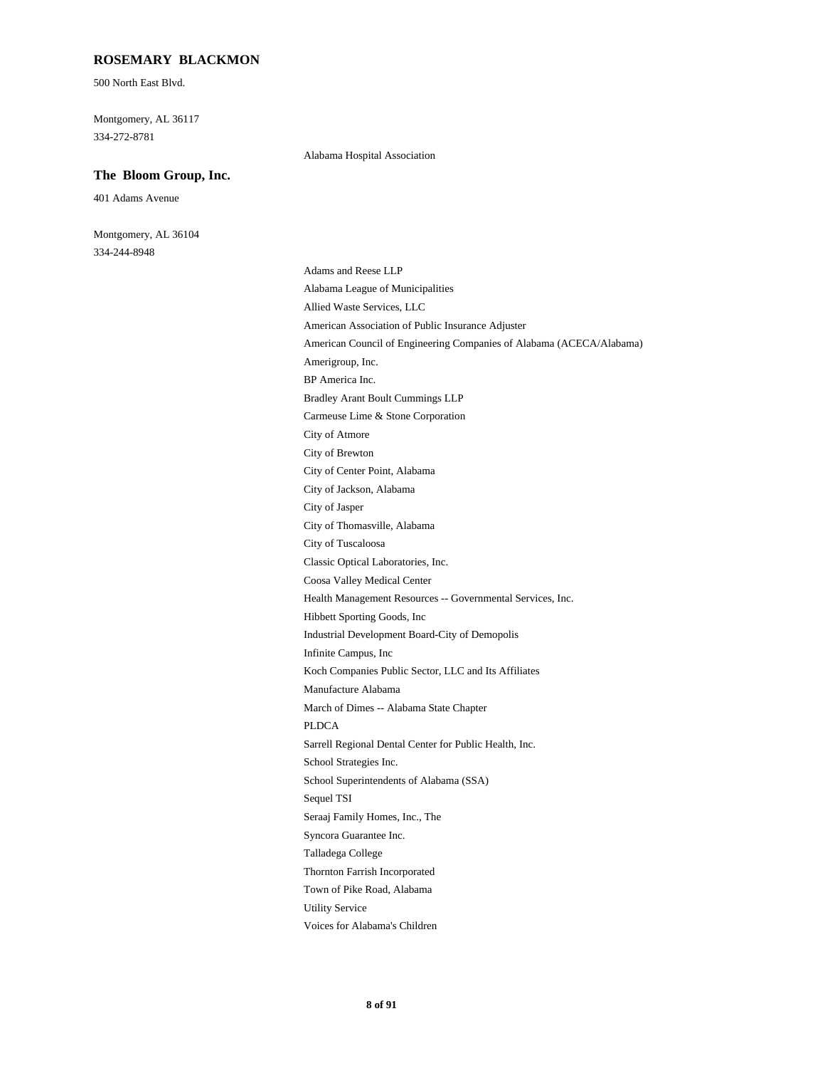### ROSEMARY BLACKMON

500 North East Blvd.

Montgomery, AL 36117
334-272-8781

Alabama Hospital Association

### The Bloom Group, Inc.

401 Adams Avenue

Montgomery, AL 36104
334-244-8948

- Adams and Reese LLP
- Alabama League of Municipalities
- Allied Waste Services, LLC
- American Association of Public Insurance Adjuster
- American Council of Engineering Companies of Alabama (ACECA/Alabama)
- Amerigroup, Inc.
- BP America Inc.
- Bradley Arant Boult Cummings LLP
- Carmeuse Lime & Stone Corporation
- City of Atmore
- City of Brewton
- City of Center Point, Alabama
- City of Jackson, Alabama
- City of Jasper
- City of Thomasville, Alabama
- City of Tuscaloosa
- Classic Optical Laboratories, Inc.
- Coosa Valley Medical Center
- Health Management Resources -- Governmental Services, Inc.
- Hibbett Sporting Goods, Inc
- Industrial Development Board-City of Demopolis
- Infinite Campus, Inc
- Koch Companies Public Sector, LLC and Its Affiliates
- Manufacture Alabama
- March of Dimes -- Alabama State Chapter
- PLDCA
- Sarrell Regional Dental Center for Public Health, Inc.
- School Strategies Inc.
- School Superintendents of Alabama (SSA)
- Sequel TSI
- Seraaj Family Homes, Inc., The
- Syncora Guarantee Inc.
- Talladega College
- Thornton Farrish Incorporated
- Town of Pike Road, Alabama
- Utility Service
- Voices for Alabama's Children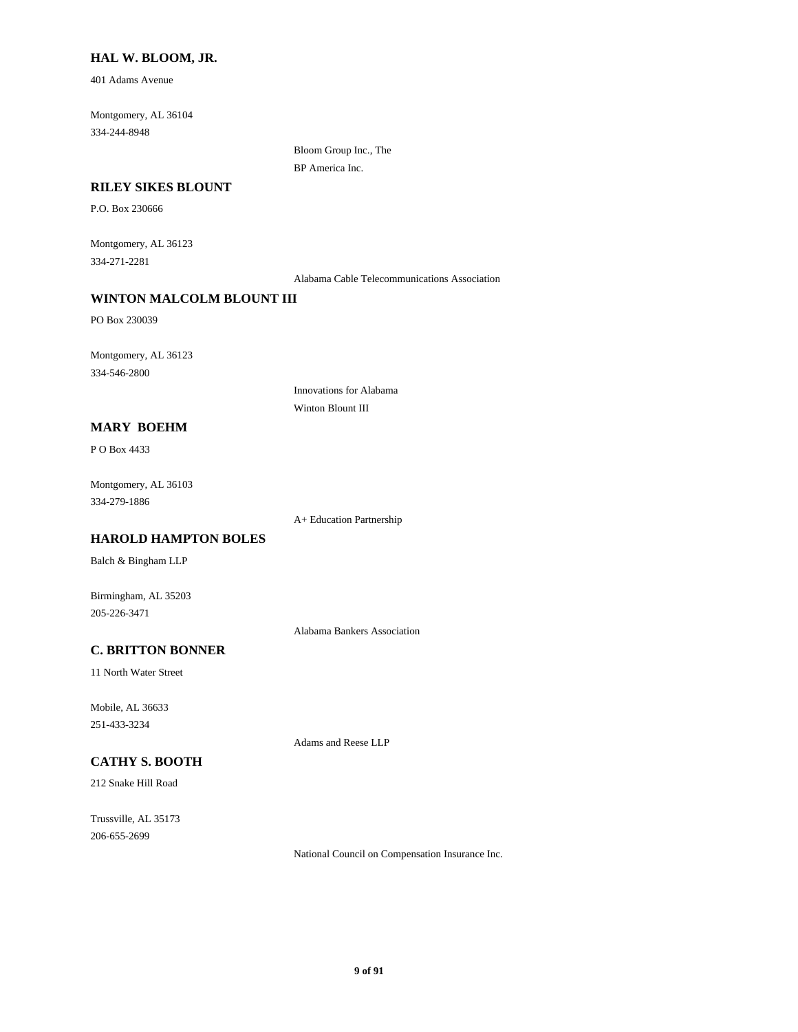**HAL W. BLOOM, JR.**

401 Adams Avenue

Montgomery, AL 36104
334-244-8948

Bloom Group Inc., The
BP America Inc.

**RILEY SIKES BLOUNT**

P.O. Box 230666

Montgomery, AL 36123
334-271-2281

Alabama Cable Telecommunications Association

**WINTON MALCOLM BLOUNT III**

PO Box 230039

Montgomery, AL 36123
334-546-2800

Innovations for Alabama
Winton Blount III

**MARY BOEHM**

P O Box 4433

Montgomery, AL 36103
334-279-1886

A+ Education Partnership

**HAROLD HAMPTON BOLES**

Balch & Bingham LLP

Birmingham, AL 35203
205-226-3471

Alabama Bankers Association

**C. BRITTON BONNER**

11 North Water Street

Mobile, AL 36633
251-433-3234

Adams and Reese LLP

**CATHY S. BOOTH**

212 Snake Hill Road

Trussville, AL 35173
206-655-2699

National Council on Compensation Insurance Inc.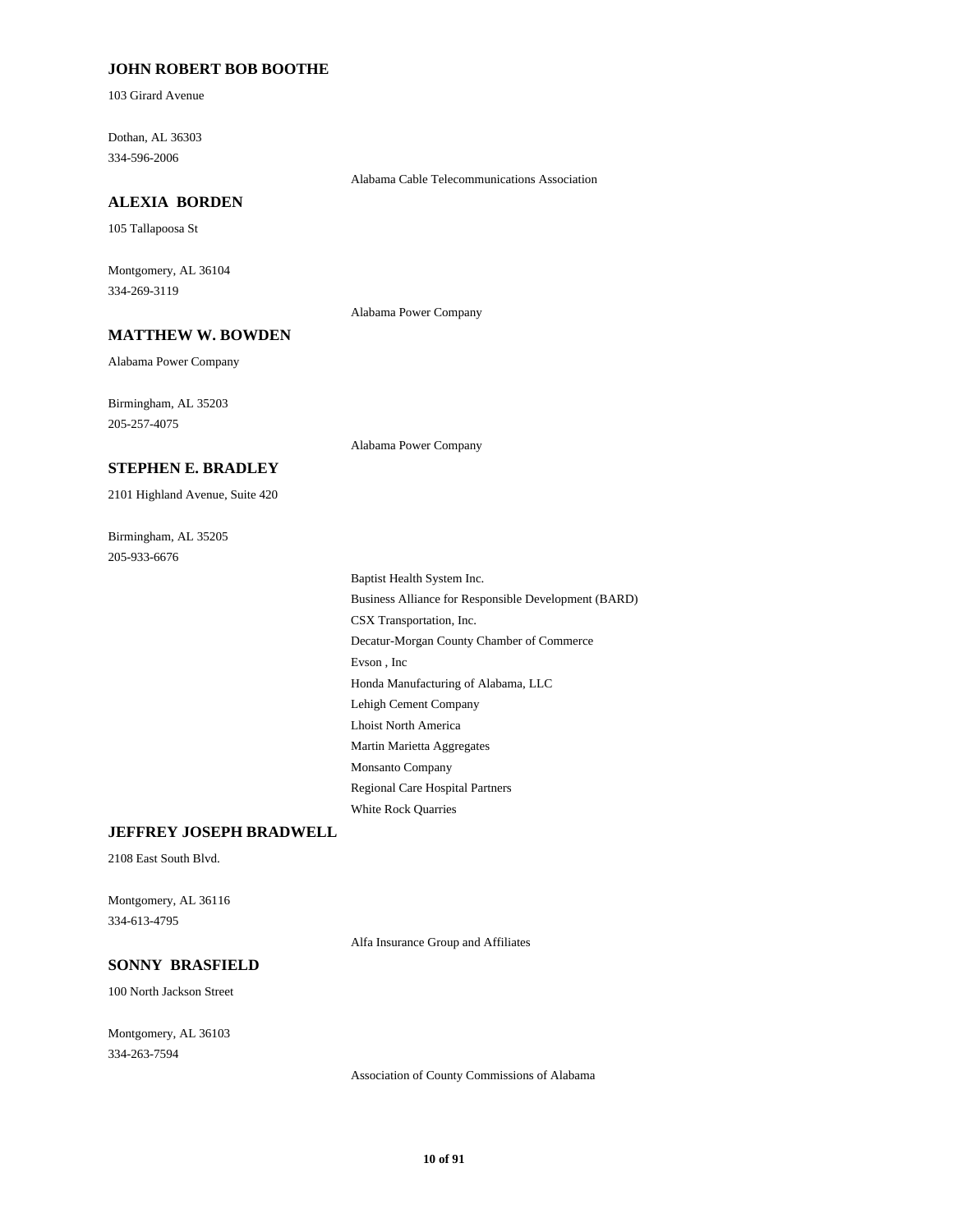**JOHN ROBERT BOB BOOTHE**

103 Girard Avenue

Dothan, AL 36303
334-596-2006

Alabama Cable Telecommunications Association

**ALEXIA BORDEN**

105 Tallapoosa St

Montgomery, AL 36104
334-269-3119

Alabama Power Company

**MATTHEW W. BOWDEN**

Alabama Power Company

Birmingham, AL 35203
205-257-4075

Alabama Power Company

**STEPHEN E. BRADLEY**

2101 Highland Avenue, Suite 420

Birmingham, AL 35205
205-933-6676

Baptist Health System Inc.
Business Alliance for Responsible Development (BARD)
CSX Transportation, Inc.
Decatur-Morgan County Chamber of Commerce
Evson , Inc
Honda Manufacturing of Alabama, LLC
Lehigh Cement Company
Lhoist North America
Martin Marietta Aggregates
Monsanto Company
Regional Care Hospital Partners
White Rock Quarries

**JEFFREY JOSEPH BRADWELL**

2108 East South Blvd.

Montgomery, AL 36116
334-613-4795

Alfa Insurance Group and Affiliates

**SONNY BRASFIELD**

100 North Jackson Street

Montgomery, AL 36103
334-263-7594

Association of County Commissions of Alabama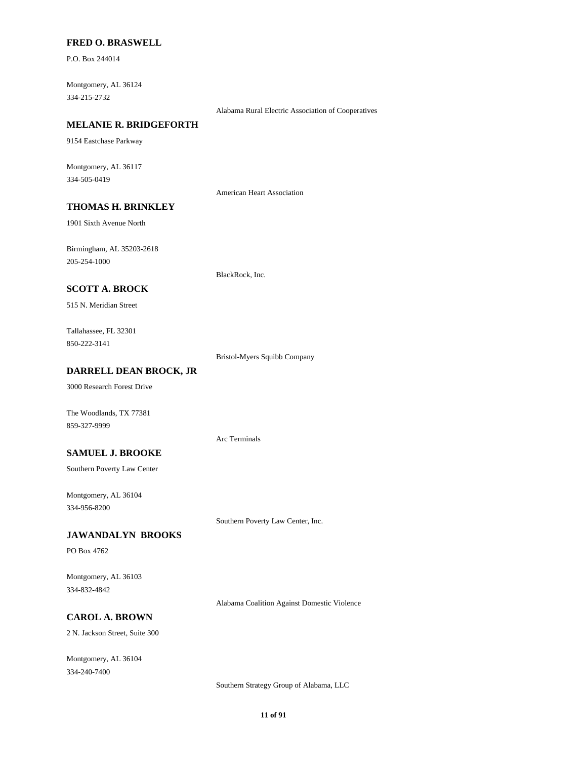**FRED O. BRASWELL**

P.O. Box 244014

Montgomery, AL 36124
334-215-2732

Alabama Rural Electric Association of Cooperatives

**MELANIE R. BRIDGEFORTH**

9154 Eastchase Parkway

Montgomery, AL 36117
334-505-0419

American Heart Association

**THOMAS H. BRINKLEY**

1901 Sixth Avenue North

Birmingham, AL 35203-2618
205-254-1000

BlackRock, Inc.

**SCOTT A. BROCK**

515 N. Meridian Street

Tallahassee, FL 32301
850-222-3141

Bristol-Myers Squibb Company

**DARRELL DEAN BROCK, JR**

3000 Research Forest Drive

The Woodlands, TX 77381
859-327-9999

Arc Terminals

**SAMUEL J. BROOKE**

Southern Poverty Law Center

Montgomery, AL 36104
334-956-8200

Southern Poverty Law Center, Inc.

**JAWANDALYN BROOKS**

PO Box 4762

Montgomery, AL 36103
334-832-4842

Alabama Coalition Against Domestic Violence

**CAROL A. BROWN**

2 N. Jackson Street, Suite 300

Montgomery, AL 36104
334-240-7400

Southern Strategy Group of Alabama, LLC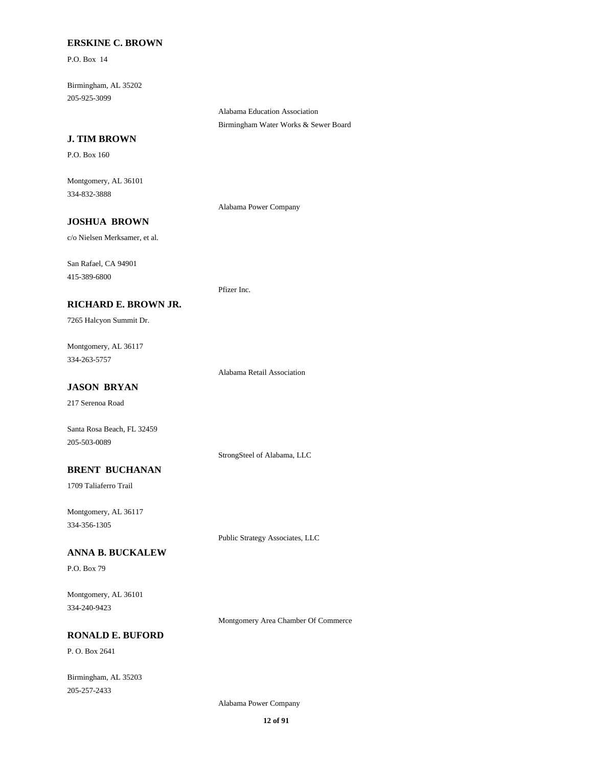**ERSKINE C. BROWN**

P.O. Box 14

Birmingham, AL 35202
205-925-3099

Alabama Education Association
Birmingham Water Works & Sewer Board

**J. TIM BROWN**

P.O. Box 160

Montgomery, AL 36101
334-832-3888

Alabama Power Company

**JOSHUA BROWN**

c/o Nielsen Merksamer, et al.

San Rafael, CA 94901
415-389-6800

Pfizer Inc.

**RICHARD E. BROWN JR.**

7265 Halcyon Summit Dr.

Montgomery, AL 36117
334-263-5757

Alabama Retail Association

**JASON BRYAN**

217 Serenoa Road

Santa Rosa Beach, FL 32459
205-503-0089

StrongSteel of Alabama, LLC

**BRENT BUCHANAN**

1709 Taliaferro Trail

Montgomery, AL 36117
334-356-1305

Public Strategy Associates, LLC

**ANNA B. BUCKALEW**

P.O. Box 79

Montgomery, AL 36101
334-240-9423

Montgomery Area Chamber Of Commerce

**RONALD E. BUFORD**

P. O. Box 2641

Birmingham, AL 35203
205-257-2433

Alabama Power Company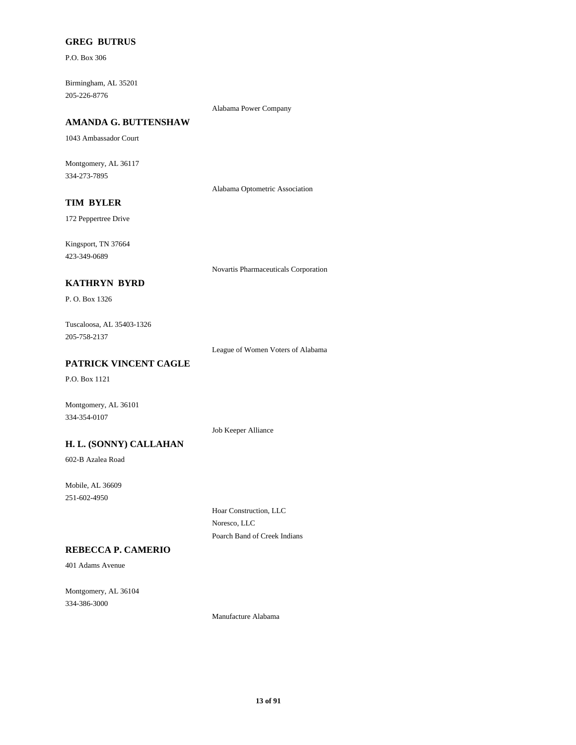**GREG BUTRUS**

P.O. Box 306

Birmingham, AL 35201
205-226-8776

Alabama Power Company

**AMANDA G. BUTTENSHAW**

1043 Ambassador Court

Montgomery, AL 36117
334-273-7895

Alabama Optometric Association

**TIM BYLER**

172 Peppertree Drive

Kingsport, TN 37664
423-349-0689

Novartis Pharmaceuticals Corporation

**KATHRYN BYRD**

P. O. Box 1326

Tuscaloosa, AL 35403-1326
205-758-2137

League of Women Voters of Alabama

**PATRICK VINCENT CAGLE**

P.O. Box 1121

Montgomery, AL 36101
334-354-0107

Job Keeper Alliance

**H. L. (SONNY) CALLAHAN**

602-B Azalea Road

Mobile, AL 36609
251-602-4950

Hoar Construction, LLC
Noresco, LLC
Poarch Band of Creek Indians

**REBECCA P. CAMERIO**

401 Adams Avenue

Montgomery, AL 36104
334-386-3000

Manufacture Alabama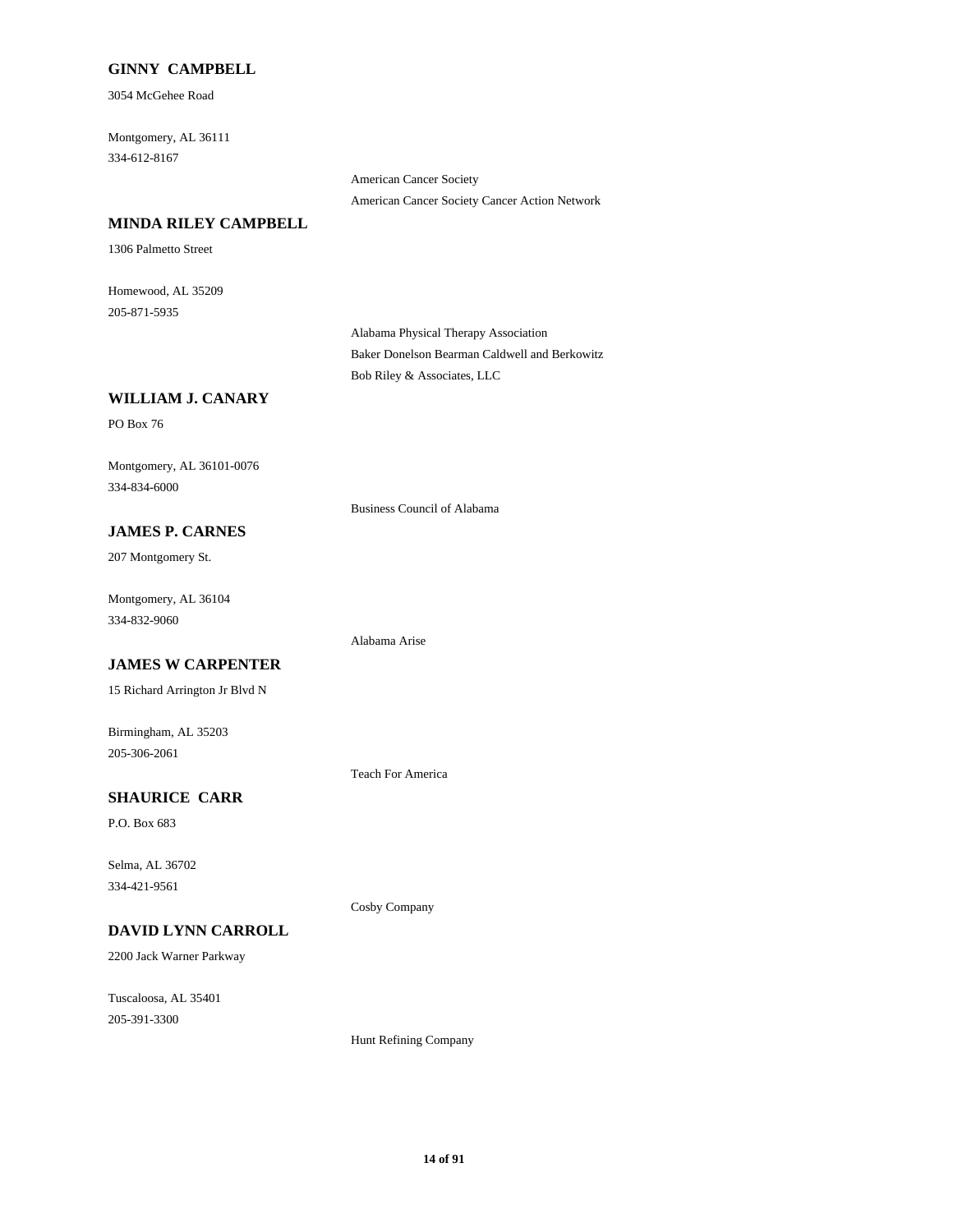**GINNY CAMPBELL**

3054 McGehee Road

Montgomery, AL 36111
334-612-8167

American Cancer Society
American Cancer Society Cancer Action Network

**MINDA RILEY CAMPBELL**

1306 Palmetto Street

Homewood, AL 35209
205-871-5935

Alabama Physical Therapy Association
Baker Donelson Bearman Caldwell and Berkowitz
Bob Riley & Associates, LLC

**WILLIAM J. CANARY**

PO Box 76

Montgomery, AL 36101-0076
334-834-6000

Business Council of Alabama

**JAMES P. CARNES**

207 Montgomery St.

Montgomery, AL 36104
334-832-9060

Alabama Arise

**JAMES W CARPENTER**

15 Richard Arrington Jr Blvd N

Birmingham, AL 35203
205-306-2061

Teach For America

**SHAURICE CARR**

P.O. Box 683

Selma, AL 36702
334-421-9561

Cosby Company

**DAVID LYNN CARROLL**

2200 Jack Warner Parkway

Tuscaloosa, AL 35401
205-391-3300

Hunt Refining Company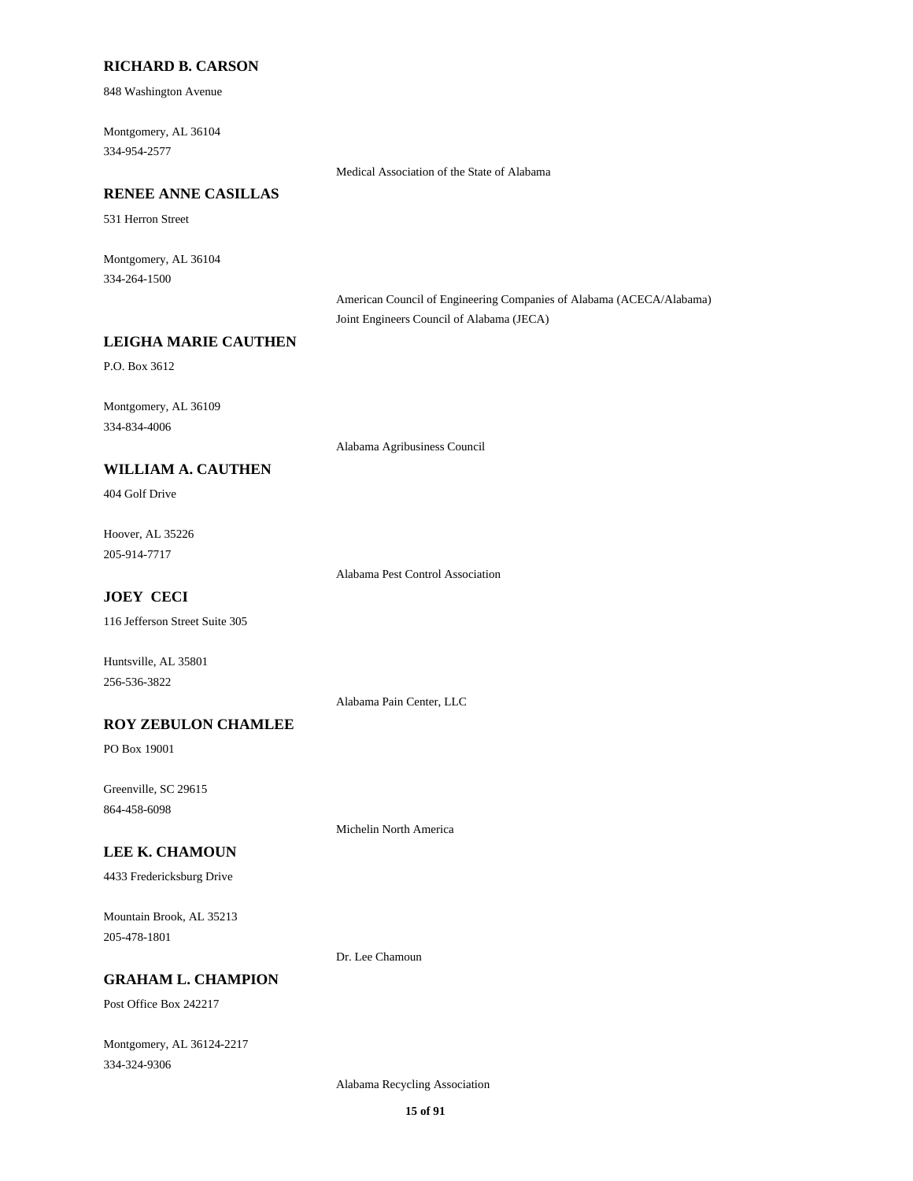**RICHARD B. CARSON**

848 Washington Avenue

Montgomery, AL 36104

334-954-2577

Medical Association of the State of Alabama

**RENEE ANNE CASILLAS**

531 Herron Street

Montgomery, AL 36104

334-264-1500

American Council of Engineering Companies of Alabama (ACECA/Alabama)

Joint Engineers Council of Alabama (JECA)

**LEIGHA MARIE CAUTHEN**

P.O. Box 3612

Montgomery, AL 36109

334-834-4006

Alabama Agribusiness Council

**WILLIAM A. CAUTHEN**

404 Golf Drive

Hoover, AL 35226

205-914-7717

Alabama Pest Control Association

**JOEY CECI**

116 Jefferson Street Suite 305

Huntsville, AL 35801

256-536-3822

Alabama Pain Center, LLC

**ROY ZEBULON CHAMLEE**

PO Box 19001

Greenville, SC 29615

864-458-6098

Michelin North America

**LEE K. CHAMOUN**

4433 Fredericksburg Drive

Mountain Brook, AL 35213

205-478-1801

Dr. Lee Chamoun

**GRAHAM L. CHAMPION**

Post Office Box 242217

Montgomery, AL 36124-2217

334-324-9306

Alabama Recycling Association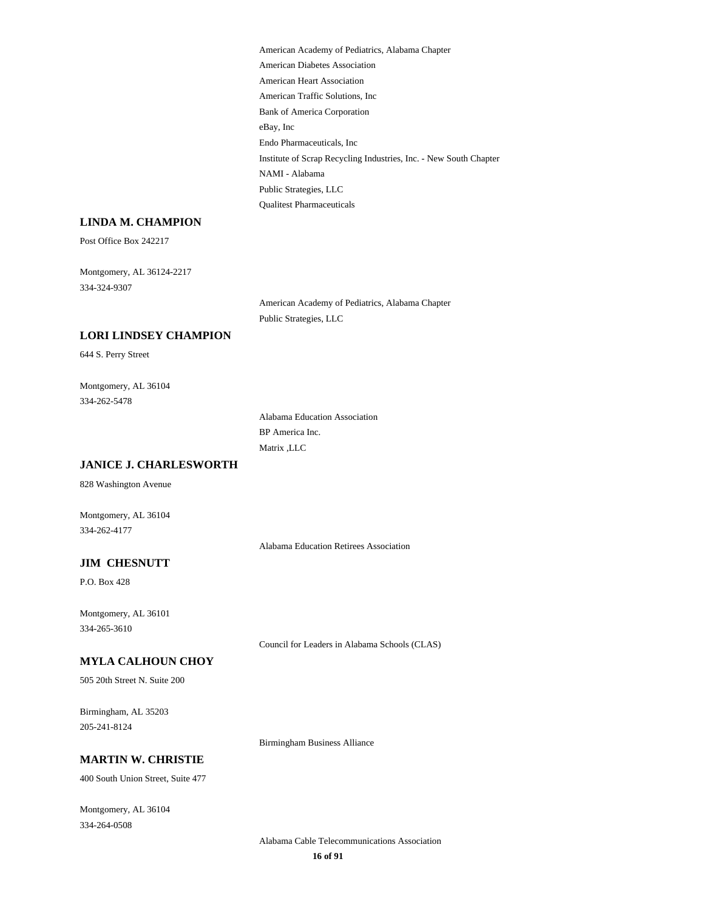American Academy of Pediatrics, Alabama Chapter
American Diabetes Association
American Heart Association
American Traffic Solutions, Inc
Bank of America Corporation
eBay, Inc
Endo Pharmaceuticals, Inc
Institute of Scrap Recycling Industries, Inc. - New South Chapter
NAMI - Alabama
Public Strategies, LLC
Qualitest Pharmaceuticals

**LINDA M. CHAMPION**

Post Office Box 242217

Montgomery, AL 36124-2217
334-324-9307

American Academy of Pediatrics, Alabama Chapter
Public Strategies, LLC

**LORI LINDSEY CHAMPION**

644 S. Perry Street

Montgomery, AL 36104
334-262-5478

Alabama Education Association
BP America Inc.
Matrix ,LLC

**JANICE J. CHARLESWORTH**

828 Washington Avenue

Montgomery, AL 36104
334-262-4177

Alabama Education Retirees Association

**JIM CHESNUTT**

P.O. Box 428

Montgomery, AL 36101
334-265-3610

Council for Leaders in Alabama Schools (CLAS)

**MYLA CALHOUN CHOY**

505 20th Street N. Suite 200

Birmingham, AL 35203
205-241-8124

Birmingham Business Alliance

**MARTIN W. CHRISTIE**

400 South Union Street, Suite 477

Montgomery, AL 36104
334-264-0508

Alabama Cable Telecommunications Association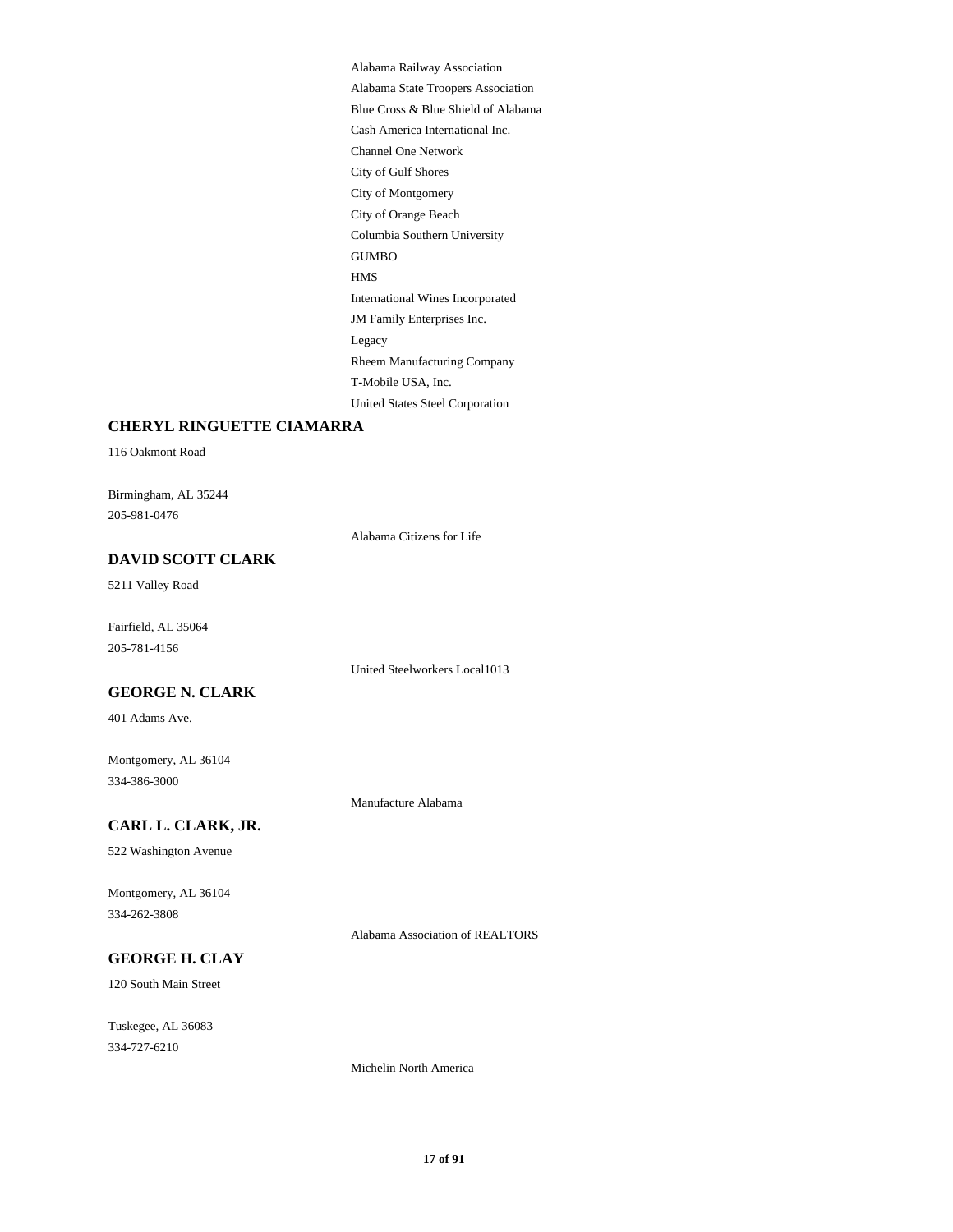Alabama Railway Association
Alabama State Troopers Association
Blue Cross & Blue Shield of Alabama
Cash America International Inc.
Channel One Network
City of Gulf Shores
City of Montgomery
City of Orange Beach
Columbia Southern University
GUMBO
HMS
International Wines Incorporated
JM Family Enterprises Inc.
Legacy
Rheem Manufacturing Company
T-Mobile USA, Inc.
United States Steel Corporation

**CHERYL RINGUETTE CIAMARRA**

116 Oakmont Road

Birmingham, AL 35244
205-981-0476

Alabama Citizens for Life

**DAVID SCOTT CLARK**

5211 Valley Road

Fairfield, AL 35064
205-781-4156

United Steelworkers Local1013

**GEORGE N. CLARK**

401 Adams Ave.

Montgomery, AL 36104
334-386-3000

Manufacture Alabama

**CARL L. CLARK, JR.**

522 Washington Avenue

Montgomery, AL 36104
334-262-3808

Alabama Association of REALTORS

**GEORGE H. CLAY**

120 South Main Street

Tuskegee, AL 36083
334-727-6210

Michelin North America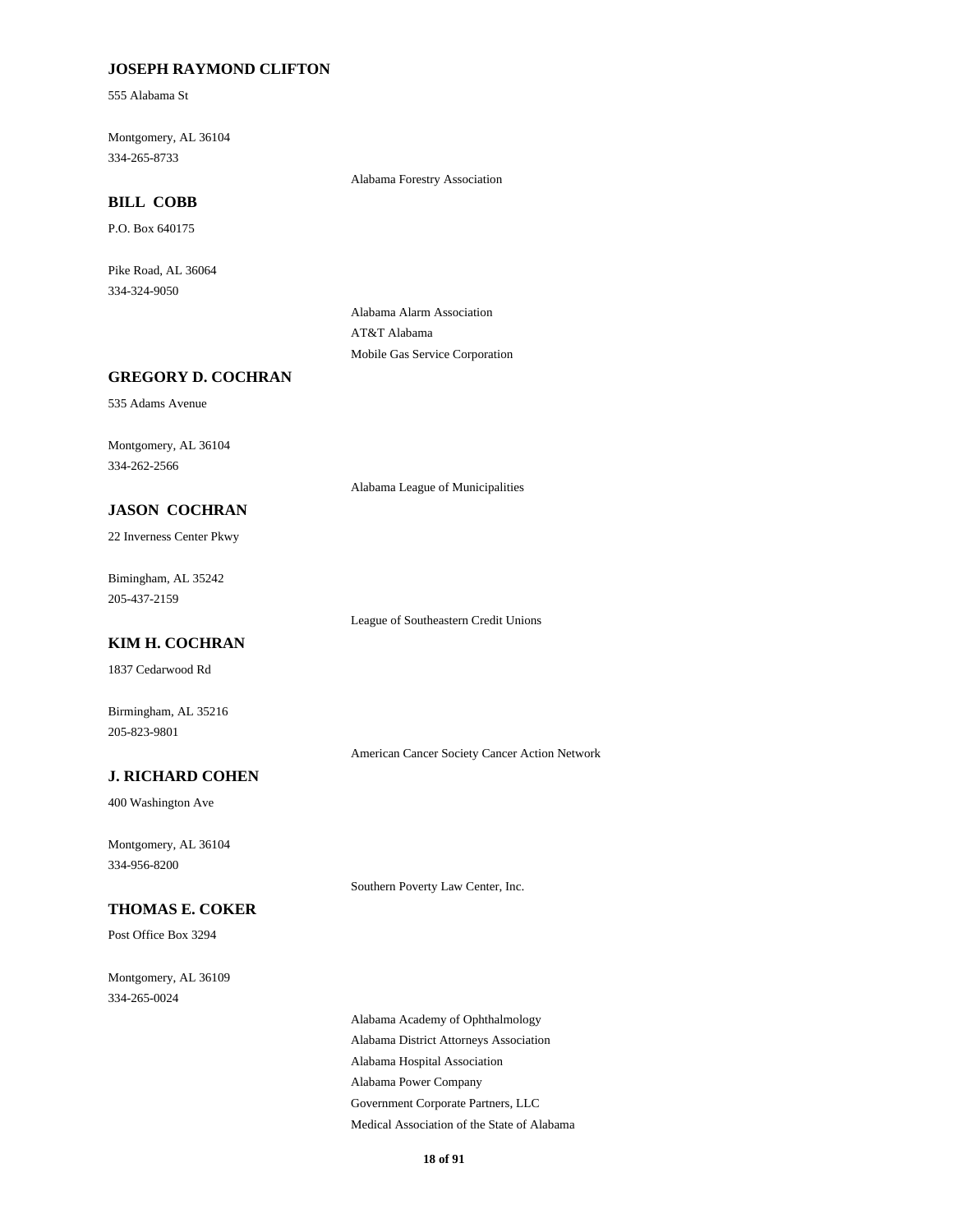**JOSEPH RAYMOND CLIFTON**

555 Alabama St

Montgomery, AL 36104
334-265-8733

Alabama Forestry Association

**BILL COBB**

P.O. Box 640175

Pike Road, AL 36064
334-324-9050

Alabama Alarm Association
AT&T Alabama
Mobile Gas Service Corporation

**GREGORY D. COCHRAN**

535 Adams Avenue

Montgomery, AL 36104
334-262-2566

Alabama League of Municipalities

**JASON COCHRAN**

22 Inverness Center Pkwy

Bimingham, AL 35242
205-437-2159

League of Southeastern Credit Unions

**KIM H. COCHRAN**

1837 Cedarwood Rd

Birmingham, AL 35216
205-823-9801

American Cancer Society Cancer Action Network

**J. RICHARD COHEN**

400 Washington Ave

Montgomery, AL 36104
334-956-8200

Southern Poverty Law Center, Inc.

**THOMAS E. COKER**

Post Office Box 3294

Montgomery, AL 36109
334-265-0024

Alabama Academy of Ophthalmology
Alabama District Attorneys Association
Alabama Hospital Association
Alabama Power Company
Government Corporate Partners, LLC
Medical Association of the State of Alabama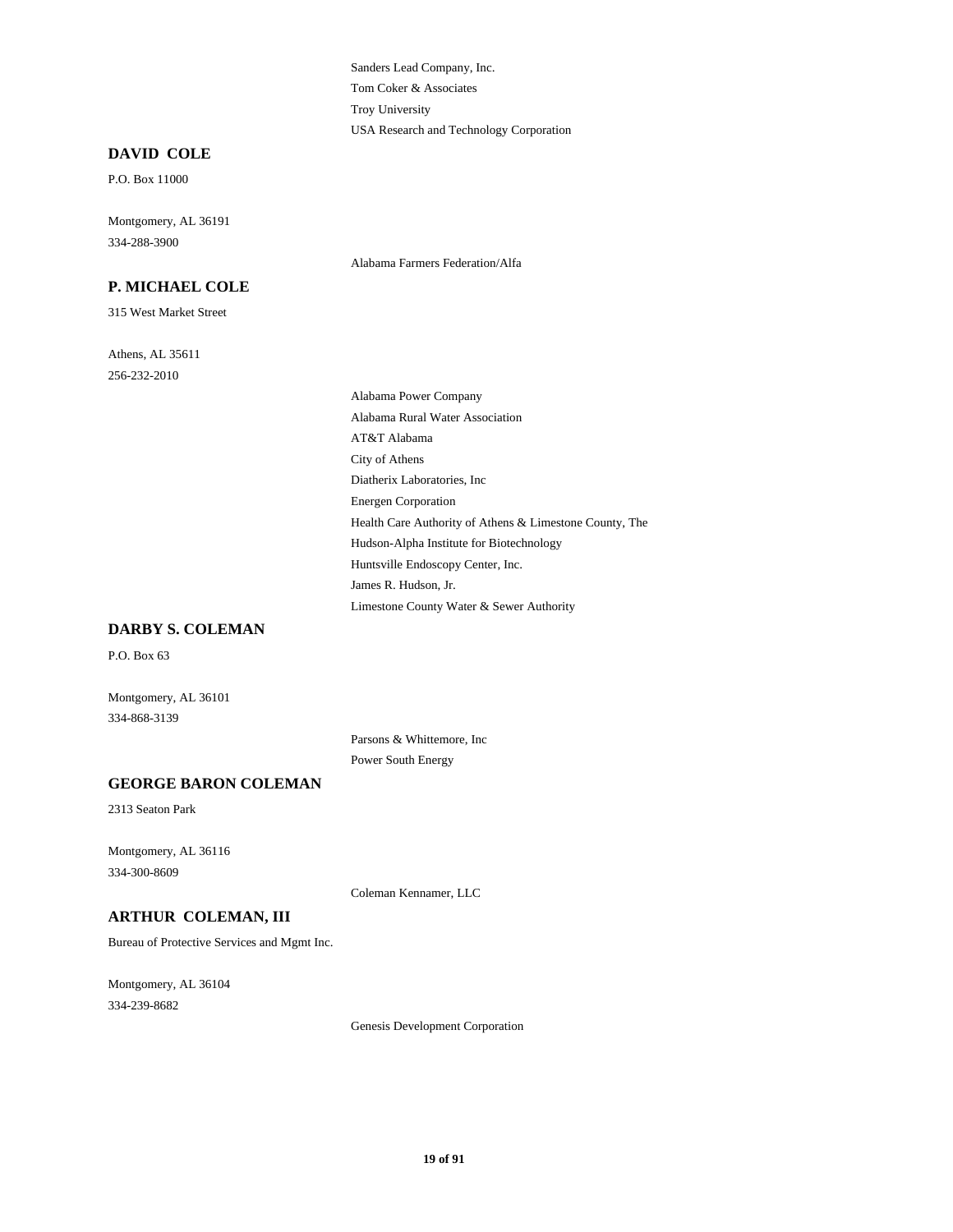Sanders Lead Company, Inc.
Tom Coker & Associates
Troy University
USA Research and Technology Corporation

**DAVID COLE**

P.O. Box 11000

Montgomery, AL 36191
334-288-3900

Alabama Farmers Federation/Alfa

**P. MICHAEL COLE**

315 West Market Street

Athens, AL 35611
256-232-2010

Alabama Power Company
Alabama Rural Water Association
AT&T Alabama
City of Athens
Diatherix Laboratories, Inc
Energen Corporation
Health Care Authority of Athens & Limestone County, The
Hudson-Alpha Institute for Biotechnology
Huntsville Endoscopy Center, Inc.
James R. Hudson, Jr.
Limestone County Water & Sewer Authority

**DARBY S. COLEMAN**

P.O. Box 63

Montgomery, AL 36101
334-868-3139

Parsons & Whittemore, Inc
Power South Energy

**GEORGE BARON COLEMAN**

2313 Seaton Park

Montgomery, AL 36116
334-300-8609

Coleman Kennamer, LLC

**ARTHUR COLEMAN, III**

Bureau of Protective Services and Mgmt Inc.

Montgomery, AL 36104
334-239-8682

Genesis Development Corporation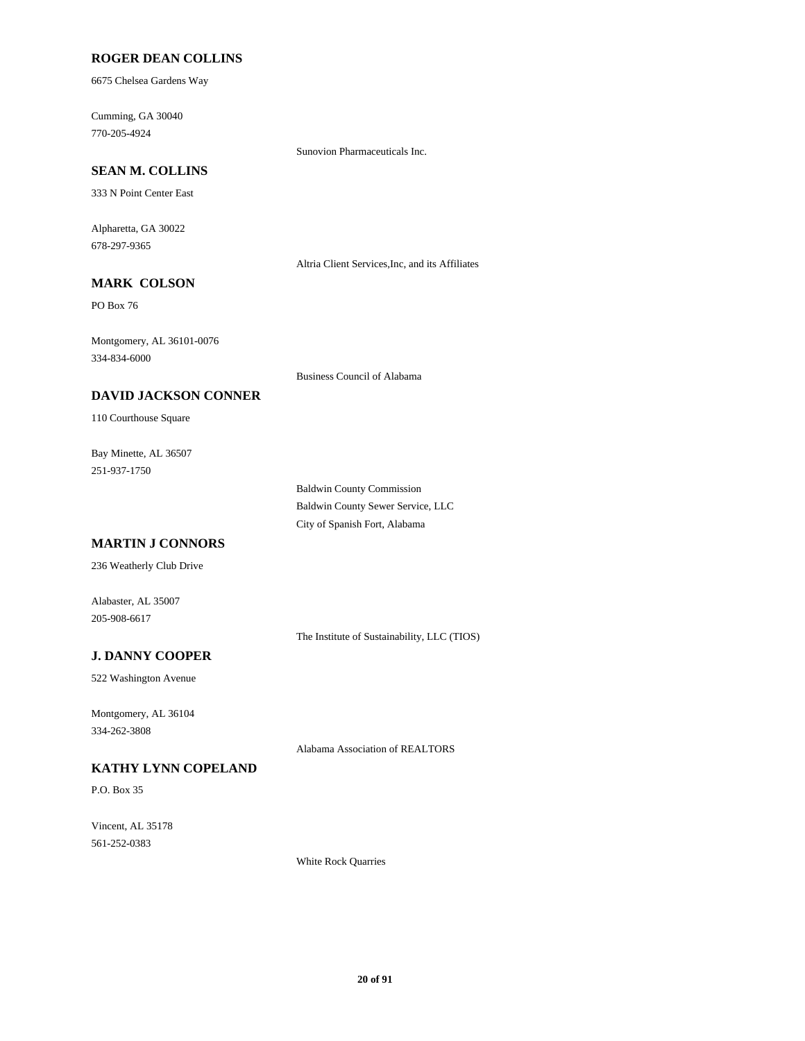**ROGER DEAN COLLINS**

6675 Chelsea Gardens Way

Cumming, GA 30040
770-205-4924

Sunovion Pharmaceuticals Inc.

**SEAN M. COLLINS**

333 N Point Center East

Alpharetta, GA 30022
678-297-9365

Altria Client Services,Inc, and its Affiliates

**MARK COLSON**

PO Box 76

Montgomery, AL 36101-0076
334-834-6000

Business Council of Alabama

**DAVID JACKSON CONNER**

110 Courthouse Square

Bay Minette, AL 36507
251-937-1750

Baldwin County Commission
Baldwin County Sewer Service, LLC
City of Spanish Fort, Alabama

**MARTIN J CONNORS**

236 Weatherly Club Drive

Alabaster, AL 35007
205-908-6617

The Institute of Sustainability, LLC (TIOS)

**J. DANNY COOPER**

522 Washington Avenue

Montgomery, AL 36104
334-262-3808

Alabama Association of REALTORS

**KATHY LYNN COPELAND**

P.O. Box 35

Vincent, AL 35178
561-252-0383

White Rock Quarries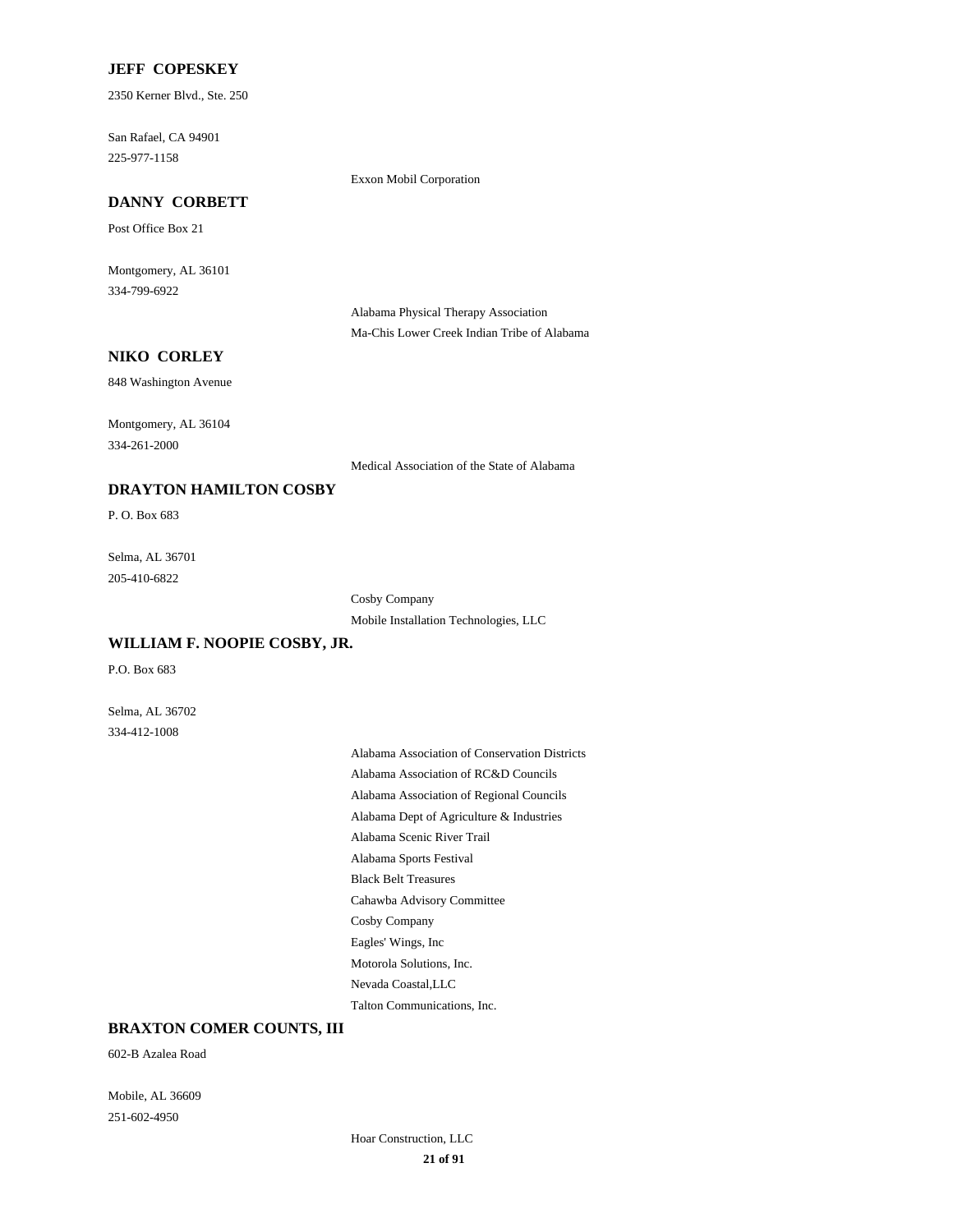**JEFF COPESKEY**

2350 Kerner Blvd., Ste. 250

San Rafael, CA 94901
225-977-1158

Exxon Mobil Corporation

**DANNY CORBETT**

Post Office Box 21

Montgomery, AL 36101
334-799-6922

Alabama Physical Therapy Association
Ma-Chis Lower Creek Indian Tribe of Alabama

**NIKO CORLEY**

848 Washington Avenue

Montgomery, AL 36104
334-261-2000

Medical Association of the State of Alabama

**DRAYTON HAMILTON COSBY**

P. O. Box 683

Selma, AL 36701
205-410-6822

Cosby Company
Mobile Installation Technologies, LLC

**WILLIAM F. NOOPIE COSBY, JR.**

P.O. Box 683

Selma, AL 36702
334-412-1008

Alabama Association of Conservation Districts
Alabama Association of RC&D Councils
Alabama Association of Regional Councils
Alabama Dept of Agriculture & Industries
Alabama Scenic River Trail
Alabama Sports Festival
Black Belt Treasures
Cahawba Advisory Committee
Cosby Company
Eagles' Wings, Inc
Motorola Solutions, Inc.
Nevada Coastal,LLC
Talton Communications, Inc.

**BRAXTON COMER COUNTS, III**

602-B Azalea Road

Mobile, AL 36609
251-602-4950

Hoar Construction, LLC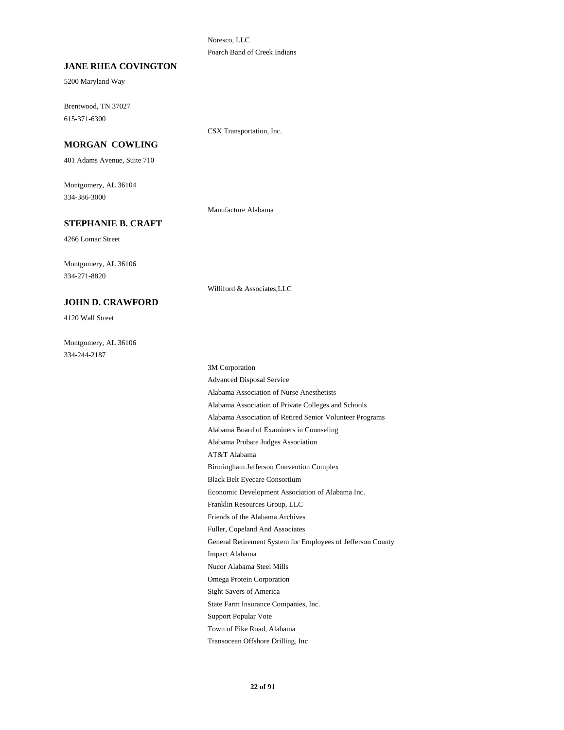Noresco, LLC

Poarch Band of Creek Indians

### JANE RHEA COVINGTON

5200 Maryland Way

Brentwood, TN 37027

615-371-6300

CSX Transportation, Inc.

### MORGAN COWLING

401 Adams Avenue, Suite 710

Montgomery, AL 36104

334-386-3000

Manufacture Alabama

### STEPHANIE B. CRAFT

4266 Lomac Street

Montgomery, AL 36106

334-271-8820

Williford & Associates,LLC

### JOHN D. CRAWFORD

4120 Wall Street

Montgomery, AL 36106

334-244-2187

3M Corporation

Advanced Disposal Service

Alabama Association of Nurse Anesthetists

Alabama Association of Private Colleges and Schools

Alabama Association of Retired Senior Volunteer Programs

Alabama Board of Examiners in Counseling

Alabama Probate Judges Association

AT&T Alabama

Birmingham Jefferson Convention Complex

Black Belt Eyecare Consortium

Economic Development Association of Alabama Inc.

Franklin Resources Group, LLC

Friends of the Alabama Archives

Fuller, Copeland And Associates

General Retirement System for Employees of Jefferson County

Impact Alabama

Nucor Alabama Steel Mills

Omega Protein Corporation

Sight Savers of America

State Farm Insurance Companies, Inc.

Support Popular Vote

Town of Pike Road, Alabama

Transocean Offshore Drilling, Inc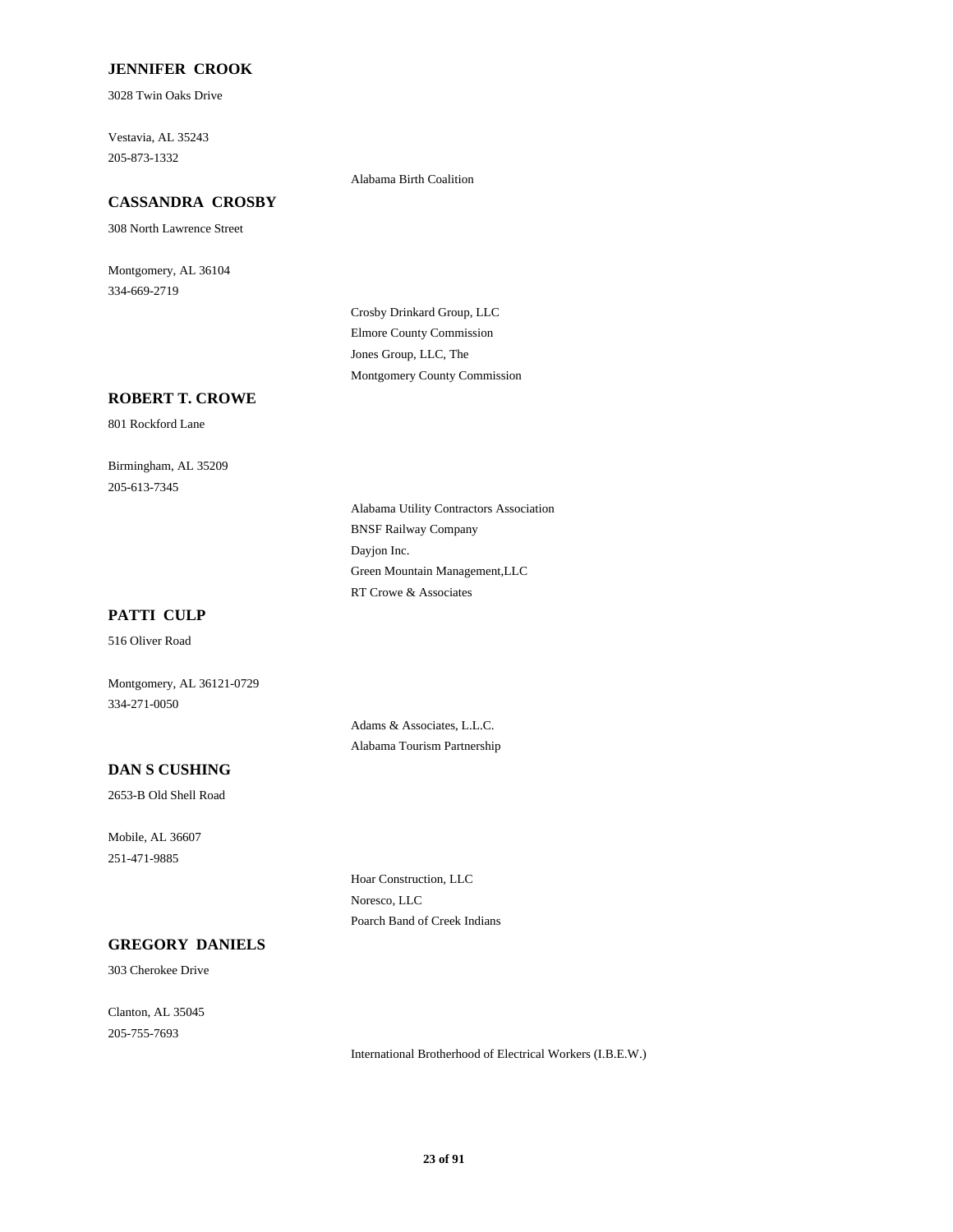**JENNIFER CROOK**

3028 Twin Oaks Drive

Vestavia, AL 35243
205-873-1332

Alabama Birth Coalition

**CASSANDRA CROSBY**

308 North Lawrence Street

Montgomery, AL 36104
334-669-2719

Crosby Drinkard Group, LLC
Elmore County Commission
Jones Group, LLC, The
Montgomery County Commission

**ROBERT T. CROWE**

801 Rockford Lane

Birmingham, AL 35209
205-613-7345

Alabama Utility Contractors Association
BNSF Railway Company
Dayjon Inc.
Green Mountain Management,LLC
RT Crowe & Associates

**PATTI CULP**

516 Oliver Road

Montgomery, AL 36121-0729
334-271-0050

Adams & Associates, L.L.C.
Alabama Tourism Partnership

**DAN S CUSHING**

2653-B Old Shell Road

Mobile, AL 36607
251-471-9885

Hoar Construction, LLC
Noresco, LLC
Poarch Band of Creek Indians

**GREGORY DANIELS**

303 Cherokee Drive

Clanton, AL 35045
205-755-7693

International Brotherhood of Electrical Workers (I.B.E.W.)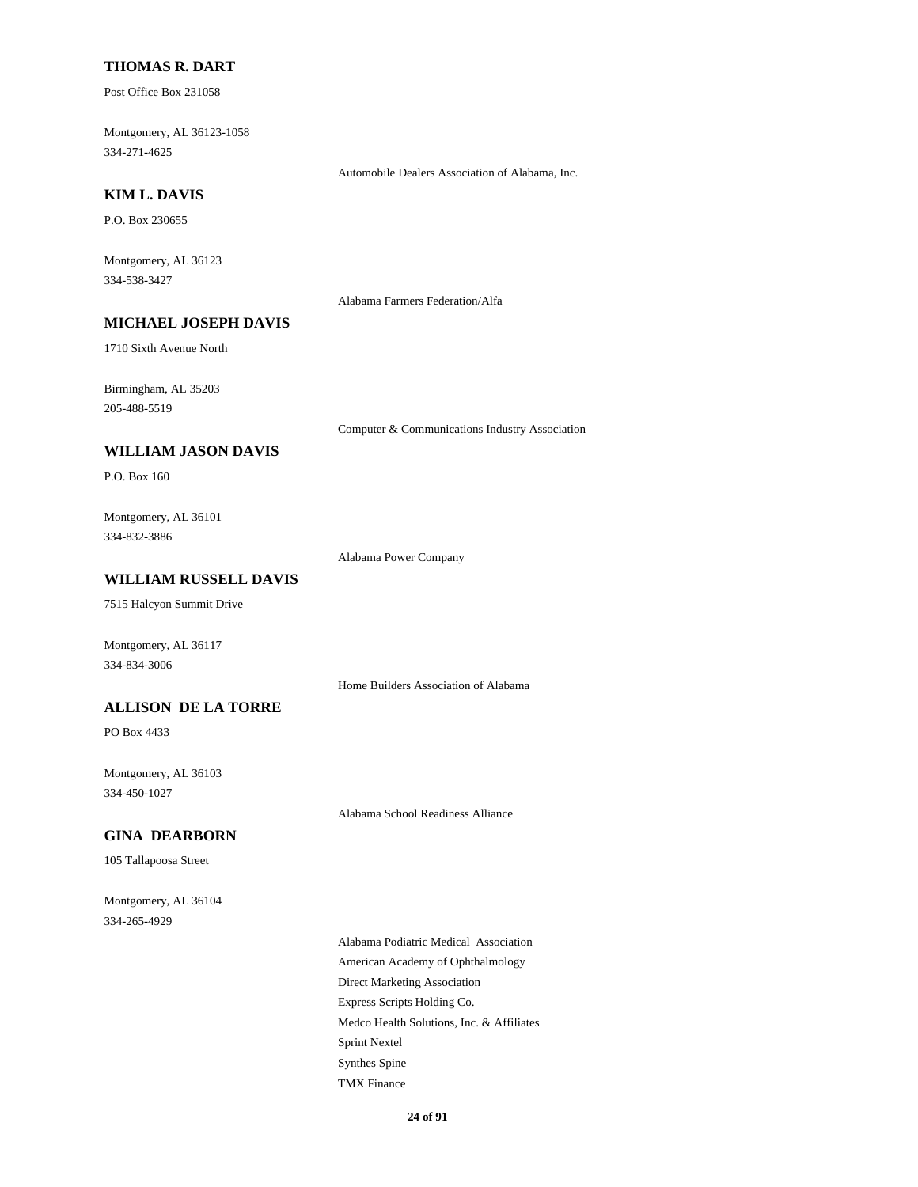**THOMAS R. DART**

Post Office Box 231058

Montgomery, AL 36123-1058
334-271-4625

Automobile Dealers Association of Alabama, Inc.

**KIM L. DAVIS**

P.O. Box 230655

Montgomery, AL 36123
334-538-3427

Alabama Farmers Federation/Alfa

**MICHAEL JOSEPH DAVIS**

1710 Sixth Avenue North

Birmingham, AL 35203
205-488-5519

Computer & Communications Industry Association

**WILLIAM JASON DAVIS**

P.O. Box 160

Montgomery, AL 36101
334-832-3886

Alabama Power Company

**WILLIAM RUSSELL DAVIS**

7515 Halcyon Summit Drive

Montgomery, AL 36117
334-834-3006

Home Builders Association of Alabama

**ALLISON DE LA TORRE**

PO Box 4433

Montgomery, AL 36103
334-450-1027

Alabama School Readiness Alliance

**GINA DEARBORN**

105 Tallapoosa Street

Montgomery, AL 36104
334-265-4929

Alabama Podiatric Medical Association
American Academy of Ophthalmology
Direct Marketing Association
Express Scripts Holding Co.
Medco Health Solutions, Inc. & Affiliates
Sprint Nextel
Synthes Spine
TMX Finance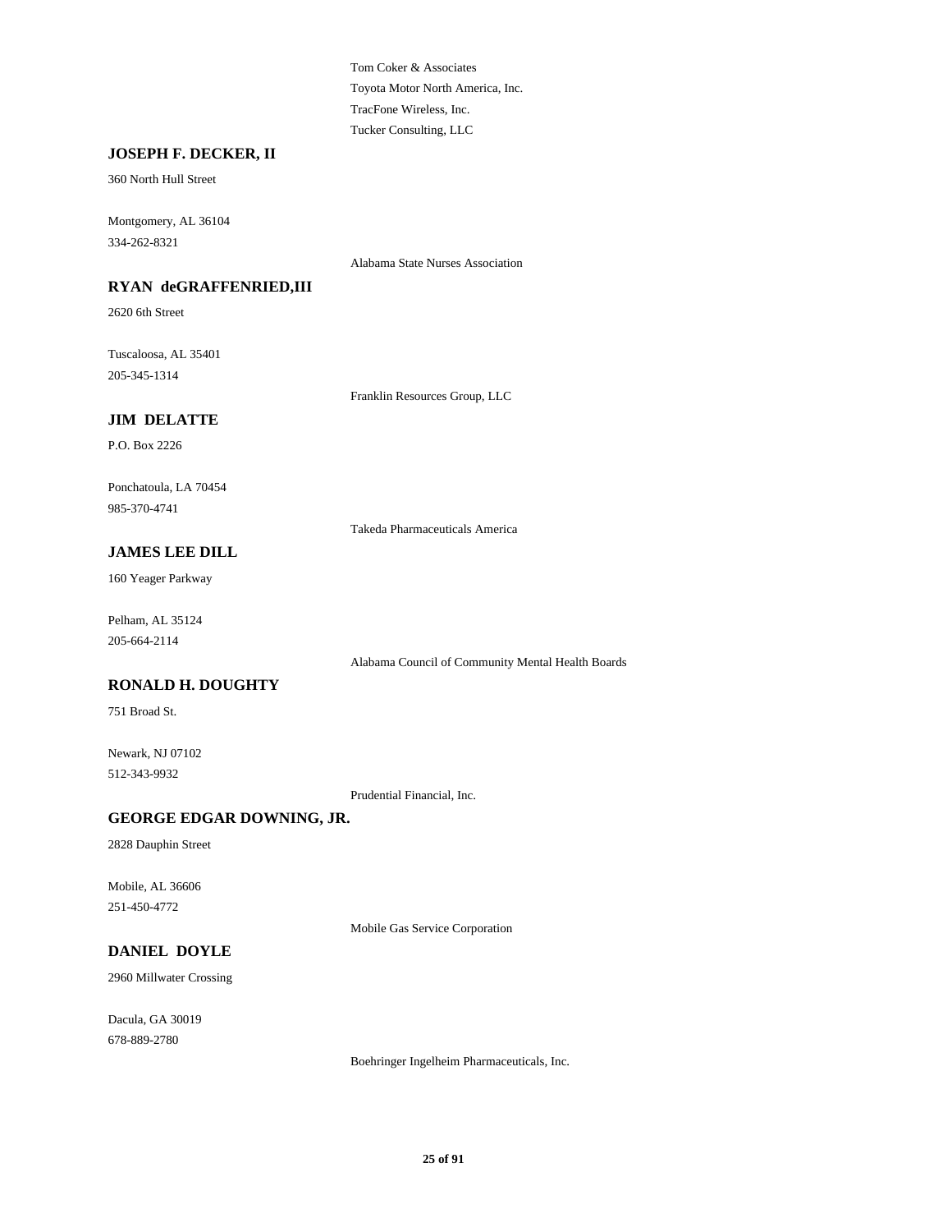Tom Coker & Associates

Toyota Motor North America, Inc.

TracFone Wireless, Inc.

Tucker Consulting, LLC

**JOSEPH F. DECKER, II**

360 North Hull Street

Montgomery, AL 36104

334-262-8321

Alabama State Nurses Association

**RYAN deGRAFFENRIED,III**

2620 6th Street

Tuscaloosa, AL 35401

205-345-1314

Franklin Resources Group, LLC

**JIM DELATTE**

P.O. Box 2226

Ponchatoula, LA 70454

985-370-4741

Takeda Pharmaceuticals America

**JAMES LEE DILL**

160 Yeager Parkway

Pelham, AL 35124

205-664-2114

Alabama Council of Community Mental Health Boards

**RONALD H. DOUGHTY**

751 Broad St.

Newark, NJ 07102

512-343-9932

Prudential Financial, Inc.

**GEORGE EDGAR DOWNING, JR.**

2828 Dauphin Street

Mobile, AL 36606

251-450-4772

Mobile Gas Service Corporation

**DANIEL DOYLE**

2960 Millwater Crossing

Dacula, GA 30019

678-889-2780

Boehringer Ingelheim Pharmaceuticals, Inc.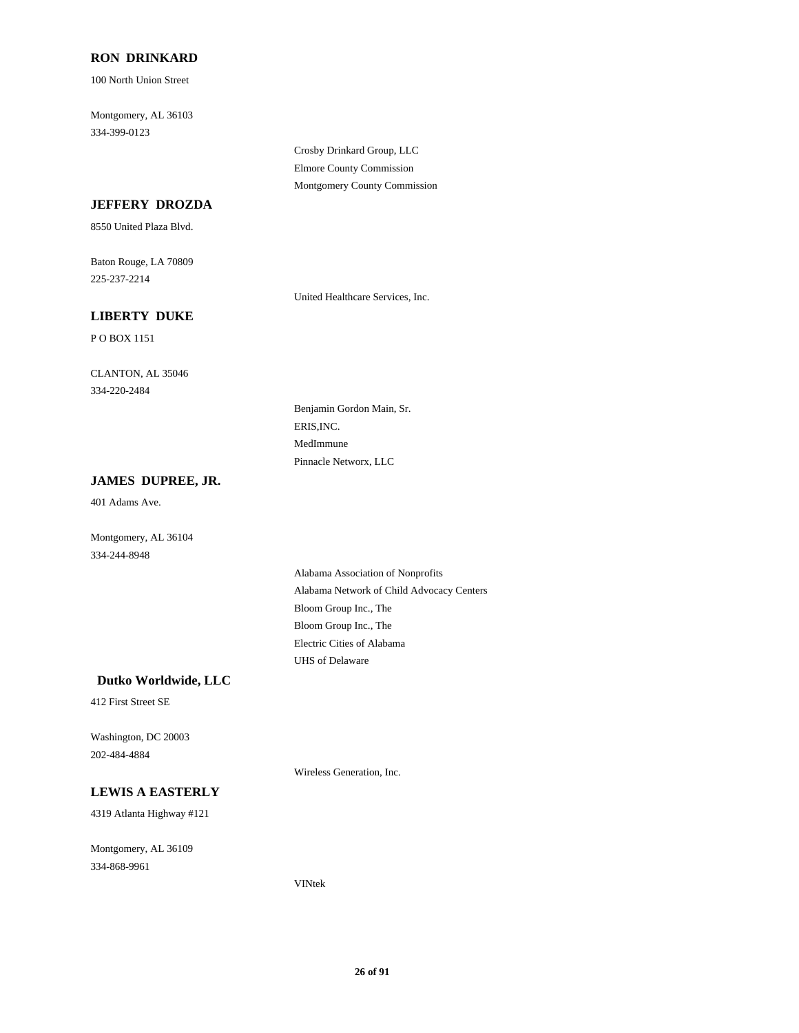**RON DRINKARD**

100 North Union Street

Montgomery, AL 36103
334-399-0123

Crosby Drinkard Group, LLC
Elmore County Commission
Montgomery County Commission

**JEFFERY DROZDA**

8550 United Plaza Blvd.

Baton Rouge, LA 70809
225-237-2214

United Healthcare Services, Inc.

**LIBERTY DUKE**

P O BOX 1151

CLANTON, AL 35046
334-220-2484

Benjamin Gordon Main, Sr.
ERIS,INC.
MedImmune
Pinnacle Networx, LLC

**JAMES DUPREE, JR.**

401 Adams Ave.

Montgomery, AL 36104
334-244-8948

Alabama Association of Nonprofits
Alabama Network of Child Advocacy Centers
Bloom Group Inc., The
Bloom Group Inc., The
Electric Cities of Alabama
UHS of Delaware

**Dutko Worldwide, LLC**

412 First Street SE

Washington, DC 20003
202-484-4884

Wireless Generation, Inc.

**LEWIS A EASTERLY**

4319 Atlanta Highway #121

Montgomery, AL 36109
334-868-9961

VINtek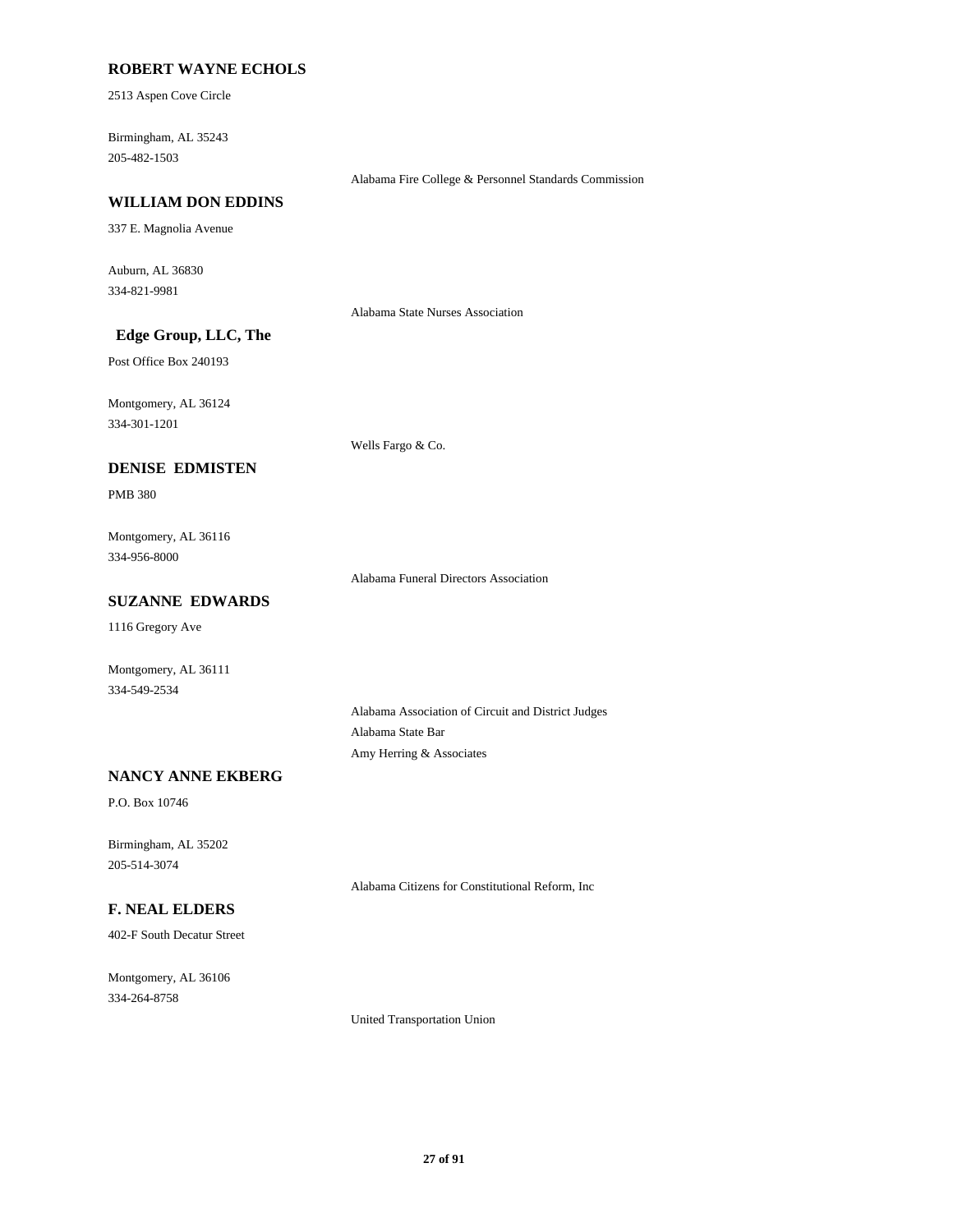**ROBERT WAYNE ECHOLS**

2513 Aspen Cove Circle

Birmingham, AL 35243
205-482-1503

Alabama Fire College & Personnel Standards Commission

**WILLIAM DON EDDINS**

337 E. Magnolia Avenue

Auburn, AL 36830
334-821-9981

Alabama State Nurses Association

**Edge Group, LLC, The**

Post Office Box 240193

Montgomery, AL 36124
334-301-1201

Wells Fargo & Co.

**DENISE EDMISTEN**

PMB 380

Montgomery, AL 36116
334-956-8000

Alabama Funeral Directors Association

**SUZANNE EDWARDS**

1116 Gregory Ave

Montgomery, AL 36111
334-549-2534

Alabama Association of Circuit and District Judges
Alabama State Bar
Amy Herring & Associates

**NANCY ANNE EKBERG**

P.O. Box 10746

Birmingham, AL 35202
205-514-3074

Alabama Citizens for Constitutional Reform, Inc

**F. NEAL ELDERS**

402-F South Decatur Street

Montgomery, AL 36106
334-264-8758

United Transportation Union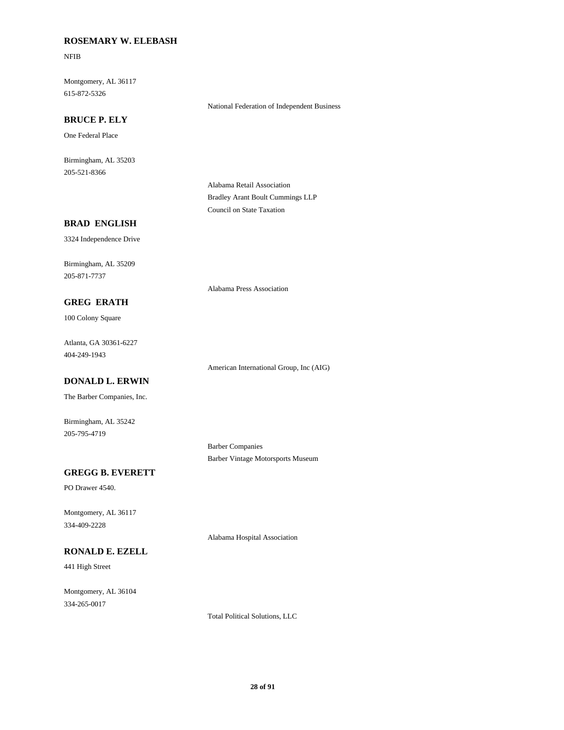**ROSEMARY W. ELEBASH**

NFIB

Montgomery, AL 36117
615-872-5326

National Federation of Independent Business

**BRUCE P. ELY**

One Federal Place

Birmingham, AL 35203
205-521-8366

Alabama Retail Association
Bradley Arant Boult Cummings LLP
Council on State Taxation

**BRAD ENGLISH**

3324 Independence Drive

Birmingham, AL 35209
205-871-7737

Alabama Press Association

**GREG ERATH**

100 Colony Square

Atlanta, GA 30361-6227
404-249-1943

American International Group, Inc (AIG)

**DONALD L. ERWIN**

The Barber Companies, Inc.

Birmingham, AL 35242
205-795-4719

Barber Companies
Barber Vintage Motorsports Museum

**GREGG B. EVERETT**

PO Drawer 4540.

Montgomery, AL 36117
334-409-2228

Alabama Hospital Association

**RONALD E. EZELL**

441 High Street

Montgomery, AL 36104
334-265-0017

Total Political Solutions, LLC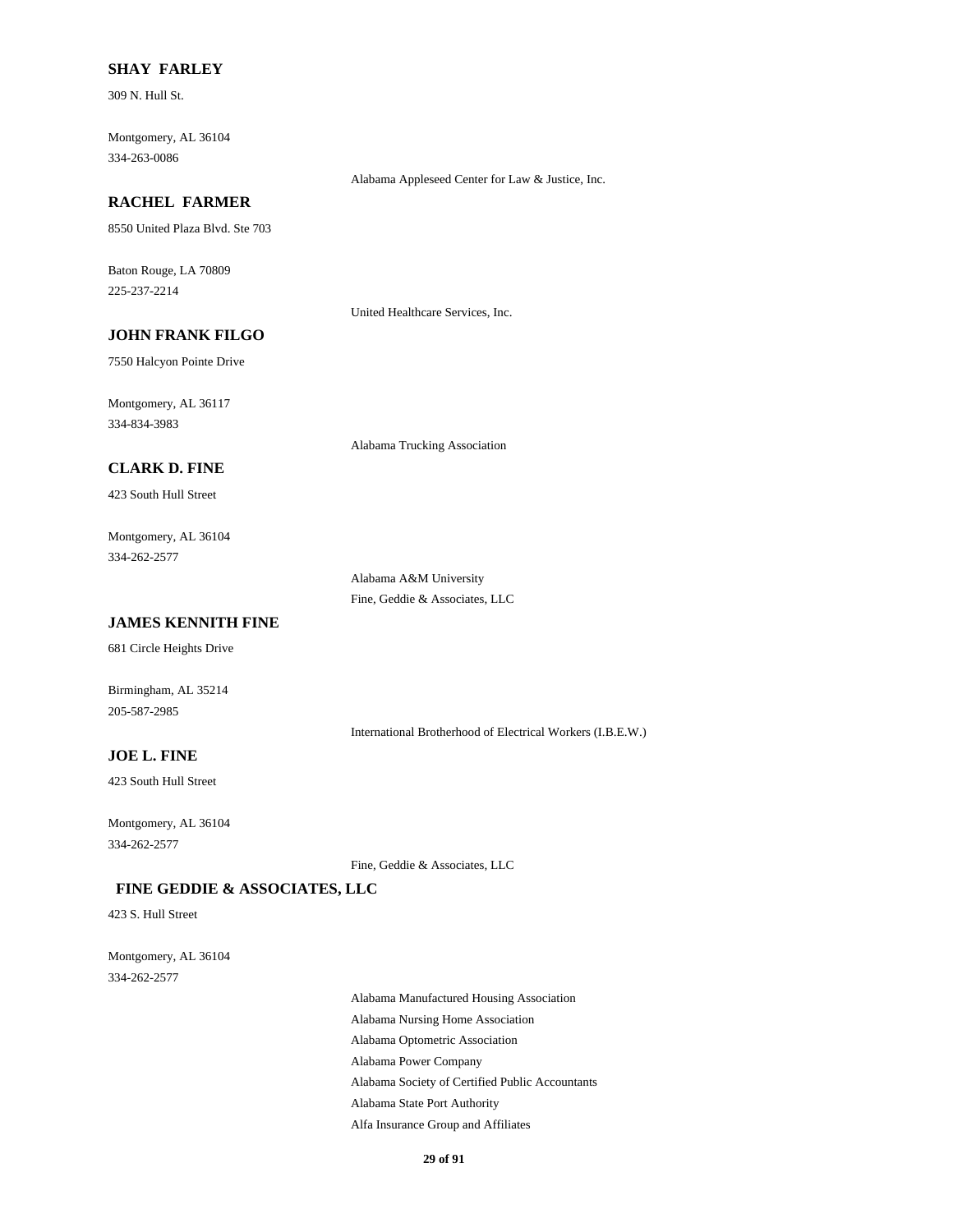**SHAY FARLEY**

309 N. Hull St.

Montgomery, AL 36104
334-263-0086

Alabama Appleseed Center for Law & Justice, Inc.

**RACHEL FARMER**

8550 United Plaza Blvd. Ste 703

Baton Rouge, LA 70809
225-237-2214

United Healthcare Services, Inc.

**JOHN FRANK FILGO**

7550 Halcyon Pointe Drive

Montgomery, AL 36117
334-834-3983

Alabama Trucking Association

**CLARK D. FINE**

423 South Hull Street

Montgomery, AL 36104
334-262-2577

Alabama A&M University
Fine, Geddie & Associates, LLC

**JAMES KENNITH FINE**

681 Circle Heights Drive

Birmingham, AL 35214
205-587-2985

International Brotherhood of Electrical Workers (I.B.E.W.)

**JOE L. FINE**

423 South Hull Street

Montgomery, AL 36104
334-262-2577

Fine, Geddie & Associates, LLC

**FINE GEDDIE & ASSOCIATES, LLC**

423 S. Hull Street

Montgomery, AL 36104
334-262-2577

Alabama Manufactured Housing Association
Alabama Nursing Home Association
Alabama Optometric Association
Alabama Power Company
Alabama Society of Certified Public Accountants
Alabama State Port Authority
Alfa Insurance Group and Affiliates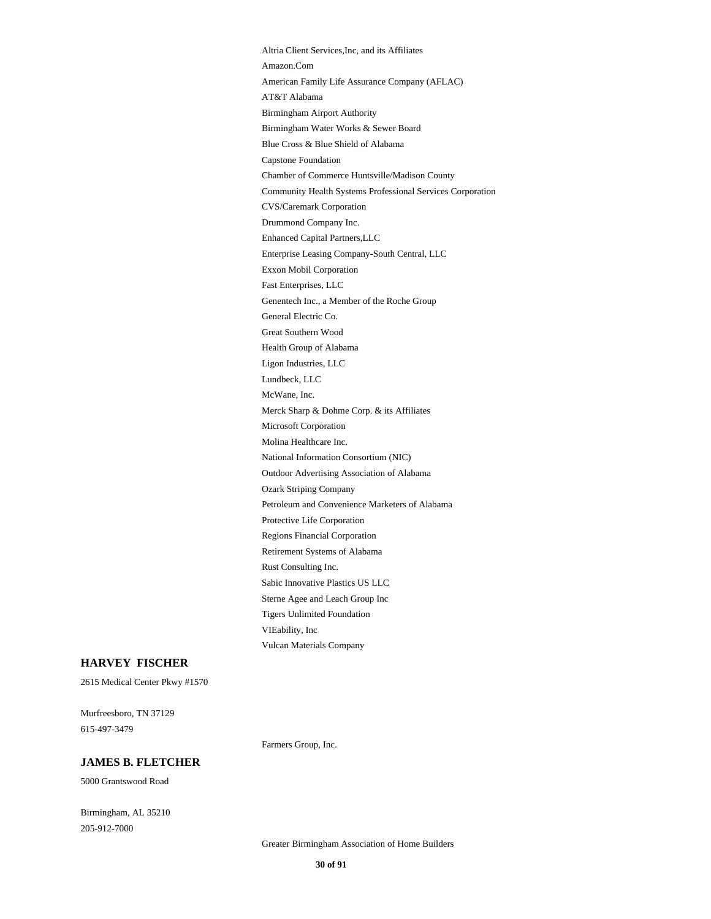Altria Client Services,Inc, and its Affiliates

Amazon.Com

American Family Life Assurance Company (AFLAC)

AT&T Alabama

Birmingham Airport Authority

Birmingham Water Works & Sewer Board

Blue Cross & Blue Shield of Alabama

Capstone Foundation

Chamber of Commerce Huntsville/Madison County

Community Health Systems Professional Services Corporation

CVS/Caremark Corporation

Drummond Company Inc.

Enhanced Capital Partners,LLC

Enterprise Leasing Company-South Central, LLC

Exxon Mobil Corporation

Fast Enterprises, LLC

Genentech Inc., a Member of the Roche Group

General Electric Co.

Great Southern Wood

Health Group of Alabama

Ligon Industries, LLC

Lundbeck, LLC

McWane, Inc.

Merck Sharp & Dohme Corp. & its Affiliates

Microsoft Corporation

Molina Healthcare Inc.

National Information Consortium (NIC)

Outdoor Advertising Association of Alabama

Ozark Striping Company

Petroleum and Convenience Marketers of Alabama

Protective Life Corporation

Regions Financial Corporation

Retirement Systems of Alabama

Rust Consulting Inc.

Sabic Innovative Plastics US LLC

Sterne Agee and Leach Group Inc

Tigers Unlimited Foundation

VIEability, Inc

Vulcan Materials Company

**HARVEY FISCHER**

2615 Medical Center Pkwy #1570

Murfreesboro, TN 37129

615-497-3479

Farmers Group, Inc.

**JAMES B. FLETCHER**

5000 Grantswood Road

Birmingham, AL 35210

205-912-7000

Greater Birmingham Association of Home Builders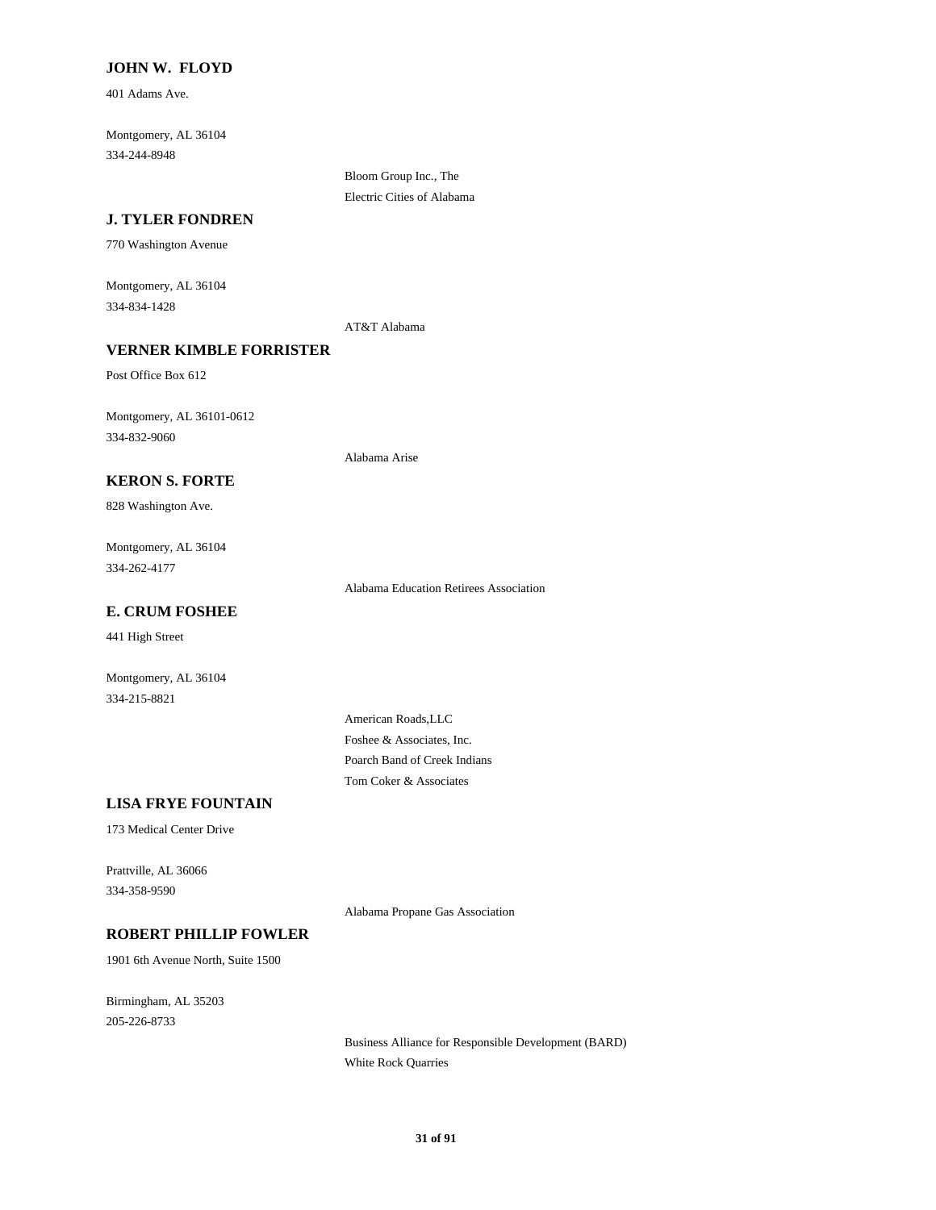**JOHN W. FLOYD**

401 Adams Ave.

Montgomery, AL 36104
334-244-8948

Bloom Group Inc., The
Electric Cities of Alabama

**J. TYLER FONDREN**

770 Washington Avenue

Montgomery, AL 36104
334-834-1428

AT&T Alabama

**VERNER KIMBLE FORRISTER**

Post Office Box 612

Montgomery, AL 36101-0612
334-832-9060

Alabama Arise

**KERON S. FORTE**

828 Washington Ave.

Montgomery, AL 36104
334-262-4177

Alabama Education Retirees Association

**E. CRUM FOSHEE**

441 High Street

Montgomery, AL 36104
334-215-8821

American Roads,LLC
Foshee & Associates, Inc.
Poarch Band of Creek Indians
Tom Coker & Associates

**LISA FRYE FOUNTAIN**

173 Medical Center Drive

Prattville, AL 36066
334-358-9590

Alabama Propane Gas Association

**ROBERT PHILLIP FOWLER**

1901 6th Avenue North, Suite 1500

Birmingham, AL 35203
205-226-8733

Business Alliance for Responsible Development (BARD)
White Rock Quarries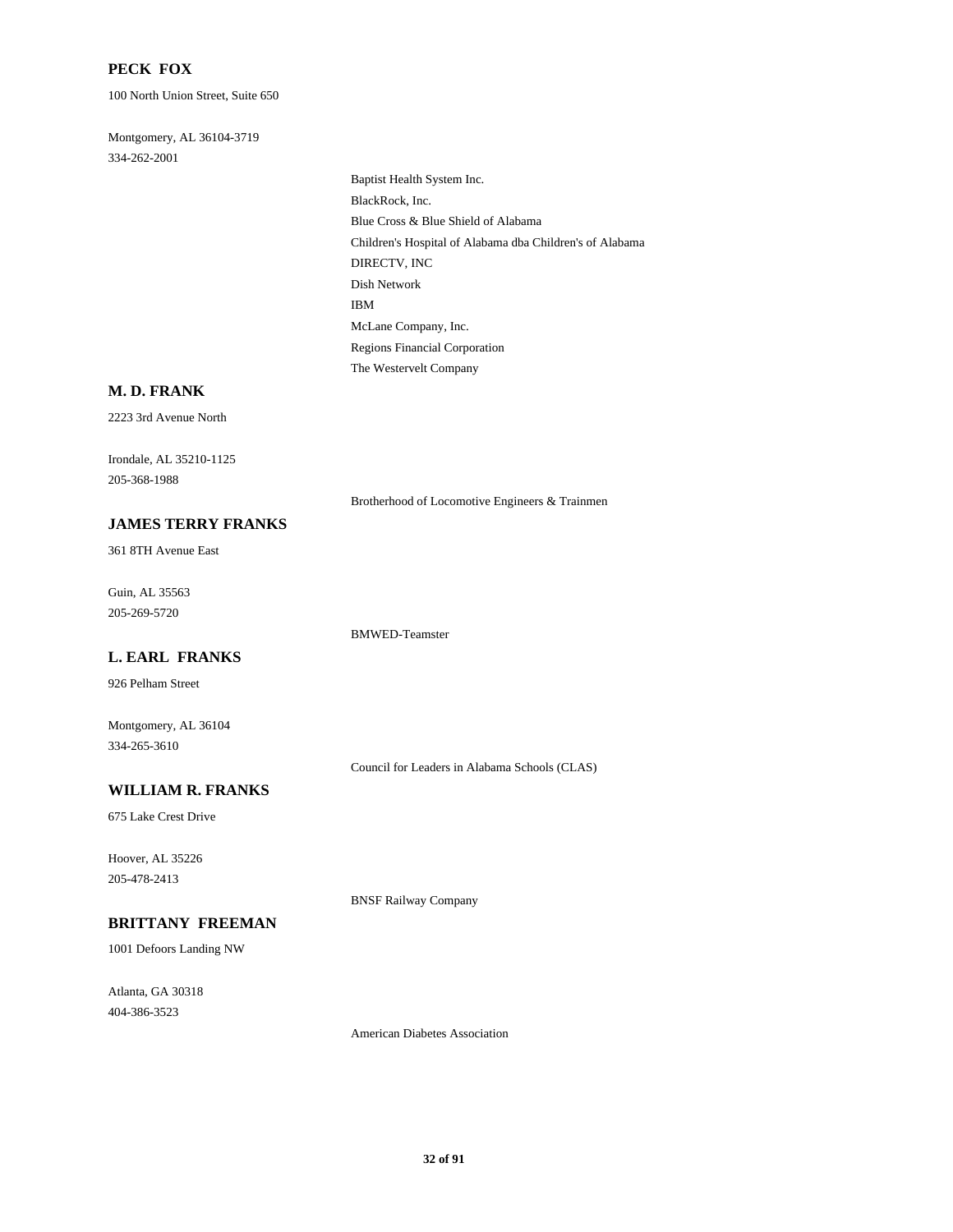**PECK FOX**

100 North Union Street, Suite 650

Montgomery, AL 36104-3719
334-262-2001

- Baptist Health System Inc.
- BlackRock, Inc.
- Blue Cross & Blue Shield of Alabama
- Children's Hospital of Alabama dba Children's of Alabama
- DIRECTV, INC
- Dish Network
- IBM
- McLane Company, Inc.
- Regions Financial Corporation
- The Westervelt Company

**M. D. FRANK**

2223 3rd Avenue North

Irondale, AL 35210-1125
205-368-1988

- Brotherhood of Locomotive Engineers & Trainmen

**JAMES TERRY FRANKS**

361 8TH Avenue East

Guin, AL 35563
205-269-5720

- BMWED-Teamster

**L. EARL FRANKS**

926 Pelham Street

Montgomery, AL 36104
334-265-3610

- Council for Leaders in Alabama Schools (CLAS)

**WILLIAM R. FRANKS**

675 Lake Crest Drive

Hoover, AL 35226
205-478-2413

- BNSF Railway Company

**BRITTANY FREEMAN**

1001 Defoors Landing NW

Atlanta, GA 30318
404-386-3523

- American Diabetes Association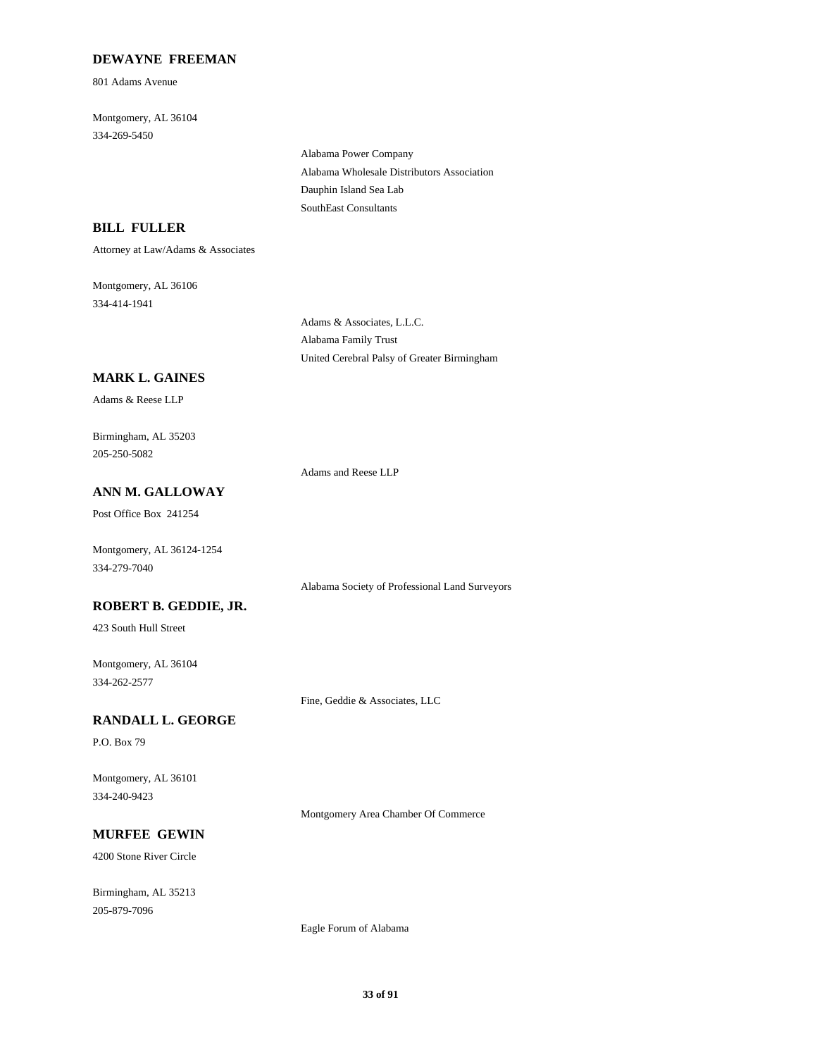**DEWAYNE FREEMAN**

801 Adams Avenue

Montgomery, AL 36104

334-269-5450

Alabama Power Company

Alabama Wholesale Distributors Association

Dauphin Island Sea Lab

SouthEast Consultants

**BILL FULLER**

Attorney at Law/Adams & Associates

Montgomery, AL 36106

334-414-1941

Adams & Associates, L.L.C.

Alabama Family Trust

United Cerebral Palsy of Greater Birmingham

**MARK L. GAINES**

Adams & Reese LLP

Birmingham, AL 35203

205-250-5082

Adams and Reese LLP

**ANN M. GALLOWAY**

Post Office Box 241254

Montgomery, AL 36124-1254

334-279-7040

Alabama Society of Professional Land Surveyors

**ROBERT B. GEDDIE, JR.**

423 South Hull Street

Montgomery, AL 36104

334-262-2577

Fine, Geddie & Associates, LLC

**RANDALL L. GEORGE**

P.O. Box 79

Montgomery, AL 36101

334-240-9423

Montgomery Area Chamber Of Commerce

**MURFEE GEWIN**

4200 Stone River Circle

Birmingham, AL 35213

205-879-7096

Eagle Forum of Alabama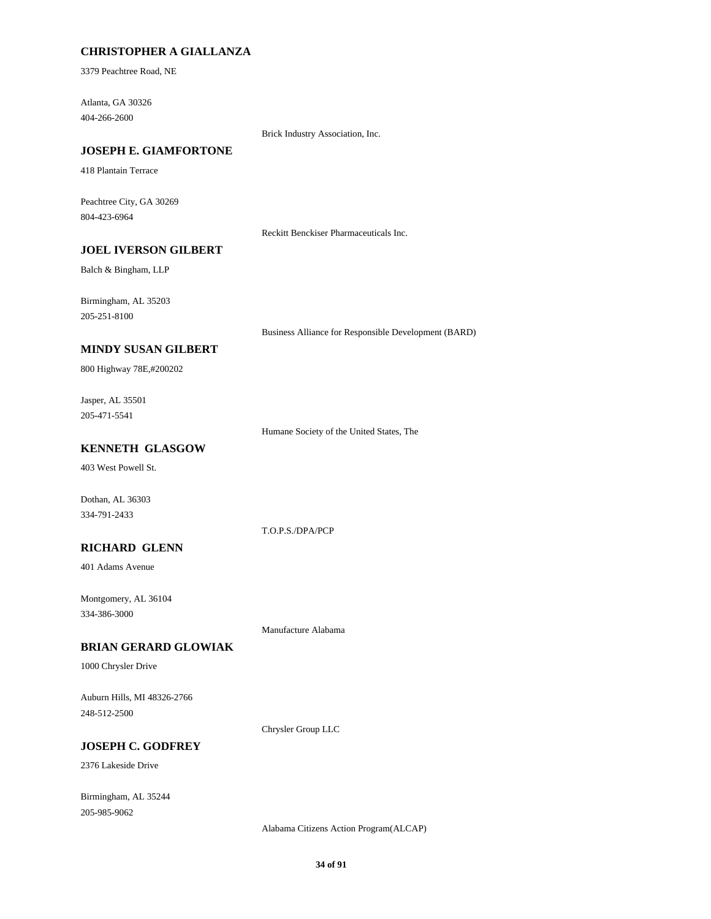**CHRISTOPHER A GIALLANZA**

3379 Peachtree Road, NE

Atlanta, GA 30326
404-266-2600

Brick Industry Association, Inc.

**JOSEPH E. GIAMFORTONE**

418 Plantain Terrace

Peachtree City, GA 30269
804-423-6964

Reckitt Benckiser Pharmaceuticals Inc.

**JOEL IVERSON GILBERT**

Balch & Bingham, LLP

Birmingham, AL 35203
205-251-8100

Business Alliance for Responsible Development (BARD)

**MINDY SUSAN GILBERT**

800 Highway 78E,#200202

Jasper, AL 35501
205-471-5541

Humane Society of the United States, The

**KENNETH GLASGOW**

403 West Powell St.

Dothan, AL 36303
334-791-2433

T.O.P.S./DPA/PCP

**RICHARD GLENN**

401 Adams Avenue

Montgomery, AL 36104
334-386-3000

Manufacture Alabama

**BRIAN GERARD GLOWIAK**

1000 Chrysler Drive

Auburn Hills, MI 48326-2766
248-512-2500

Chrysler Group LLC

**JOSEPH C. GODFREY**

2376 Lakeside Drive

Birmingham, AL 35244
205-985-9062

Alabama Citizens Action Program(ALCAP)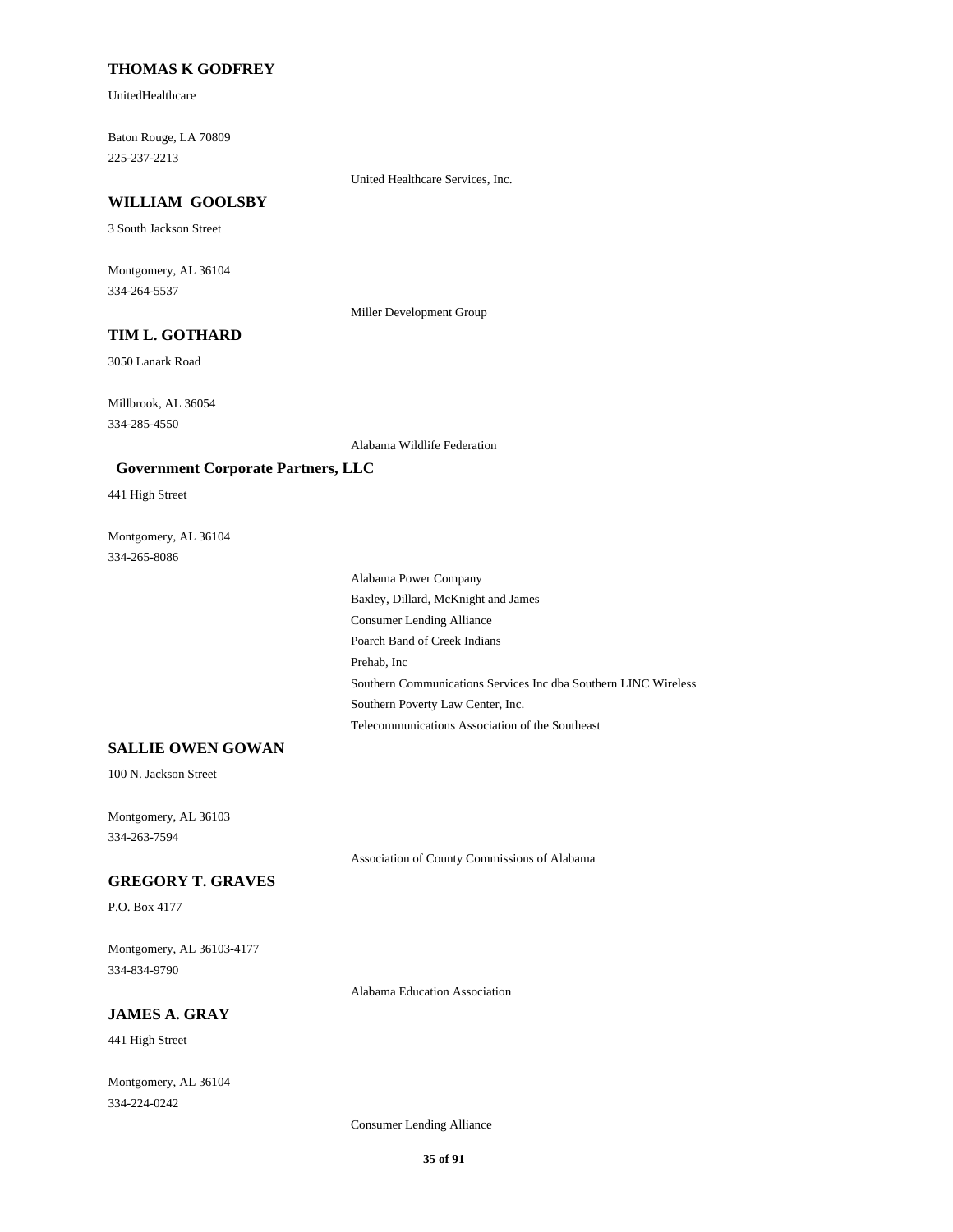**THOMAS K GODFREY**

UnitedHealthcare

Baton Rouge, LA 70809
225-237-2213

United Healthcare Services, Inc.

**WILLIAM GOOLSBY**

3 South Jackson Street

Montgomery, AL 36104
334-264-5537

Miller Development Group

**TIM L. GOTHARD**

3050 Lanark Road

Millbrook, AL 36054
334-285-4550

Alabama Wildlife Federation

**Government Corporate Partners, LLC**

441 High Street

Montgomery, AL 36104
334-265-8086

Alabama Power Company
Baxley, Dillard, McKnight and James
Consumer Lending Alliance
Poarch Band of Creek Indians
Prehab, Inc
Southern Communications Services Inc dba Southern LINC Wireless
Southern Poverty Law Center, Inc.
Telecommunications Association of the Southeast

**SALLIE OWEN GOWAN**

100 N. Jackson Street

Montgomery, AL 36103
334-263-7594

Association of County Commissions of Alabama

**GREGORY T. GRAVES**

P.O. Box 4177

Montgomery, AL 36103-4177
334-834-9790

Alabama Education Association

**JAMES A. GRAY**

441 High Street

Montgomery, AL 36104
334-224-0242

Consumer Lending Alliance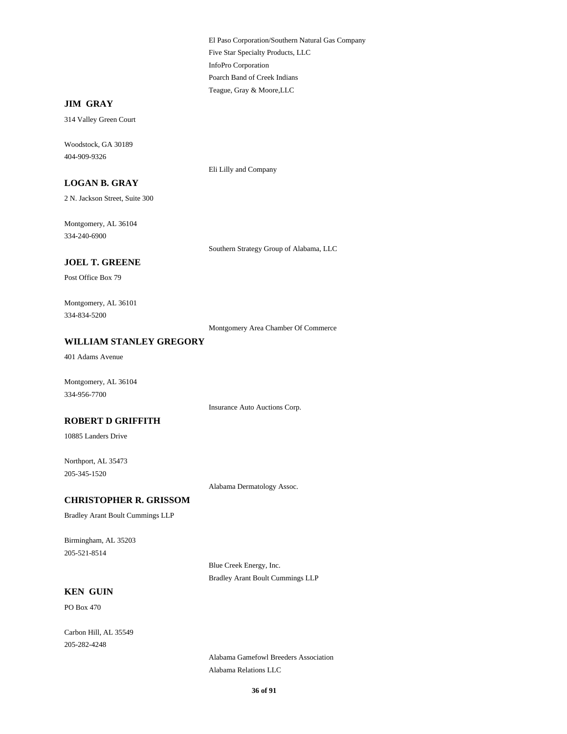El Paso Corporation/Southern Natural Gas Company

Five Star Specialty Products, LLC

InfoPro Corporation

Poarch Band of Creek Indians

Teague, Gray & Moore,LLC

**JIM GRAY**

314 Valley Green Court

Woodstock, GA 30189

404-909-9326

Eli Lilly and Company

**LOGAN B. GRAY**

2 N. Jackson Street, Suite 300

Montgomery, AL 36104

334-240-6900

Southern Strategy Group of Alabama, LLC

**JOEL T. GREENE**

Post Office Box 79

Montgomery, AL 36101

334-834-5200

Montgomery Area Chamber Of Commerce

**WILLIAM STANLEY GREGORY**

401 Adams Avenue

Montgomery, AL 36104

334-956-7700

Insurance Auto Auctions Corp.

**ROBERT D GRIFFITH**

10885 Landers Drive

Northport, AL 35473

205-345-1520

Alabama Dermatology Assoc.

**CHRISTOPHER R. GRISSOM**

Bradley Arant Boult Cummings LLP

Birmingham, AL 35203

205-521-8514

Blue Creek Energy, Inc.

Bradley Arant Boult Cummings LLP

**KEN GUIN**

PO Box 470

Carbon Hill, AL 35549

205-282-4248

Alabama Gamefowl Breeders Association

Alabama Relations LLC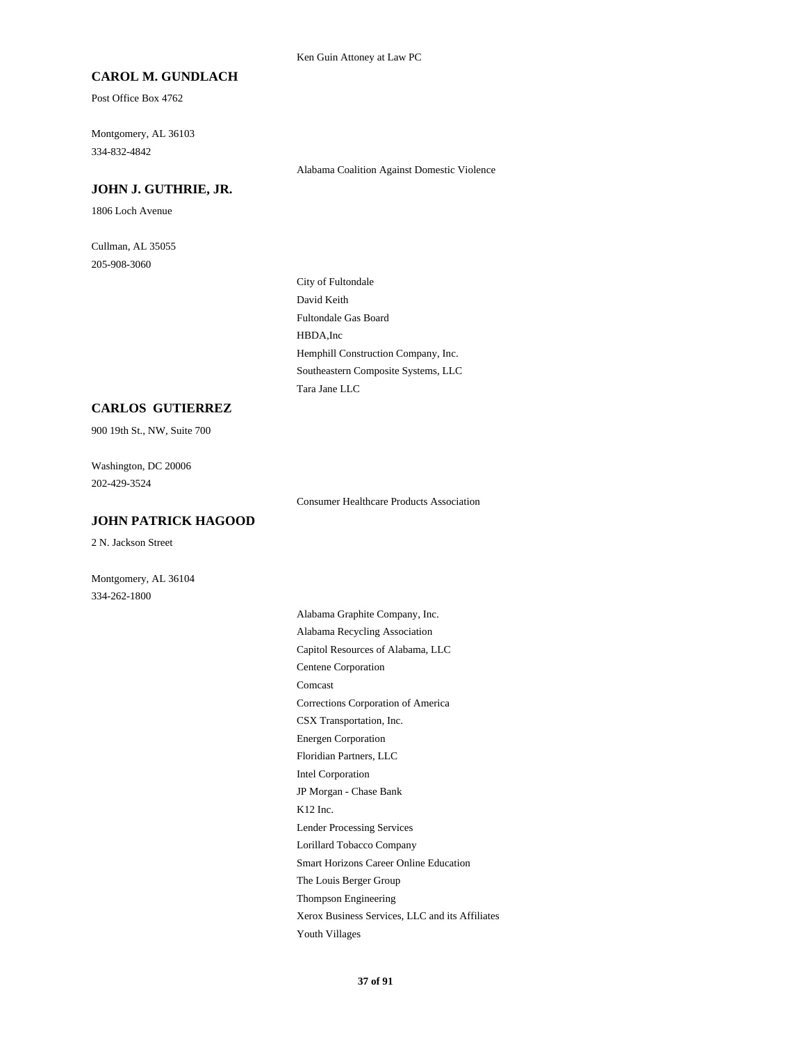Ken Guin Attoney at Law PC

**CAROL M. GUNDLACH**

Post Office Box 4762

Montgomery, AL 36103
334-832-4842

Alabama Coalition Against Domestic Violence

**JOHN J. GUTHRIE, JR.**

1806 Loch Avenue

Cullman, AL 35055
205-908-3060

City of Fultondale
David Keith
Fultondale Gas Board
HBDA,Inc
Hemphill Construction Company, Inc.
Southeastern Composite Systems, LLC
Tara Jane LLC

**CARLOS GUTIERREZ**

900 19th St., NW, Suite 700

Washington, DC 20006
202-429-3524

Consumer Healthcare Products Association

**JOHN PATRICK HAGOOD**

2 N. Jackson Street

Montgomery, AL 36104
334-262-1800

Alabama Graphite Company, Inc.
Alabama Recycling Association
Capitol Resources of Alabama, LLC
Centene Corporation
Comcast
Corrections Corporation of America
CSX Transportation, Inc.
Energen Corporation
Floridian Partners, LLC
Intel Corporation
JP Morgan - Chase Bank
K12 Inc.
Lender Processing Services
Lorillard Tobacco Company
Smart Horizons Career Online Education
The Louis Berger Group
Thompson Engineering
Xerox Business Services, LLC and its Affiliates
Youth Villages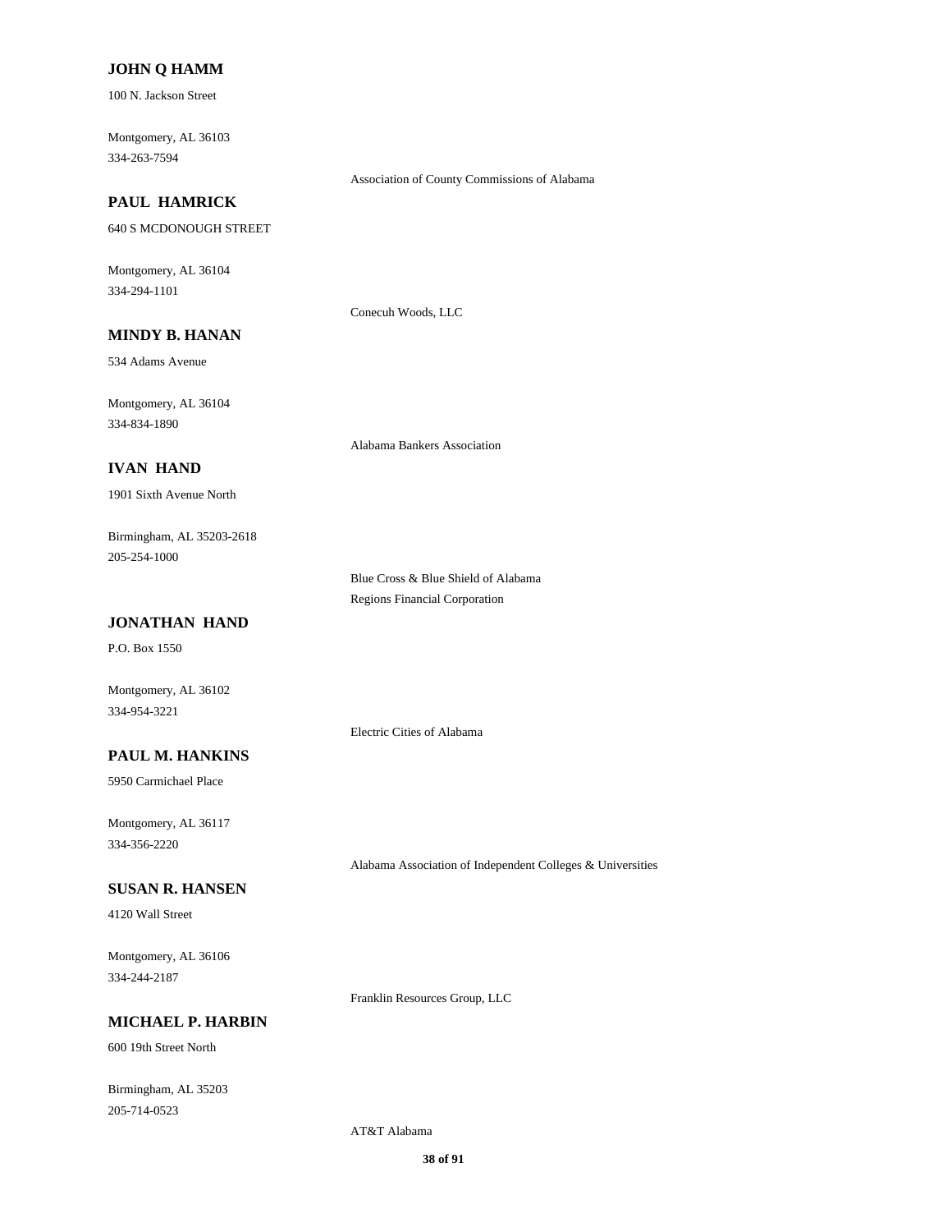**JOHN Q HAMM**

100 N. Jackson Street

Montgomery, AL 36103
334-263-7594

Association of County Commissions of Alabama

**PAUL HAMRICK**

640 S MCDONOUGH STREET

Montgomery, AL 36104
334-294-1101

Conecuh Woods, LLC

**MINDY B. HANAN**

534 Adams Avenue

Montgomery, AL 36104
334-834-1890

Alabama Bankers Association

**IVAN HAND**

1901 Sixth Avenue North

Birmingham, AL 35203-2618
205-254-1000

Blue Cross & Blue Shield of Alabama
Regions Financial Corporation

**JONATHAN HAND**

P.O. Box 1550

Montgomery, AL 36102
334-954-3221

Electric Cities of Alabama

**PAUL M. HANKINS**

5950 Carmichael Place

Montgomery, AL 36117
334-356-2220

Alabama Association of Independent Colleges & Universities

**SUSAN R. HANSEN**

4120 Wall Street

Montgomery, AL 36106
334-244-2187

Franklin Resources Group, LLC

**MICHAEL P. HARBIN**

600 19th Street North

Birmingham, AL 35203
205-714-0523

AT&T Alabama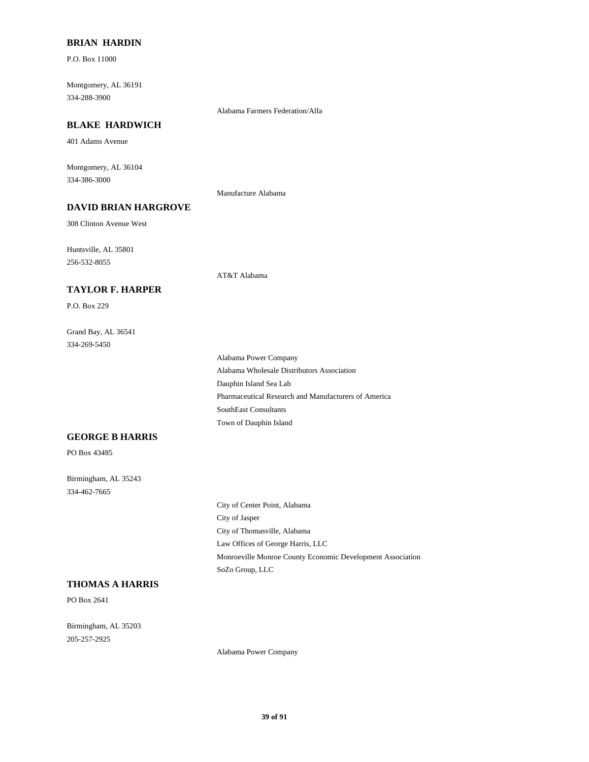**BRIAN HARDIN**

P.O. Box 11000

Montgomery, AL 36191
334-288-3900

Alabama Farmers Federation/Alfa

**BLAKE HARDWICH**

401 Adams Avenue

Montgomery, AL 36104
334-386-3000

Manufacture Alabama

**DAVID BRIAN HARGROVE**

308 Clinton Avenue West

Huntsville, AL 35801
256-532-8055

AT&T Alabama

**TAYLOR F. HARPER**

P.O. Box 229

Grand Bay, AL 36541
334-269-5450

Alabama Power Company
Alabama Wholesale Distributors Association
Dauphin Island Sea Lab
Pharmaceutical Research and Manufacturers of America
SouthEast Consultants
Town of Dauphin Island

**GEORGE B HARRIS**

PO Box 43485

Birmingham, AL 35243
334-462-7665

City of Center Point, Alabama
City of Jasper
City of Thomasville, Alabama
Law Offices of George Harris, LLC
Monroeville Monroe County Economic Development Association
SoZo Group, LLC

**THOMAS A HARRIS**

PO Box 2641

Birmingham, AL 35203
205-257-2925

Alabama Power Company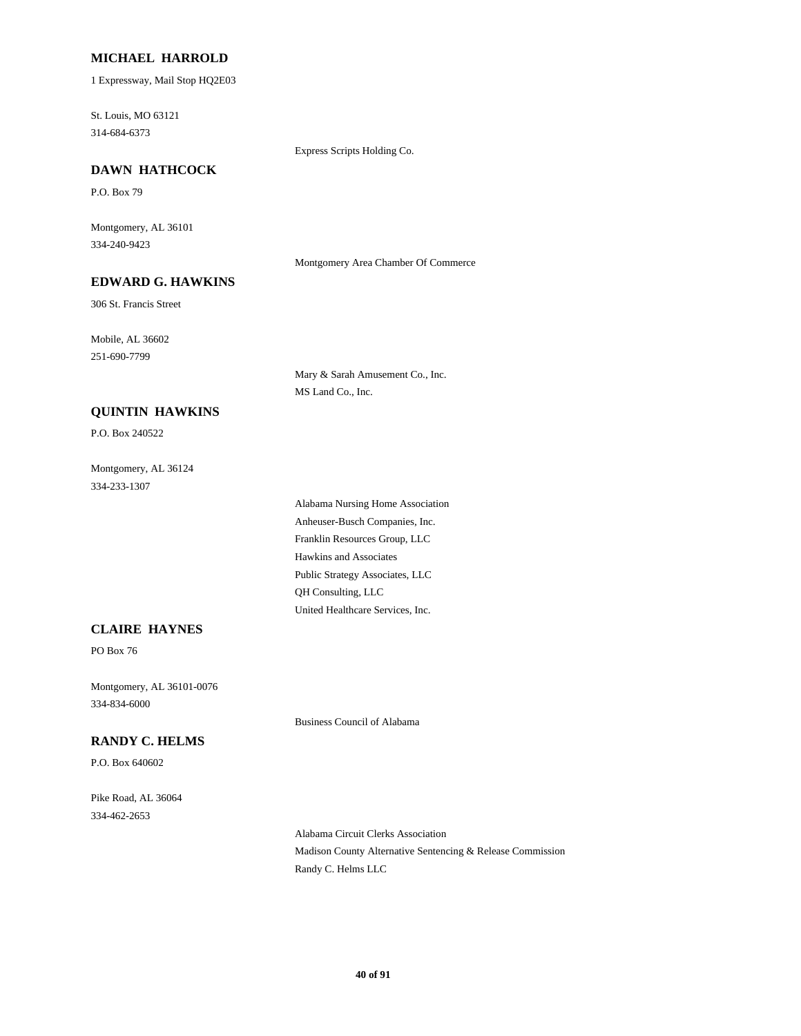### MICHAEL HARROLD

1 Expressway, Mail Stop HQ2E03

St. Louis, MO 63121
314-684-6373

Express Scripts Holding Co.

### DAWN HATHCOCK

P.O. Box 79

Montgomery, AL 36101
334-240-9423

Montgomery Area Chamber Of Commerce

### EDWARD G. HAWKINS

306 St. Francis Street

Mobile, AL 36602
251-690-7799

Mary & Sarah Amusement Co., Inc.
MS Land Co., Inc.

### QUINTIN HAWKINS

P.O. Box 240522

Montgomery, AL 36124
334-233-1307

Alabama Nursing Home Association
Anheuser-Busch Companies, Inc.
Franklin Resources Group, LLC
Hawkins and Associates
Public Strategy Associates, LLC
QH Consulting, LLC
United Healthcare Services, Inc.

### CLAIRE HAYNES

PO Box 76

Montgomery, AL 36101-0076
334-834-6000

Business Council of Alabama

### RANDY C. HELMS

P.O. Box 640602

Pike Road, AL 36064
334-462-2653

Alabama Circuit Clerks Association
Madison County Alternative Sentencing & Release Commission
Randy C. Helms LLC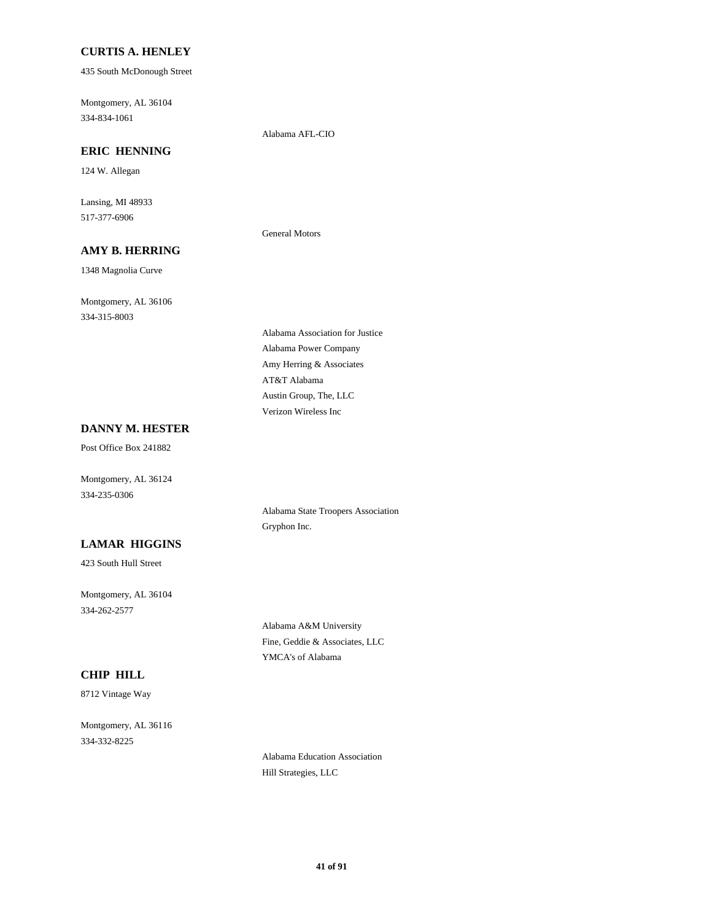**CURTIS A. HENLEY**

435 South McDonough Street

Montgomery, AL 36104
334-834-1061

Alabama AFL-CIO

**ERIC HENNING**

124 W. Allegan

Lansing, MI 48933
517-377-6906

General Motors

**AMY B. HERRING**

1348 Magnolia Curve

Montgomery, AL 36106
334-315-8003

Alabama Association for Justice
Alabama Power Company
Amy Herring & Associates
AT&T Alabama
Austin Group, The, LLC
Verizon Wireless Inc

**DANNY M. HESTER**

Post Office Box 241882

Montgomery, AL 36124
334-235-0306

Alabama State Troopers Association
Gryphon Inc.

**LAMAR HIGGINS**

423 South Hull Street

Montgomery, AL 36104
334-262-2577

Alabama A&M University
Fine, Geddie & Associates, LLC
YMCA's of Alabama

**CHIP HILL**

8712 Vintage Way

Montgomery, AL 36116
334-332-8225

Alabama Education Association
Hill Strategies, LLC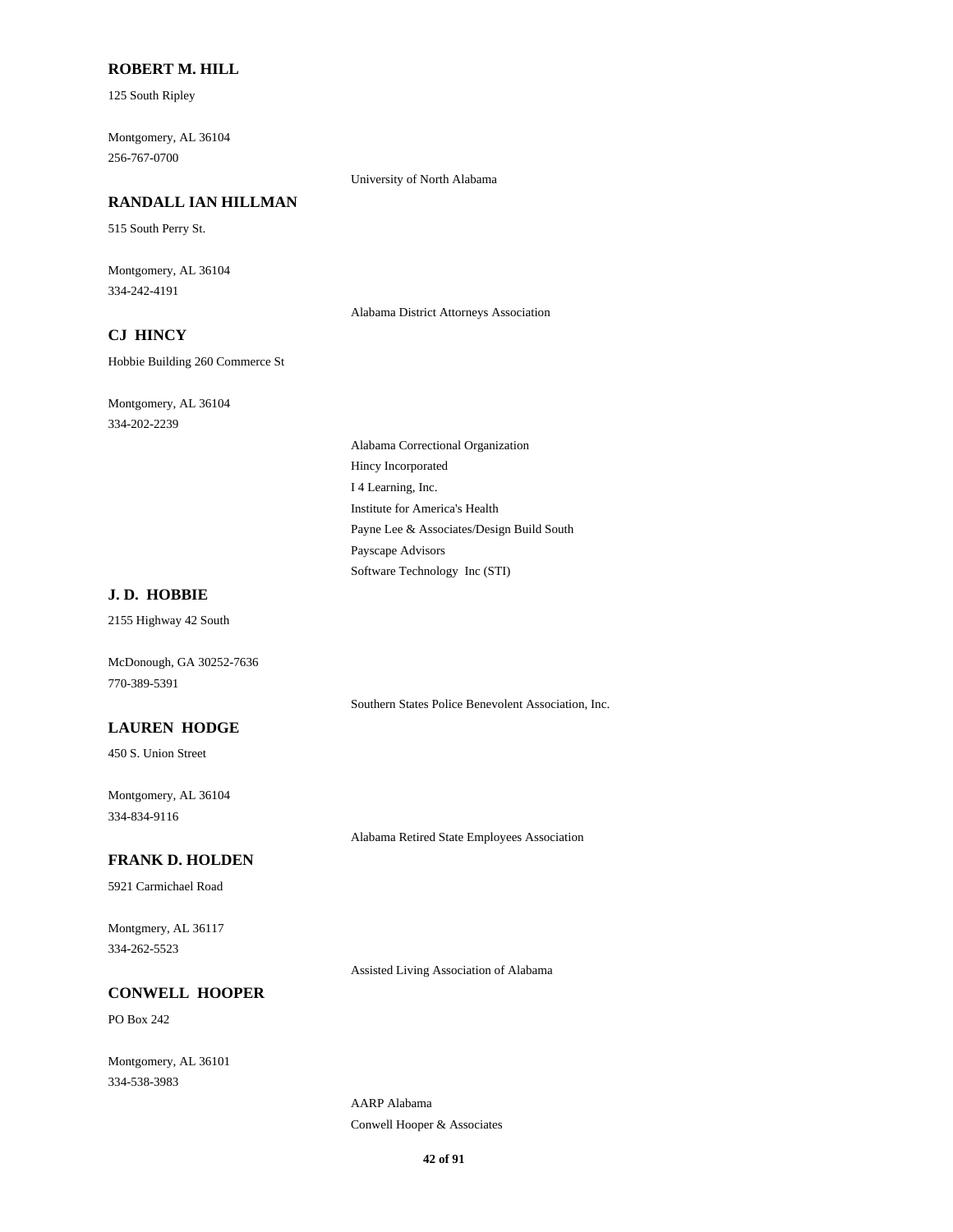**ROBERT M. HILL**

125 South Ripley

Montgomery, AL 36104
256-767-0700

University of North Alabama

**RANDALL IAN HILLMAN**

515 South Perry St.

Montgomery, AL 36104
334-242-4191

Alabama District Attorneys Association

**CJ HINCY**

Hobbie Building 260 Commerce St

Montgomery, AL 36104
334-202-2239

Alabama Correctional Organization
Hincy Incorporated
I 4 Learning, Inc.
Institute for America's Health
Payne Lee & Associates/Design Build South
Payscape Advisors
Software Technology Inc (STI)

**J. D. HOBBIE**

2155 Highway 42 South

McDonough, GA 30252-7636
770-389-5391

Southern States Police Benevolent Association, Inc.

**LAUREN HODGE**

450 S. Union Street

Montgomery, AL 36104
334-834-9116

Alabama Retired State Employees Association

**FRANK D. HOLDEN**

5921 Carmichael Road

Montgmery, AL 36117
334-262-5523

Assisted Living Association of Alabama

**CONWELL HOOPER**

PO Box 242

Montgomery, AL 36101
334-538-3983

AARP Alabama
Conwell Hooper & Associates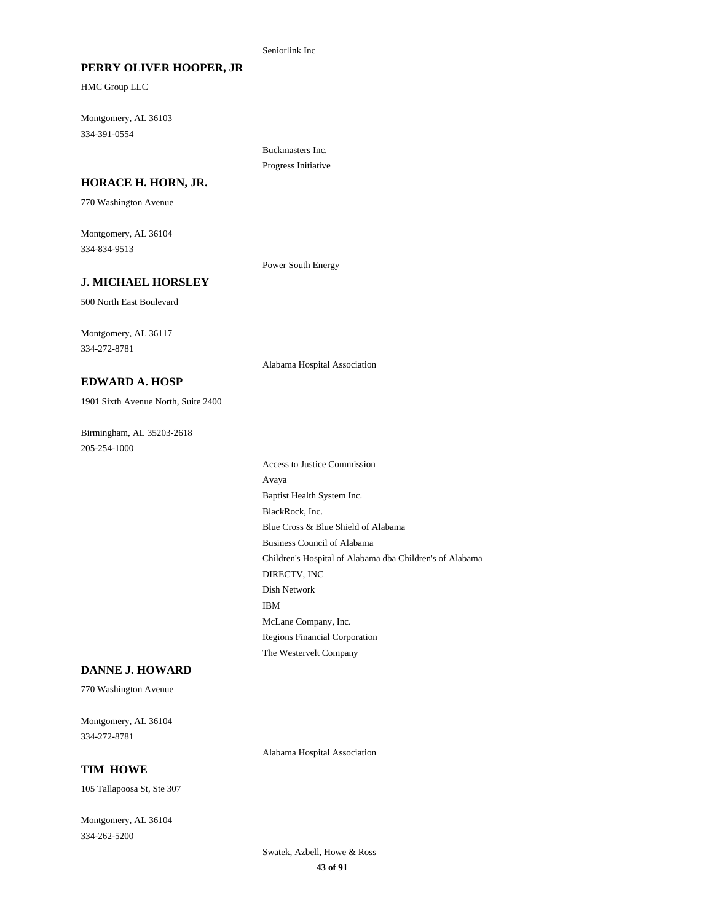Seniorlink Inc

**PERRY OLIVER HOOPER, JR**

HMC Group LLC

Montgomery, AL 36103
334-391-0554

Buckmasters Inc.
Progress Initiative

**HORACE H. HORN, JR.**

770 Washington Avenue

Montgomery, AL 36104
334-834-9513

Power South Energy

**J. MICHAEL HORSLEY**

500 North East Boulevard

Montgomery, AL 36117
334-272-8781

Alabama Hospital Association

**EDWARD A. HOSP**

1901 Sixth Avenue North, Suite 2400

Birmingham, AL 35203-2618
205-254-1000

Access to Justice Commission
Avaya
Baptist Health System Inc.
BlackRock, Inc.
Blue Cross & Blue Shield of Alabama
Business Council of Alabama
Children's Hospital of Alabama dba Children's of Alabama
DIRECTV, INC
Dish Network
IBM
McLane Company, Inc.
Regions Financial Corporation
The Westervelt Company

**DANNE J. HOWARD**

770 Washington Avenue

Montgomery, AL 36104
334-272-8781

Alabama Hospital Association

**TIM HOWE**

105 Tallapoosa St, Ste 307

Montgomery, AL 36104
334-262-5200

Swatek, Azbell, Howe & Ross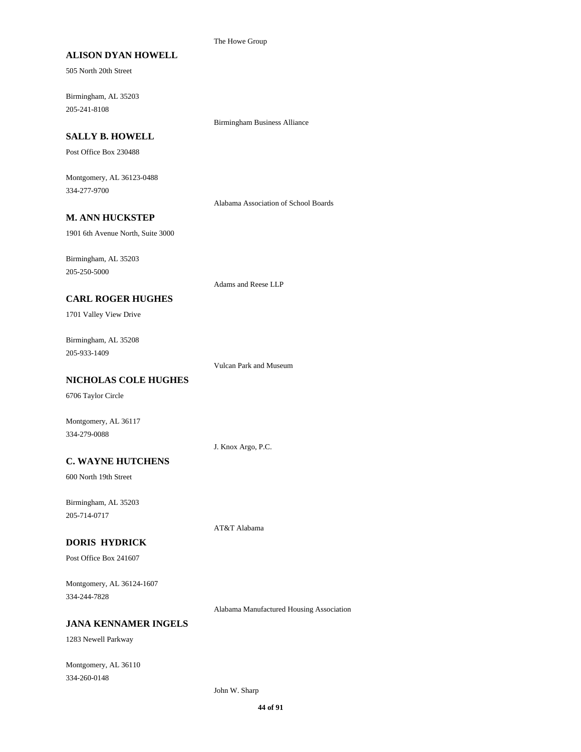The Howe Group

**ALISON DYAN HOWELL**

505 North 20th Street

Birmingham, AL 35203
205-241-8108

Birmingham Business Alliance

**SALLY B. HOWELL**

Post Office Box 230488

Montgomery, AL 36123-0488
334-277-9700

Alabama Association of School Boards

**M. ANN HUCKSTEP**

1901 6th Avenue North, Suite 3000

Birmingham, AL 35203
205-250-5000

Adams and Reese LLP

**CARL ROGER HUGHES**

1701 Valley View Drive

Birmingham, AL 35208
205-933-1409

Vulcan Park and Museum

**NICHOLAS COLE HUGHES**

6706 Taylor Circle

Montgomery, AL 36117
334-279-0088

J. Knox Argo, P.C.

**C. WAYNE HUTCHENS**

600 North 19th Street

Birmingham, AL 35203
205-714-0717

AT&T Alabama

**DORIS HYDRICK**

Post Office Box 241607

Montgomery, AL 36124-1607
334-244-7828

Alabama Manufactured Housing Association

**JANA KENNAMER INGELS**

1283 Newell Parkway

Montgomery, AL 36110
334-260-0148

John W. Sharp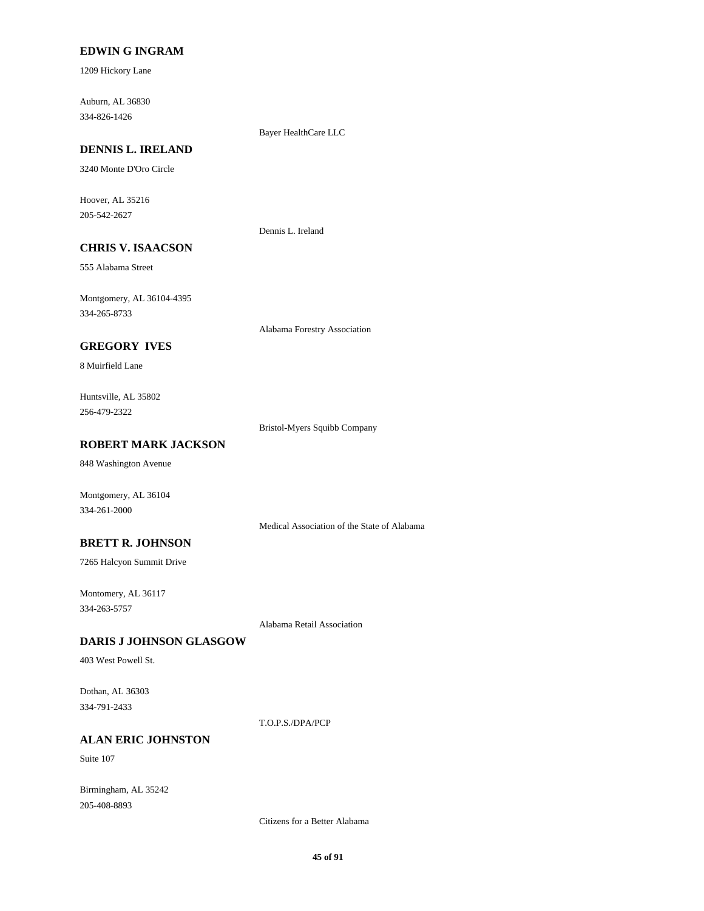**EDWIN G INGRAM**

1209 Hickory Lane

Auburn, AL 36830
334-826-1426

Bayer HealthCare LLC

**DENNIS L. IRELAND**

3240 Monte D'Oro Circle

Hoover, AL 35216
205-542-2627

Dennis L. Ireland

**CHRIS V. ISAACSON**

555 Alabama Street

Montgomery, AL 36104-4395
334-265-8733

Alabama Forestry Association

**GREGORY IVES**

8 Muirfield Lane

Huntsville, AL 35802
256-479-2322

Bristol-Myers Squibb Company

**ROBERT MARK JACKSON**

848 Washington Avenue

Montgomery, AL 36104
334-261-2000

Medical Association of the State of Alabama

**BRETT R. JOHNSON**

7265 Halcyon Summit Drive

Montomery, AL 36117
334-263-5757

Alabama Retail Association

**DARIS J JOHNSON GLASGOW**

403 West Powell St.

Dothan, AL 36303
334-791-2433

T.O.P.S./DPA/PCP

**ALAN ERIC JOHNSTON**

Suite 107

Birmingham, AL 35242
205-408-8893

Citizens for a Better Alabama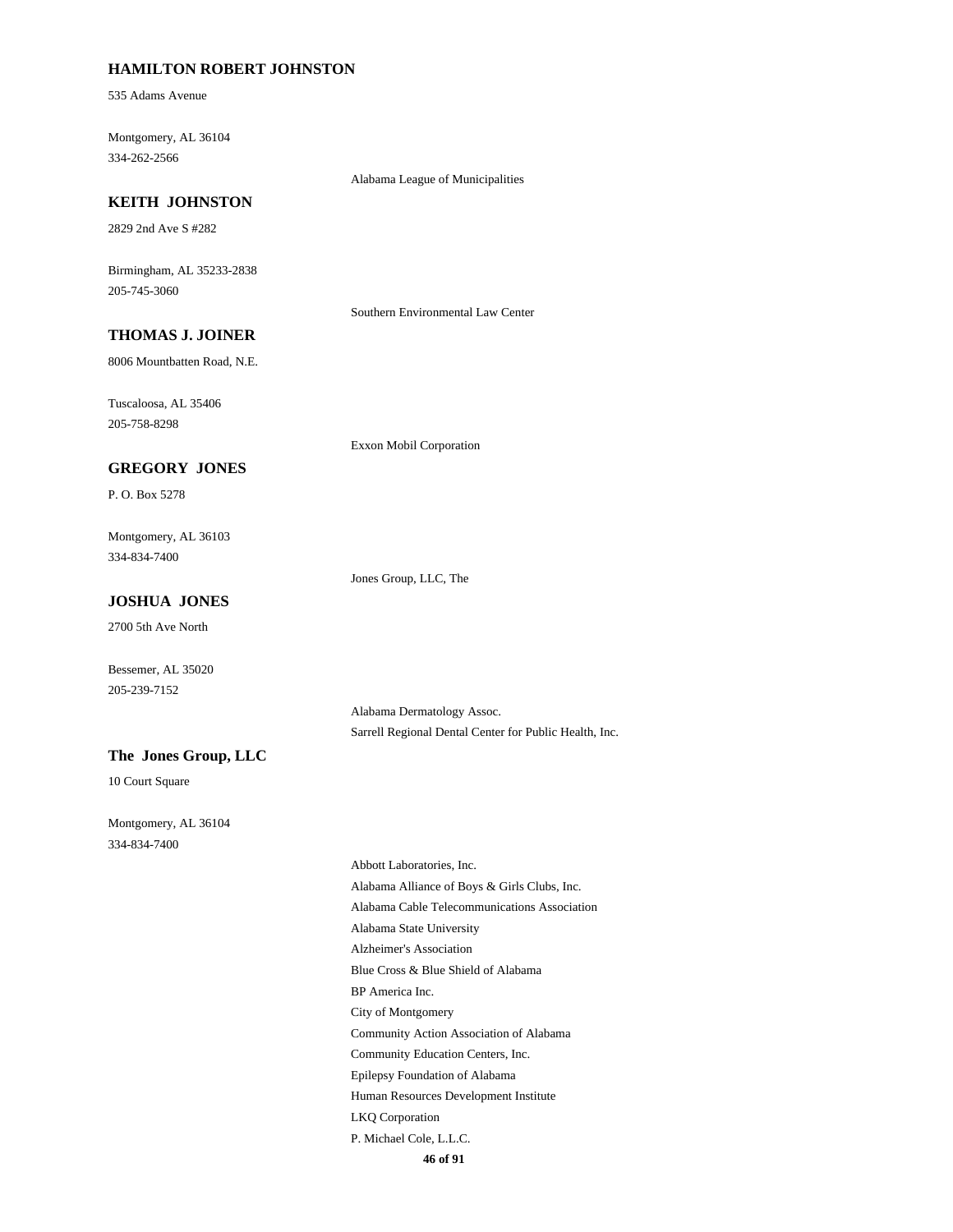**HAMILTON ROBERT JOHNSTON**

535 Adams Avenue

Montgomery, AL 36104
334-262-2566

Alabama League of Municipalities

**KEITH  JOHNSTON**

2829 2nd Ave S #282

Birmingham, AL 35233-2838
205-745-3060

Southern Environmental Law Center

**THOMAS J. JOINER**

8006 Mountbatten Road, N.E.

Tuscaloosa, AL 35406
205-758-8298

Exxon Mobil Corporation

**GREGORY  JONES**

P. O. Box 5278

Montgomery, AL 36103
334-834-7400

Jones Group, LLC, The

**JOSHUA  JONES**

2700 5th Ave North

Bessemer, AL 35020
205-239-7152

Alabama Dermatology Assoc.
Sarrell Regional Dental Center for Public Health, Inc.

**The  Jones Group, LLC**

10 Court Square

Montgomery, AL 36104
334-834-7400

Abbott Laboratories, Inc.
Alabama Alliance of Boys & Girls Clubs, Inc.
Alabama Cable Telecommunications Association
Alabama State University
Alzheimer's Association
Blue Cross & Blue Shield of Alabama
BP America Inc.
City of Montgomery
Community Action Association of Alabama
Community Education Centers, Inc.
Epilepsy Foundation of Alabama
Human Resources Development Institute
LKQ Corporation
P. Michael Cole, L.L.C.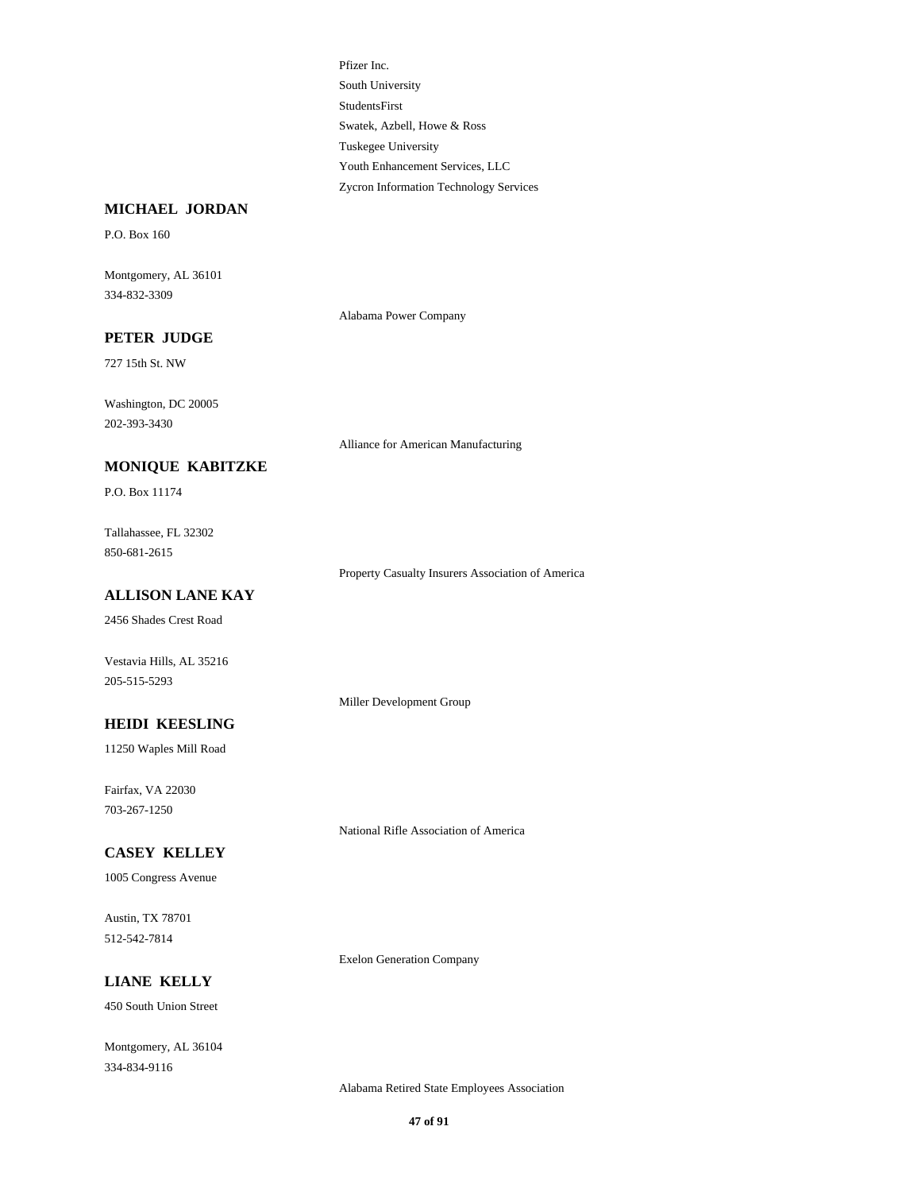Pfizer Inc.
South University
StudentsFirst
Swatek, Azbell, Howe & Ross
Tuskegee University
Youth Enhancement Services, LLC
Zycron Information Technology Services

**MICHAEL JORDAN**

P.O. Box 160

Montgomery, AL 36101
334-832-3309

Alabama Power Company

**PETER JUDGE**

727 15th St. NW

Washington, DC 20005
202-393-3430

Alliance for American Manufacturing

**MONIQUE KABITZKE**

P.O. Box 11174

Tallahassee, FL 32302
850-681-2615

Property Casualty Insurers Association of America

**ALLISON LANE KAY**

2456 Shades Crest Road

Vestavia Hills, AL 35216
205-515-5293

Miller Development Group

**HEIDI KEESLING**

11250 Waples Mill Road

Fairfax, VA 22030
703-267-1250

National Rifle Association of America

**CASEY KELLEY**

1005 Congress Avenue

Austin, TX 78701
512-542-7814

Exelon Generation Company

**LIANE KELLY**

450 South Union Street

Montgomery, AL 36104
334-834-9116

Alabama Retired State Employees Association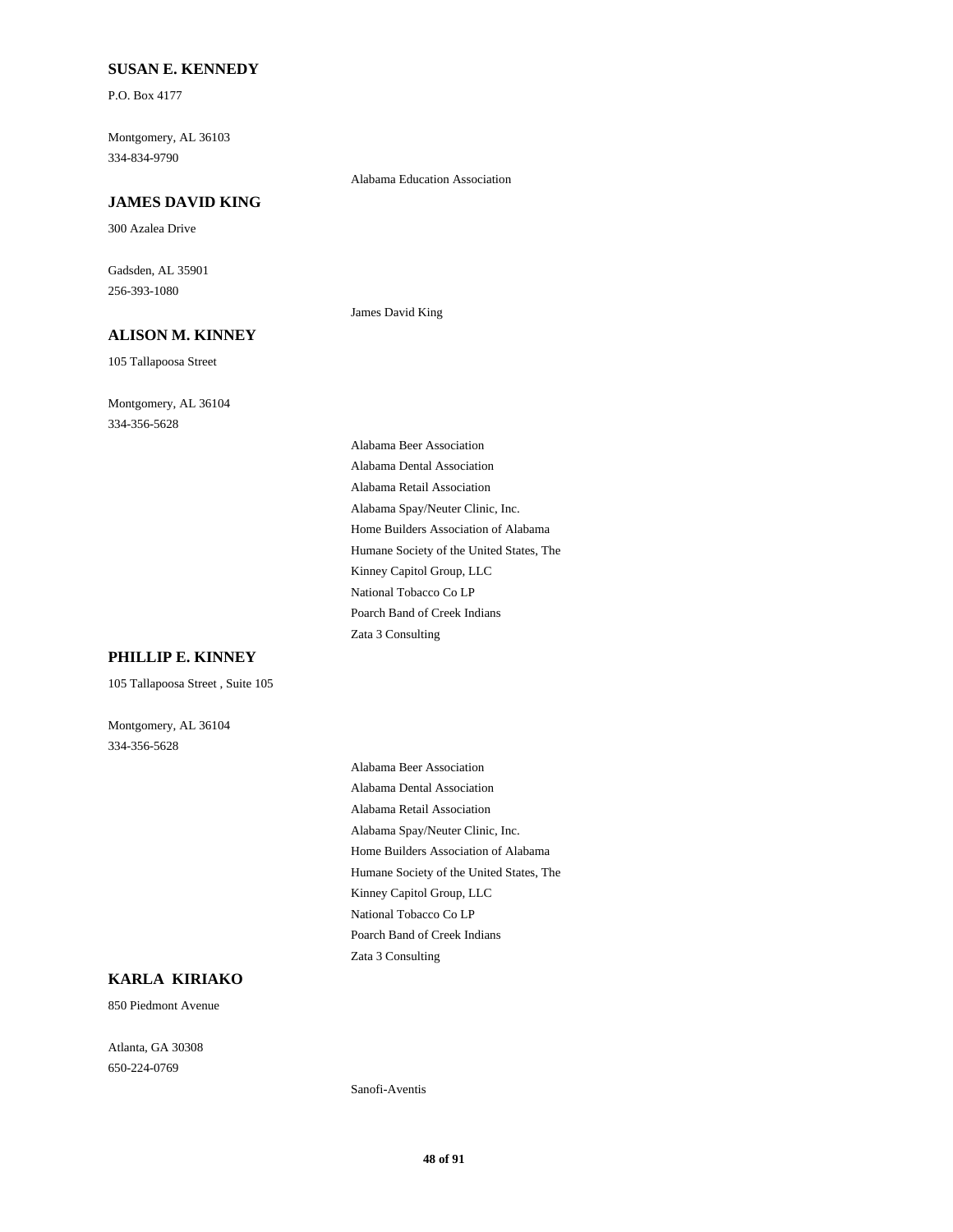**SUSAN E. KENNEDY**

P.O. Box 4177

Montgomery, AL 36103
334-834-9790

Alabama Education Association

**JAMES DAVID KING**

300 Azalea Drive

Gadsden, AL 35901
256-393-1080

James David King

**ALISON M. KINNEY**

105 Tallapoosa Street

Montgomery, AL 36104
334-356-5628

Alabama Beer Association
Alabama Dental Association
Alabama Retail Association
Alabama Spay/Neuter Clinic, Inc.
Home Builders Association of Alabama
Humane Society of the United States, The
Kinney Capitol Group, LLC
National Tobacco Co LP
Poarch Band of Creek Indians
Zata 3 Consulting

**PHILLIP E. KINNEY**

105 Tallapoosa Street , Suite 105

Montgomery, AL 36104
334-356-5628

Alabama Beer Association
Alabama Dental Association
Alabama Retail Association
Alabama Spay/Neuter Clinic, Inc.
Home Builders Association of Alabama
Humane Society of the United States, The
Kinney Capitol Group, LLC
National Tobacco Co LP
Poarch Band of Creek Indians
Zata 3 Consulting

**KARLA KIRIAKO**

850 Piedmont Avenue

Atlanta, GA 30308
650-224-0769

Sanofi-Aventis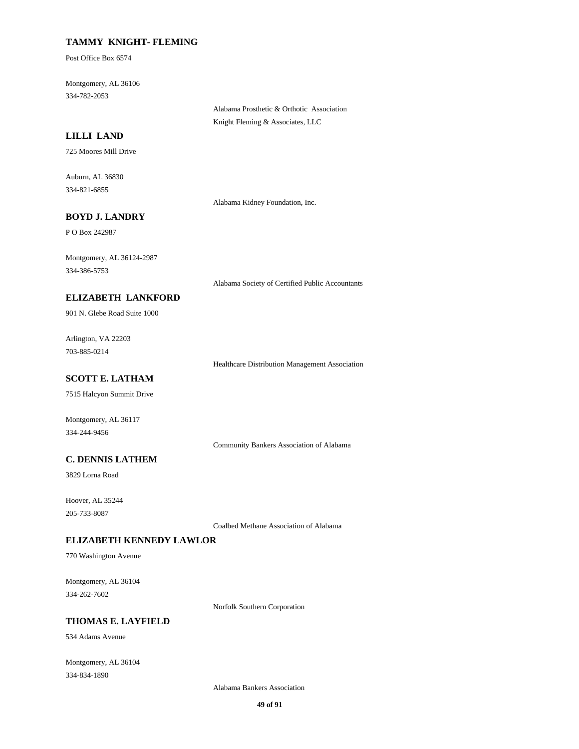**TAMMY KNIGHT- FLEMING**

Post Office Box 6574

Montgomery, AL 36106
334-782-2053

Alabama Prosthetic & Orthotic Association
Knight Fleming & Associates, LLC

**LILLI LAND**

725 Moores Mill Drive

Auburn, AL 36830
334-821-6855

Alabama Kidney Foundation, Inc.

**BOYD J. LANDRY**

P O Box 242987

Montgomery, AL 36124-2987
334-386-5753

Alabama Society of Certified Public Accountants

**ELIZABETH LANKFORD**

901 N. Glebe Road Suite 1000

Arlington, VA 22203
703-885-0214

Healthcare Distribution Management Association

**SCOTT E. LATHAM**

7515 Halcyon Summit Drive

Montgomery, AL 36117
334-244-9456

Community Bankers Association of Alabama

**C. DENNIS LATHEM**

3829 Lorna Road

Hoover, AL 35244
205-733-8087

Coalbed Methane Association of Alabama

**ELIZABETH KENNEDY LAWLOR**

770 Washington Avenue

Montgomery, AL 36104
334-262-7602

Norfolk Southern Corporation

**THOMAS E. LAYFIELD**

534 Adams Avenue

Montgomery, AL 36104
334-834-1890

Alabama Bankers Association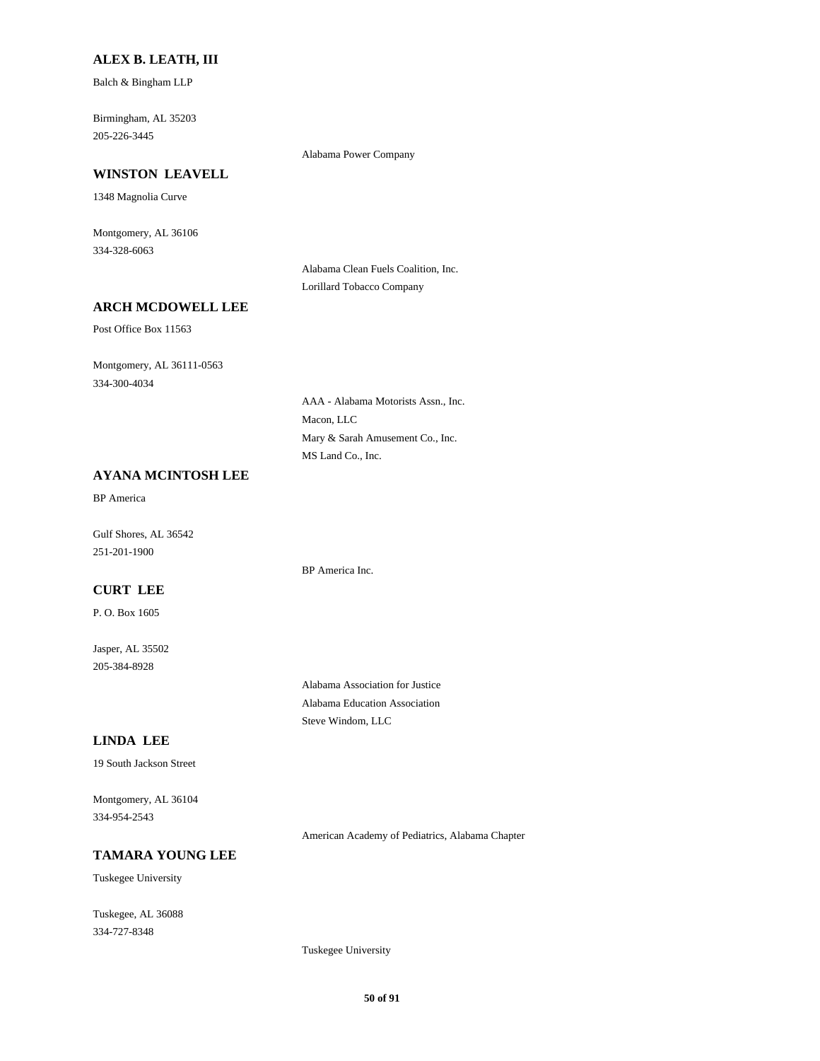**ALEX B. LEATH, III**

Balch & Bingham LLP

Birmingham, AL 35203
205-226-3445

Alabama Power Company

**WINSTON LEAVELL**

1348 Magnolia Curve

Montgomery, AL 36106
334-328-6063

Alabama Clean Fuels Coalition, Inc.
Lorillard Tobacco Company

**ARCH MCDOWELL LEE**

Post Office Box 11563

Montgomery, AL 36111-0563
334-300-4034

AAA - Alabama Motorists Assn., Inc.
Macon, LLC
Mary & Sarah Amusement Co., Inc.
MS Land Co., Inc.

**AYANA MCINTOSH LEE**

BP America

Gulf Shores, AL 36542
251-201-1900

BP America Inc.

**CURT LEE**

P. O. Box 1605

Jasper, AL 35502
205-384-8928

Alabama Association for Justice
Alabama Education Association
Steve Windom, LLC

**LINDA LEE**

19 South Jackson Street

Montgomery, AL 36104
334-954-2543

American Academy of Pediatrics, Alabama Chapter

**TAMARA YOUNG LEE**

Tuskegee University

Tuskegee, AL 36088
334-727-8348

Tuskegee University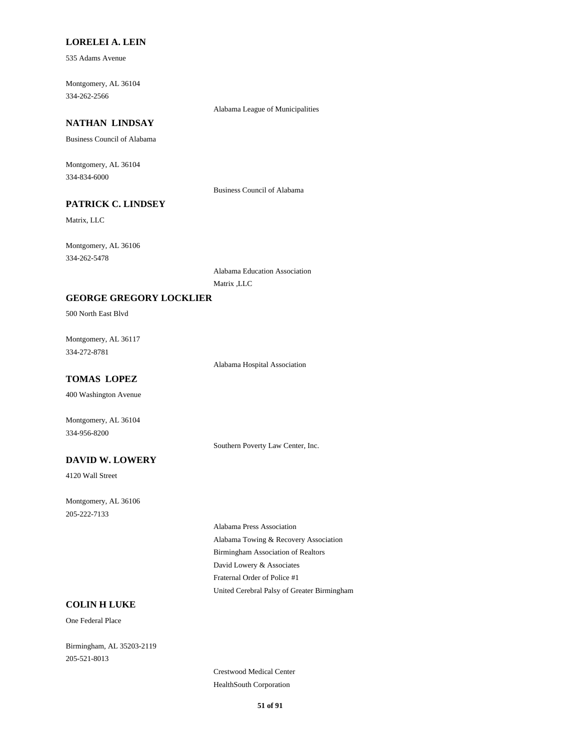**LORELEI A. LEIN**

535 Adams Avenue

Montgomery, AL 36104
334-262-2566

Alabama League of Municipalities

**NATHAN LINDSAY**

Business Council of Alabama

Montgomery, AL 36104
334-834-6000

Business Council of Alabama

**PATRICK C. LINDSEY**

Matrix, LLC

Montgomery, AL 36106
334-262-5478

Alabama Education Association
Matrix ,LLC

**GEORGE GREGORY LOCKLIER**

500 North East Blvd

Montgomery, AL 36117
334-272-8781

Alabama Hospital Association

**TOMAS LOPEZ**

400 Washington Avenue

Montgomery, AL 36104
334-956-8200

Southern Poverty Law Center, Inc.

**DAVID W. LOWERY**

4120 Wall Street

Montgomery, AL 36106
205-222-7133

Alabama Press Association
Alabama Towing & Recovery Association
Birmingham Association of Realtors
David Lowery & Associates
Fraternal Order of Police #1
United Cerebral Palsy of Greater Birmingham

**COLIN H LUKE**

One Federal Place

Birmingham, AL 35203-2119
205-521-8013

Crestwood Medical Center
HealthSouth Corporation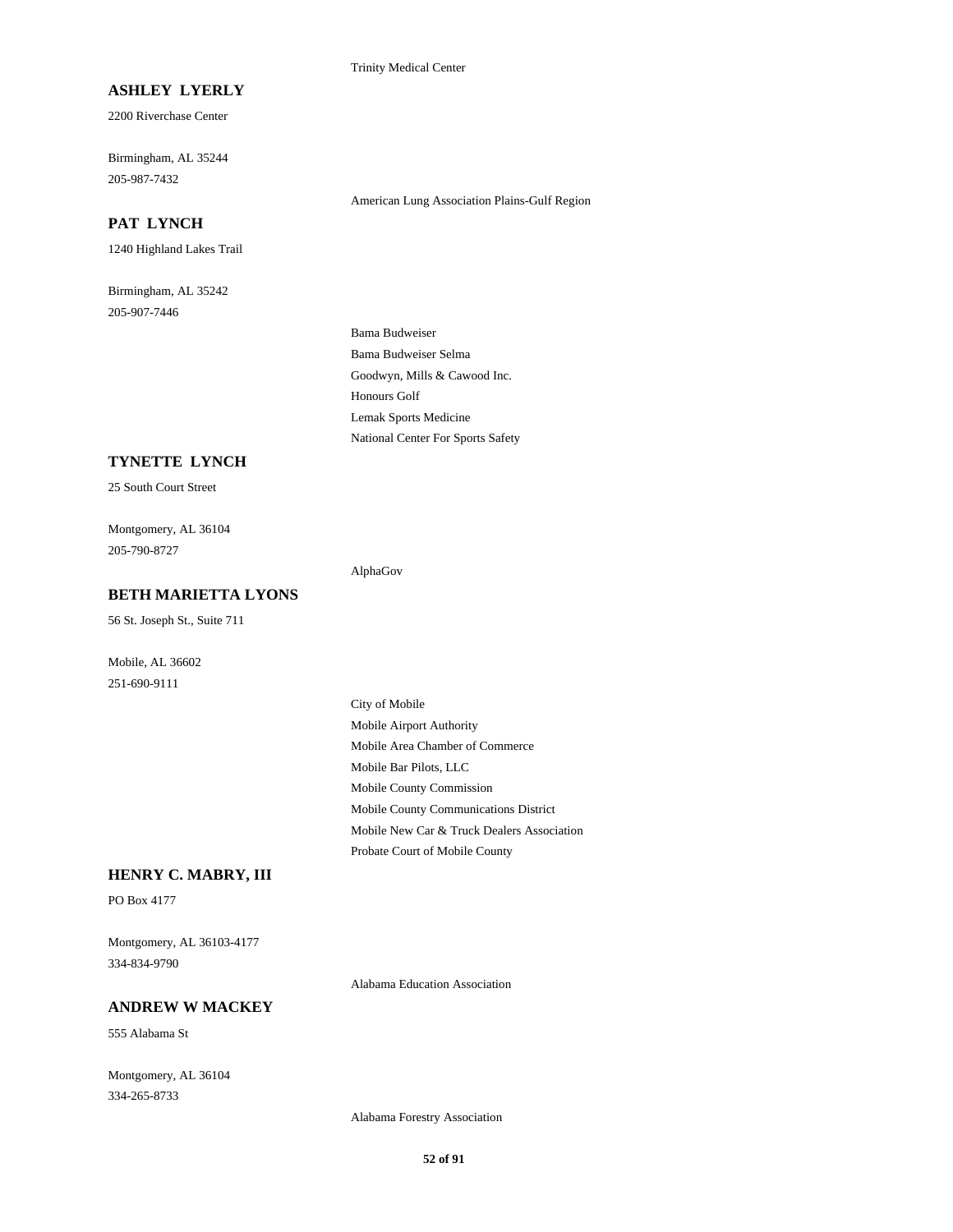Trinity Medical Center

**ASHLEY LYERLY**

2200 Riverchase Center

Birmingham, AL 35244
205-987-7432

American Lung Association Plains-Gulf Region

**PAT LYNCH**

1240 Highland Lakes Trail

Birmingham, AL 35242
205-907-7446

Bama Budweiser
Bama Budweiser Selma
Goodwyn, Mills & Cawood Inc.
Honours Golf
Lemak Sports Medicine
National Center For Sports Safety

**TYNETTE LYNCH**

25 South Court Street

Montgomery, AL 36104
205-790-8727

AlphaGov

**BETH MARIETTA LYONS**

56 St. Joseph St., Suite 711

Mobile, AL 36602
251-690-9111

City of Mobile
Mobile Airport Authority
Mobile Area Chamber of Commerce
Mobile Bar Pilots, LLC
Mobile County Commission
Mobile County Communications District
Mobile New Car & Truck Dealers Association
Probate Court of Mobile County

**HENRY C. MABRY, III**

PO Box 4177

Montgomery, AL 36103-4177
334-834-9790

Alabama Education Association

**ANDREW W MACKEY**

555 Alabama St

Montgomery, AL 36104
334-265-8733

Alabama Forestry Association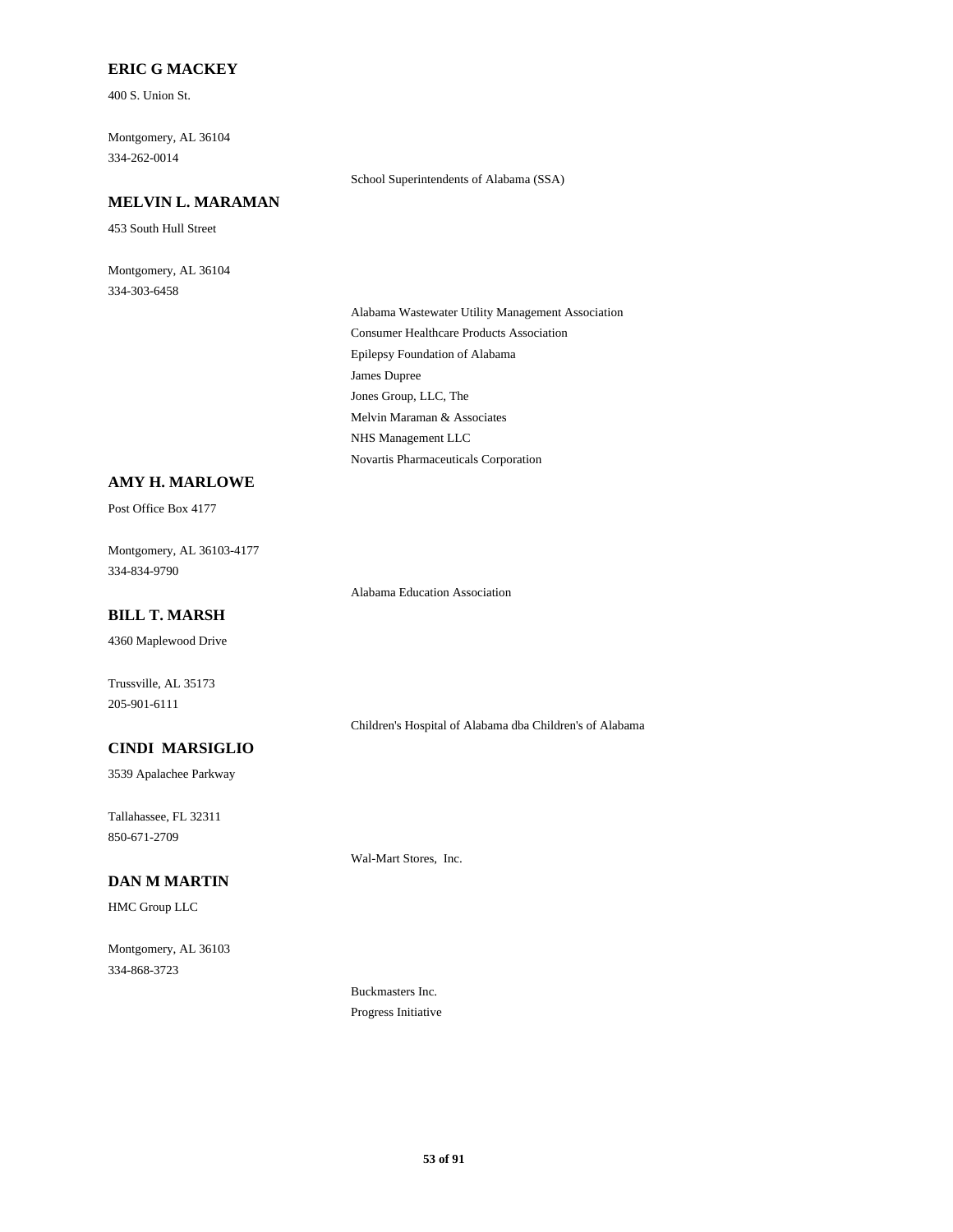**ERIC G MACKEY**

400 S. Union St.

Montgomery, AL 36104
334-262-0014

School Superintendents of Alabama (SSA)

**MELVIN L. MARAMAN**

453 South Hull Street

Montgomery, AL 36104
334-303-6458

Alabama Wastewater Utility Management Association
Consumer Healthcare Products Association
Epilepsy Foundation of Alabama
James Dupree
Jones Group, LLC, The
Melvin Maraman & Associates
NHS Management LLC
Novartis Pharmaceuticals Corporation

**AMY H. MARLOWE**

Post Office Box 4177

Montgomery, AL 36103-4177
334-834-9790

Alabama Education Association

**BILL T. MARSH**

4360 Maplewood Drive

Trussville, AL 35173
205-901-6111

Children's Hospital of Alabama dba Children's of Alabama

**CINDI MARSIGLIO**

3539 Apalachee Parkway

Tallahassee, FL 32311
850-671-2709

Wal-Mart Stores, Inc.

**DAN M MARTIN**

HMC Group LLC

Montgomery, AL 36103
334-868-3723

Buckmasters Inc.
Progress Initiative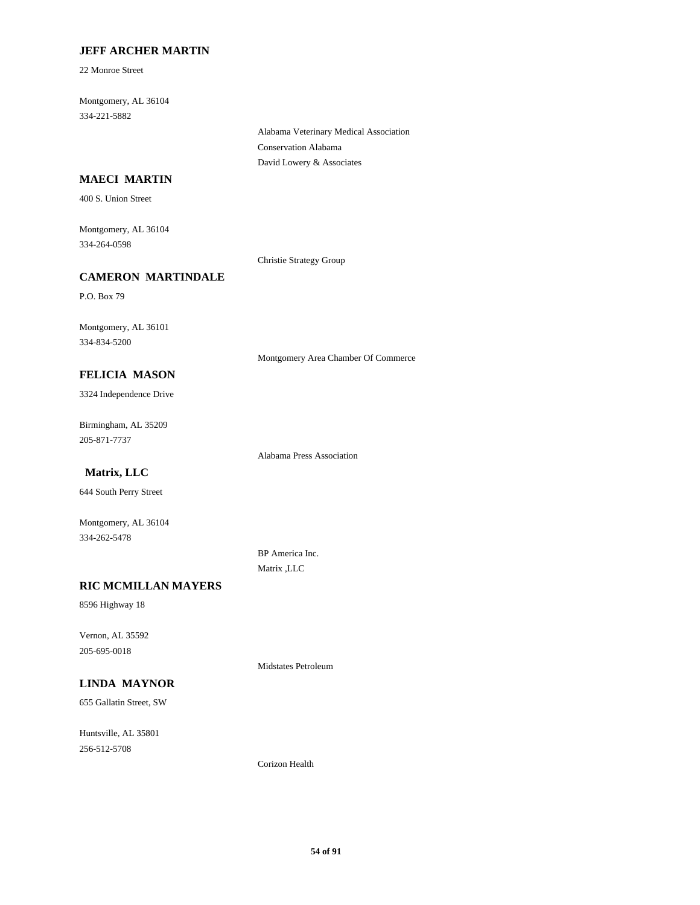**JEFF ARCHER MARTIN**

22 Monroe Street

Montgomery, AL 36104
334-221-5882

Alabama Veterinary Medical Association
Conservation Alabama
David Lowery & Associates

**MAECI MARTIN**

400 S. Union Street

Montgomery, AL 36104
334-264-0598

Christie Strategy Group

**CAMERON MARTINDALE**

P.O. Box 79

Montgomery, AL 36101
334-834-5200

Montgomery Area Chamber Of Commerce

**FELICIA MASON**

3324 Independence Drive

Birmingham, AL 35209
205-871-7737

Alabama Press Association

**Matrix, LLC**

644 South Perry Street

Montgomery, AL 36104
334-262-5478

BP America Inc.
Matrix ,LLC

**RIC MCMILLAN MAYERS**

8596 Highway 18

Vernon, AL 35592
205-695-0018

Midstates Petroleum

**LINDA MAYNOR**

655 Gallatin Street, SW

Huntsville, AL 35801
256-512-5708

Corizon Health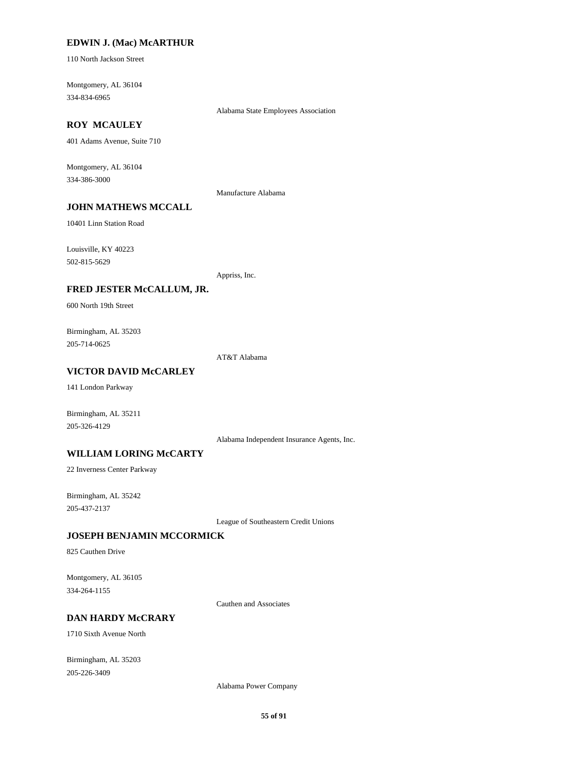**EDWIN J. (Mac) McARTHUR**

110 North Jackson Street

Montgomery, AL 36104

334-834-6965

Alabama State Employees Association

**ROY MCAULEY**

401 Adams Avenue, Suite 710

Montgomery, AL 36104

334-386-3000

Manufacture Alabama

**JOHN MATHEWS MCCALL**

10401 Linn Station Road

Louisville, KY 40223

502-815-5629

Appriss, Inc.

**FRED JESTER McCALLUM, JR.**

600 North 19th Street

Birmingham, AL 35203

205-714-0625

AT&T Alabama

**VICTOR DAVID McCARLEY**

141 London Parkway

Birmingham, AL 35211

205-326-4129

Alabama Independent Insurance Agents, Inc.

**WILLIAM LORING McCARTY**

22 Inverness Center Parkway

Birmingham, AL 35242

205-437-2137

League of Southeastern Credit Unions

**JOSEPH BENJAMIN MCCORMICK**

825 Cauthen Drive

Montgomery, AL 36105

334-264-1155

Cauthen and Associates

**DAN HARDY McCRARY**

1710 Sixth Avenue North

Birmingham, AL 35203

205-226-3409

Alabama Power Company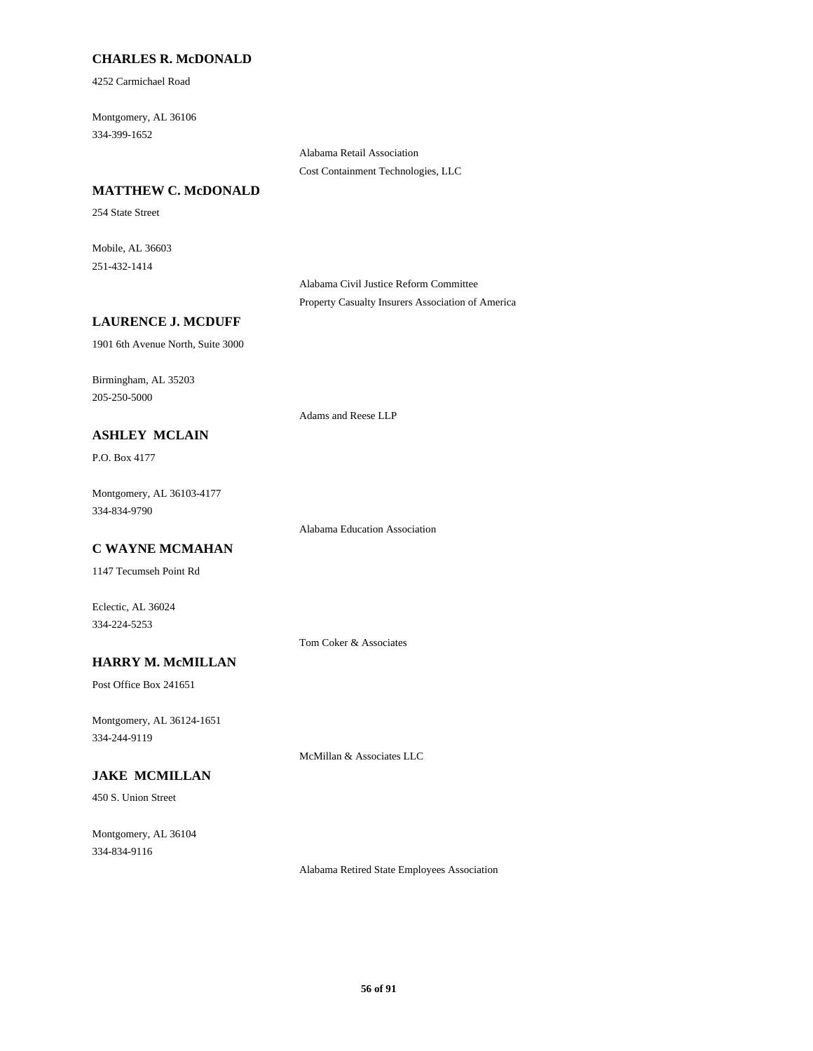**CHARLES R. McDONALD**

4252 Carmichael Road

Montgomery, AL 36106
334-399-1652

Alabama Retail Association
Cost Containment Technologies, LLC

**MATTHEW C. McDONALD**

254 State Street

Mobile, AL 36603
251-432-1414

Alabama Civil Justice Reform Committee
Property Casualty Insurers Association of America

**LAURENCE J. MCDUFF**

1901 6th Avenue North, Suite 3000

Birmingham, AL 35203
205-250-5000

Adams and Reese LLP

**ASHLEY MCLAIN**

P.O. Box 4177

Montgomery, AL 36103-4177
334-834-9790

Alabama Education Association

**C WAYNE MCMAHAN**

1147 Tecumseh Point Rd

Eclectic, AL 36024
334-224-5253

Tom Coker & Associates

**HARRY M. McMILLAN**

Post Office Box 241651

Montgomery, AL 36124-1651
334-244-9119

McMillan & Associates LLC

**JAKE MCMILLAN**

450 S. Union Street

Montgomery, AL 36104
334-834-9116

Alabama Retired State Employees Association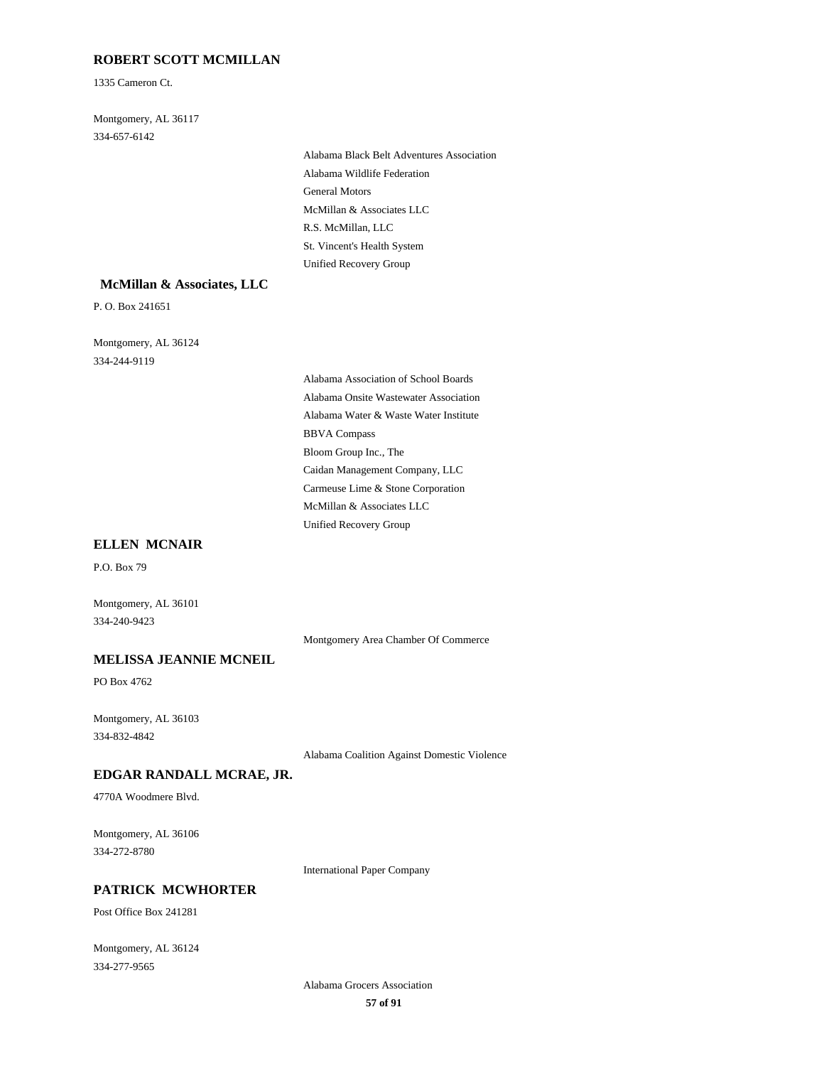**ROBERT SCOTT MCMILLAN**

1335 Cameron Ct.

Montgomery, AL 36117

334-657-6142

- Alabama Black Belt Adventures Association
- Alabama Wildlife Federation
- General Motors
- McMillan & Associates LLC
- R.S. McMillan, LLC
- St. Vincent's Health System
- Unified Recovery Group

**McMillan & Associates, LLC**

P. O. Box 241651

Montgomery, AL 36124

334-244-9119

- Alabama Association of School Boards
- Alabama Onsite Wastewater Association
- Alabama Water & Waste Water Institute
- BBVA Compass
- Bloom Group Inc., The
- Caidan Management Company, LLC
- Carmeuse Lime & Stone Corporation
- McMillan & Associates LLC
- Unified Recovery Group

**ELLEN MCNAIR**

P.O. Box 79

Montgomery, AL 36101

334-240-9423

- Montgomery Area Chamber Of Commerce

**MELISSA JEANNIE MCNEIL**

PO Box 4762

Montgomery, AL 36103

334-832-4842

- Alabama Coalition Against Domestic Violence

**EDGAR RANDALL MCRAE, JR.**

4770A Woodmere Blvd.

Montgomery, AL 36106

334-272-8780

- International Paper Company

**PATRICK MCWHORTER**

Post Office Box 241281

Montgomery, AL 36124

334-277-9565

- Alabama Grocers Association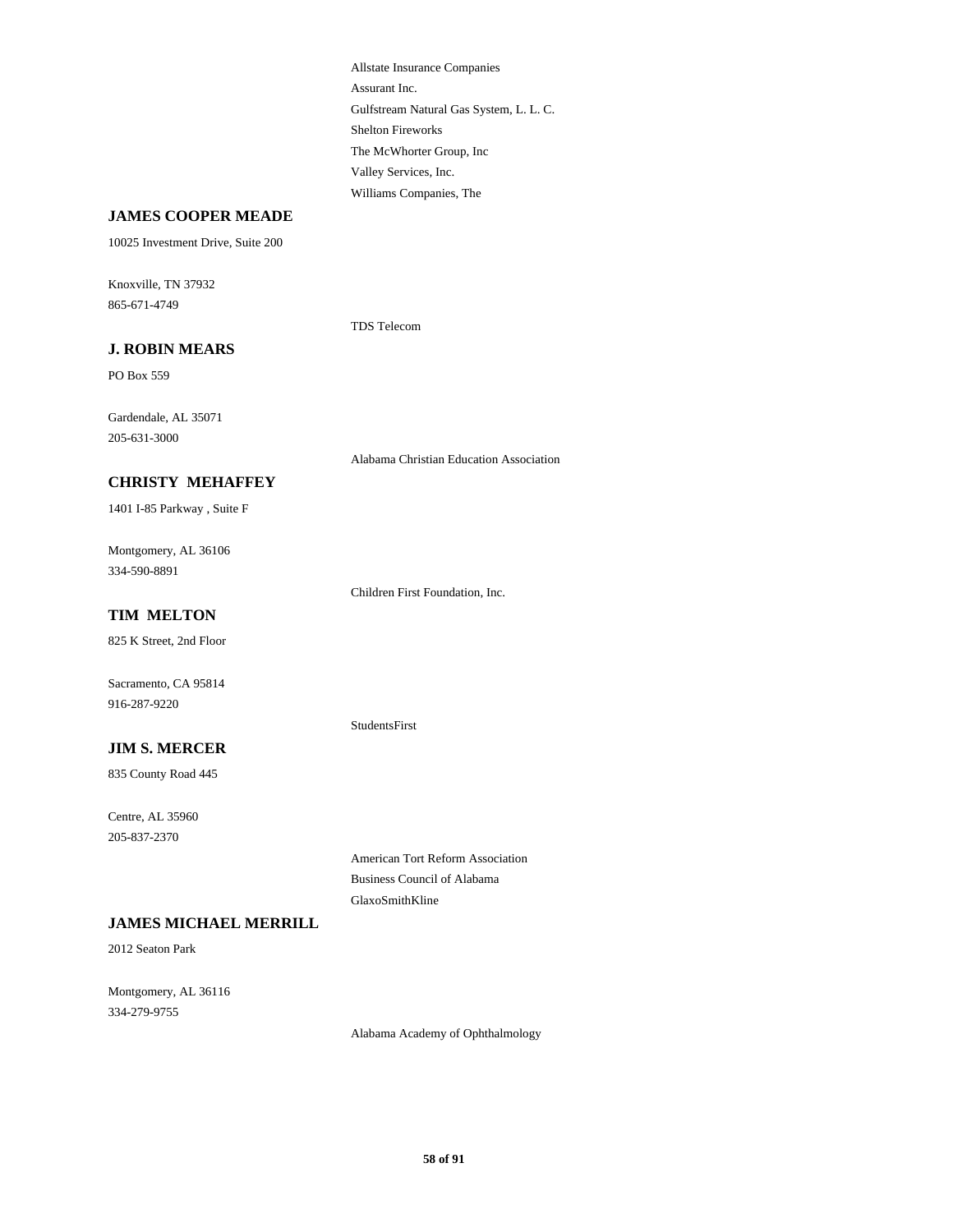Allstate Insurance Companies
Assurant Inc.
Gulfstream Natural Gas System, L. L. C.
Shelton Fireworks
The McWhorter Group, Inc
Valley Services, Inc.
Williams Companies, The

**JAMES COOPER MEADE**

10025 Investment Drive, Suite 200

Knoxville, TN 37932
865-671-4749

TDS Telecom

**J. ROBIN MEARS**

PO Box 559

Gardendale, AL 35071
205-631-3000

Alabama Christian Education Association

**CHRISTY MEHAFFEY**

1401 I-85 Parkway , Suite F

Montgomery, AL 36106
334-590-8891

Children First Foundation, Inc.

**TIM MELTON**

825 K Street, 2nd Floor

Sacramento, CA 95814
916-287-9220

StudentsFirst

**JIM S. MERCER**

835 County Road 445

Centre, AL 35960
205-837-2370

American Tort Reform Association
Business Council of Alabama
GlaxoSmithKline

**JAMES MICHAEL MERRILL**

2012 Seaton Park

Montgomery, AL 36116
334-279-9755

Alabama Academy of Ophthalmology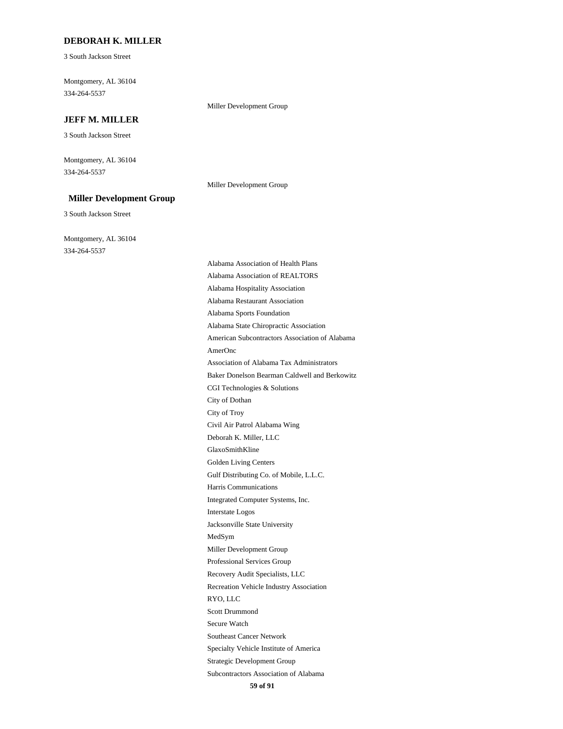**DEBORAH K. MILLER**

3 South Jackson Street

Montgomery, AL 36104
334-264-5537

Miller Development Group

**JEFF M. MILLER**

3 South Jackson Street

Montgomery, AL 36104
334-264-5537

Miller Development Group

**Miller Development Group**

3 South Jackson Street

Montgomery, AL 36104
334-264-5537

Alabama Association of Health Plans
Alabama Association of REALTORS
Alabama Hospitality Association
Alabama Restaurant Association
Alabama Sports Foundation
Alabama State Chiropractic Association
American Subcontractors Association of Alabama
AmerOnc
Association of Alabama Tax Administrators
Baker Donelson Bearman Caldwell and Berkowitz
CGI Technologies & Solutions
City of Dothan
City of Troy
Civil Air Patrol Alabama Wing
Deborah K. Miller, LLC
GlaxoSmithKline
Golden Living Centers
Gulf Distributing Co. of Mobile, L.L.C.
Harris Communications
Integrated Computer Systems, Inc.
Interstate Logos
Jacksonville State University
MedSym
Miller Development Group
Professional Services Group
Recovery Audit Specialists, LLC
Recreation Vehicle Industry Association
RYO, LLC
Scott Drummond
Secure Watch
Southeast Cancer Network
Specialty Vehicle Institute of America
Strategic Development Group
Subcontractors Association of Alabama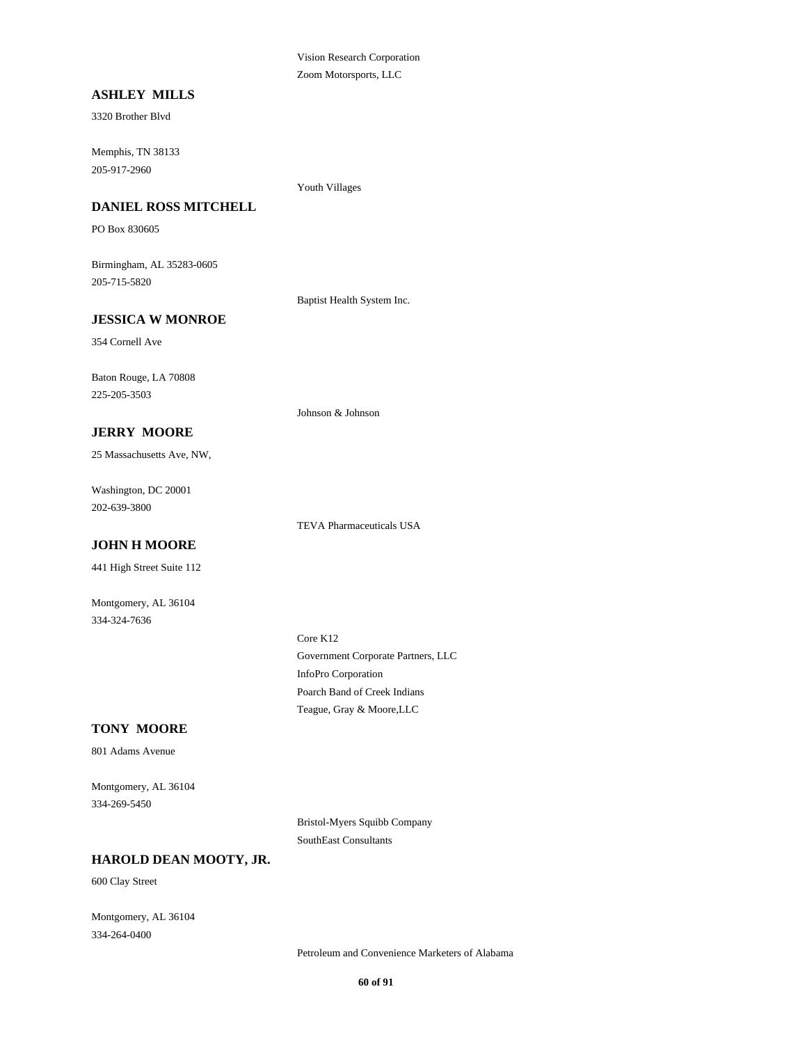Vision Research Corporation

Zoom Motorsports, LLC

**ASHLEY MILLS**

3320 Brother Blvd

Memphis, TN 38133

205-917-2960

Youth Villages

**DANIEL ROSS MITCHELL**

PO Box 830605

Birmingham, AL 35283-0605

205-715-5820

Baptist Health System Inc.

**JESSICA W MONROE**

354 Cornell Ave

Baton Rouge, LA 70808

225-205-3503

Johnson & Johnson

**JERRY MOORE**

25 Massachusetts Ave, NW,

Washington, DC 20001

202-639-3800

TEVA Pharmaceuticals USA

**JOHN H MOORE**

441 High Street Suite 112

Montgomery, AL 36104

334-324-7636

Core K12

Government Corporate Partners, LLC

InfoPro Corporation

Poarch Band of Creek Indians

Teague, Gray & Moore,LLC

**TONY MOORE**

801 Adams Avenue

Montgomery, AL 36104

334-269-5450

Bristol-Myers Squibb Company

SouthEast Consultants

**HAROLD DEAN MOOTY, JR.**

600 Clay Street

Montgomery, AL 36104

334-264-0400

Petroleum and Convenience Marketers of Alabama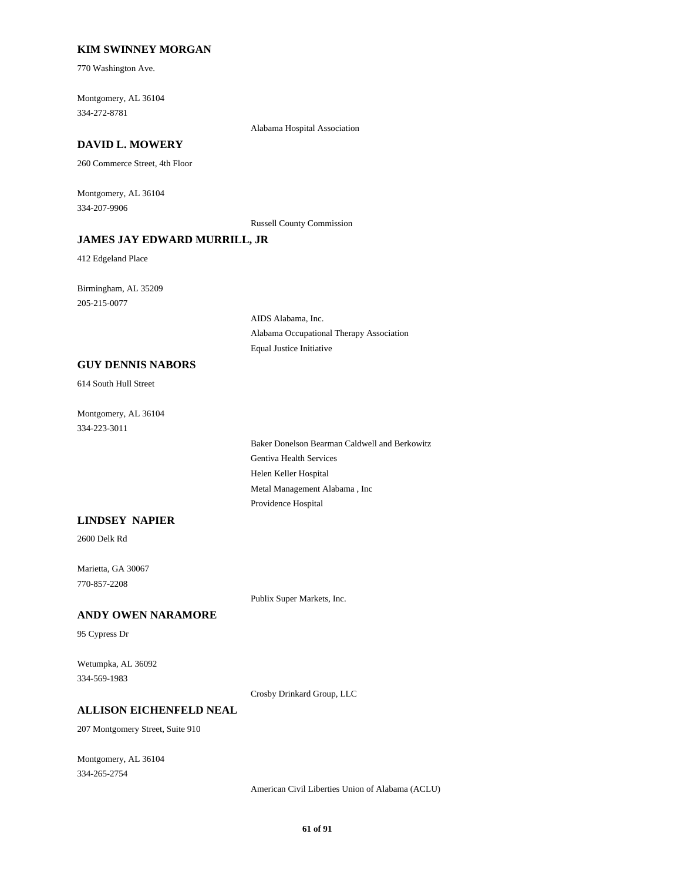**KIM SWINNEY MORGAN**

770 Washington Ave.

Montgomery, AL 36104
334-272-8781

Alabama Hospital Association

**DAVID L. MOWERY**

260 Commerce Street, 4th Floor

Montgomery, AL 36104
334-207-9906

Russell County Commission

**JAMES JAY EDWARD MURRILL, JR**

412 Edgeland Place

Birmingham, AL 35209
205-215-0077

AIDS Alabama, Inc.
Alabama Occupational Therapy Association
Equal Justice Initiative

**GUY DENNIS NABORS**

614 South Hull Street

Montgomery, AL 36104
334-223-3011

Baker Donelson Bearman Caldwell and Berkowitz
Gentiva Health Services
Helen Keller Hospital
Metal Management Alabama , Inc
Providence Hospital

**LINDSEY NAPIER**

2600 Delk Rd

Marietta, GA 30067
770-857-2208

Publix Super Markets, Inc.

**ANDY OWEN NARAMORE**

95 Cypress Dr

Wetumpka, AL 36092
334-569-1983

Crosby Drinkard Group, LLC

**ALLISON EICHENFELD NEAL**

207 Montgomery Street, Suite 910

Montgomery, AL 36104
334-265-2754

American Civil Liberties Union of Alabama (ACLU)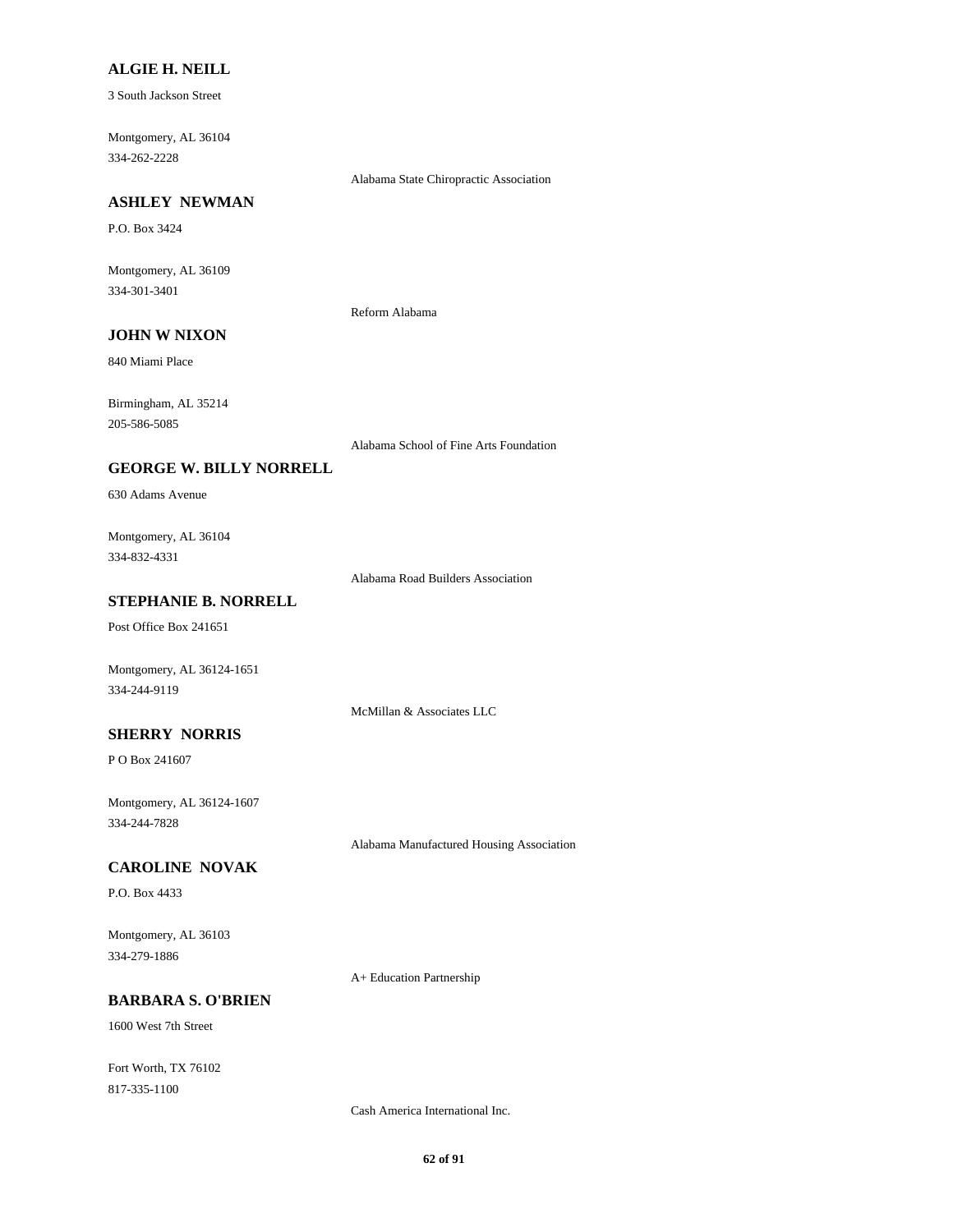**ALGIE H. NEILL**

3 South Jackson Street

Montgomery, AL 36104
334-262-2228

Alabama State Chiropractic Association

**ASHLEY NEWMAN**

P.O. Box 3424

Montgomery, AL 36109
334-301-3401

Reform Alabama

**JOHN W NIXON**

840 Miami Place

Birmingham, AL 35214
205-586-5085

Alabama School of Fine Arts Foundation

**GEORGE W. BILLY NORRELL**

630 Adams Avenue

Montgomery, AL 36104
334-832-4331

Alabama Road Builders Association

**STEPHANIE B. NORRELL**

Post Office Box 241651

Montgomery, AL 36124-1651
334-244-9119

McMillan & Associates LLC

**SHERRY NORRIS**

P O Box 241607

Montgomery, AL 36124-1607
334-244-7828

Alabama Manufactured Housing Association

**CAROLINE NOVAK**

P.O. Box 4433

Montgomery, AL 36103
334-279-1886

A+ Education Partnership

**BARBARA S. O'BRIEN**

1600 West 7th Street

Fort Worth, TX 76102
817-335-1100

Cash America International Inc.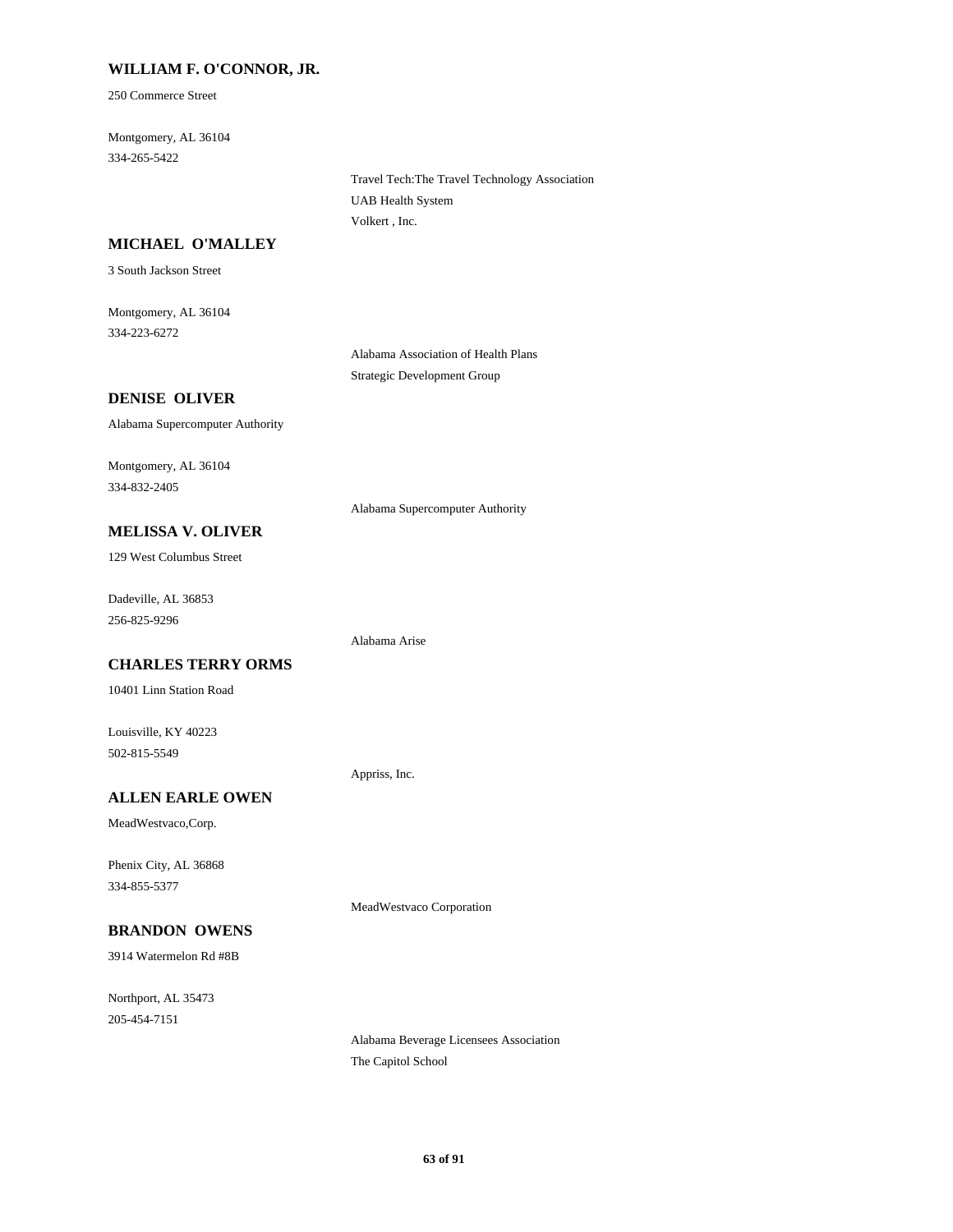**WILLIAM F. O'CONNOR, JR.**

250 Commerce Street

Montgomery, AL 36104
334-265-5422

Travel Tech:The Travel Technology Association
UAB Health System
Volkert , Inc.

**MICHAEL O'MALLEY**

3 South Jackson Street

Montgomery, AL 36104
334-223-6272

Alabama Association of Health Plans
Strategic Development Group

**DENISE OLIVER**

Alabama Supercomputer Authority

Montgomery, AL 36104
334-832-2405

Alabama Supercomputer Authority

**MELISSA V. OLIVER**

129 West Columbus Street

Dadeville, AL 36853
256-825-9296

Alabama Arise

**CHARLES TERRY ORMS**

10401 Linn Station Road

Louisville, KY 40223
502-815-5549

Appriss, Inc.

**ALLEN EARLE OWEN**

MeadWestvaco,Corp.

Phenix City, AL 36868
334-855-5377

MeadWestvaco Corporation

**BRANDON OWENS**

3914 Watermelon Rd #8B

Northport, AL 35473
205-454-7151

Alabama Beverage Licensees Association
The Capitol School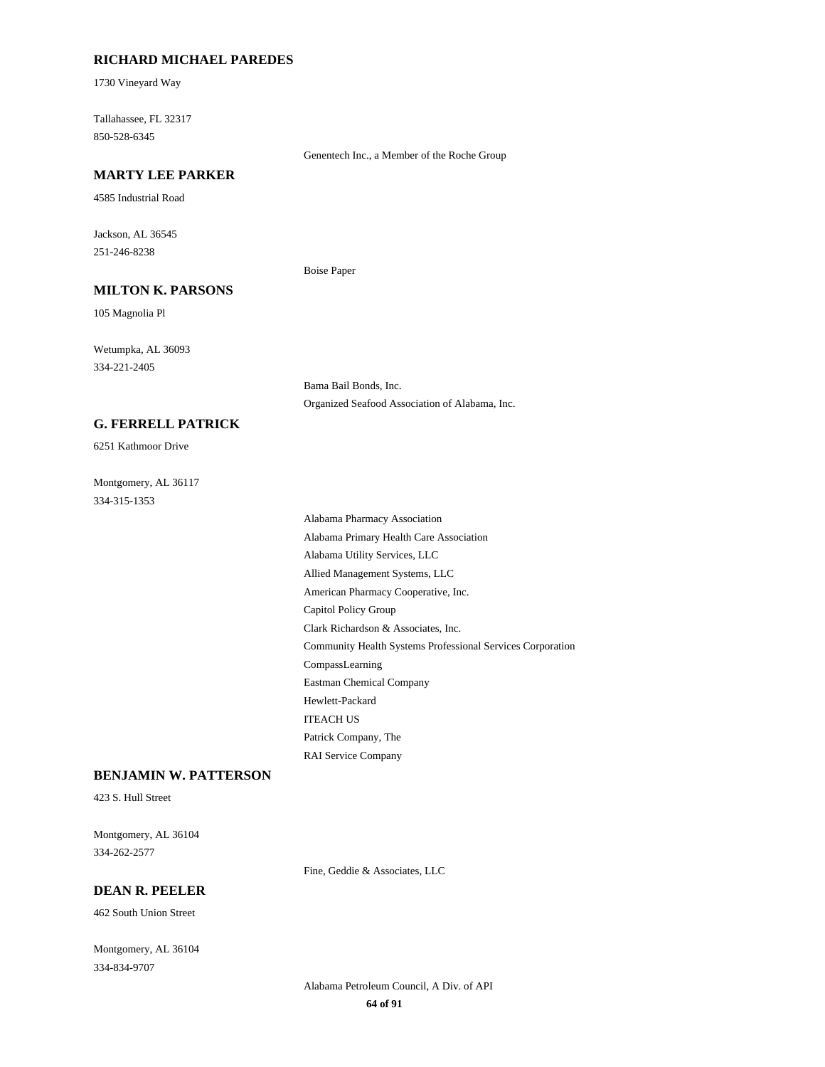## RICHARD MICHAEL PAREDES

1730 Vineyard Way

Tallahassee, FL 32317

850-528-6345

Genentech Inc., a Member of the Roche Group

## MARTY LEE PARKER

4585 Industrial Road

Jackson, AL 36545

251-246-8238

Boise Paper

## MILTON K. PARSONS

105 Magnolia Pl

Wetumpka, AL 36093

334-221-2405

Bama Bail Bonds, Inc.

Organized Seafood Association of Alabama, Inc.

## G. FERRELL PATRICK

6251 Kathmoor Drive

Montgomery, AL 36117

334-315-1353

Alabama Pharmacy Association

Alabama Primary Health Care Association

Alabama Utility Services, LLC

Allied Management Systems, LLC

American Pharmacy Cooperative, Inc.

Capitol Policy Group

Clark Richardson & Associates, Inc.

Community Health Systems Professional Services Corporation

CompassLearning

Eastman Chemical Company

Hewlett-Packard

ITEACH US

Patrick Company, The

RAI Service Company

## BENJAMIN W. PATTERSON

423 S. Hull Street

Montgomery, AL 36104

334-262-2577

Fine, Geddie & Associates, LLC

## DEAN R. PEELER

462 South Union Street

Montgomery, AL 36104

334-834-9707

Alabama Petroleum Council, A Div. of API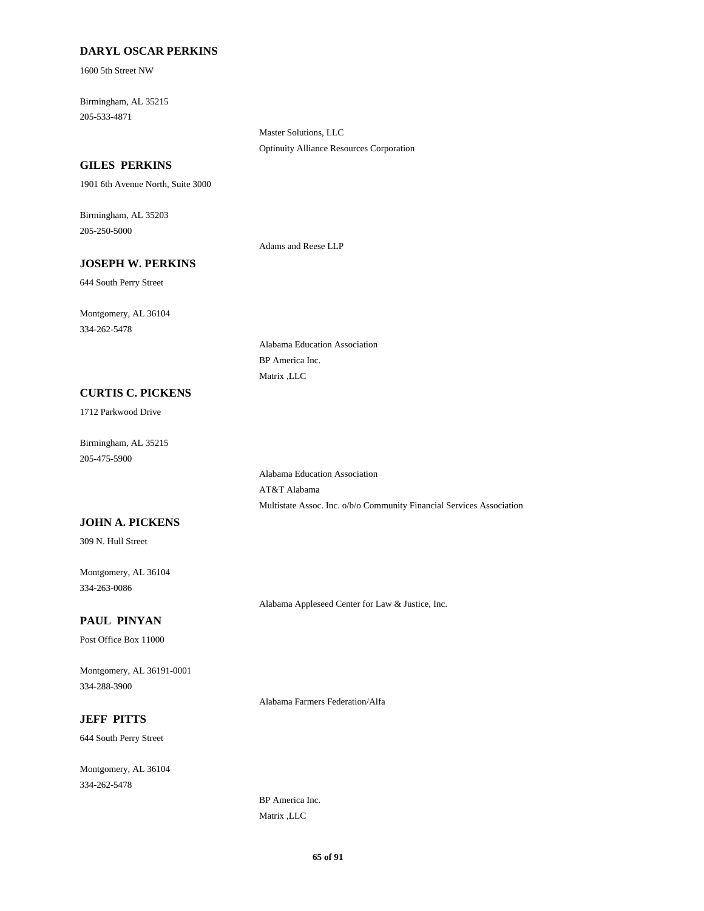**DARYL OSCAR PERKINS**

1600 5th Street NW

Birmingham, AL 35215

205-533-4871

Master Solutions, LLC

Optinuity Alliance Resources Corporation

**GILES PERKINS**

1901 6th Avenue North, Suite 3000

Birmingham, AL 35203

205-250-5000

Adams and Reese LLP

**JOSEPH W. PERKINS**

644 South Perry Street

Montgomery, AL 36104

334-262-5478

Alabama Education Association

BP America Inc.

Matrix ,LLC

**CURTIS C. PICKENS**

1712 Parkwood Drive

Birmingham, AL 35215

205-475-5900

Alabama Education Association

AT&T Alabama

Multistate Assoc. Inc. o/b/o Community Financial Services Association

**JOHN A. PICKENS**

309 N. Hull Street

Montgomery, AL 36104

334-263-0086

Alabama Appleseed Center for Law & Justice, Inc.

**PAUL PINYAN**

Post Office Box 11000

Montgomery, AL 36191-0001

334-288-3900

Alabama Farmers Federation/Alfa

**JEFF PITTS**

644 South Perry Street

Montgomery, AL 36104

334-262-5478

BP America Inc.

Matrix ,LLC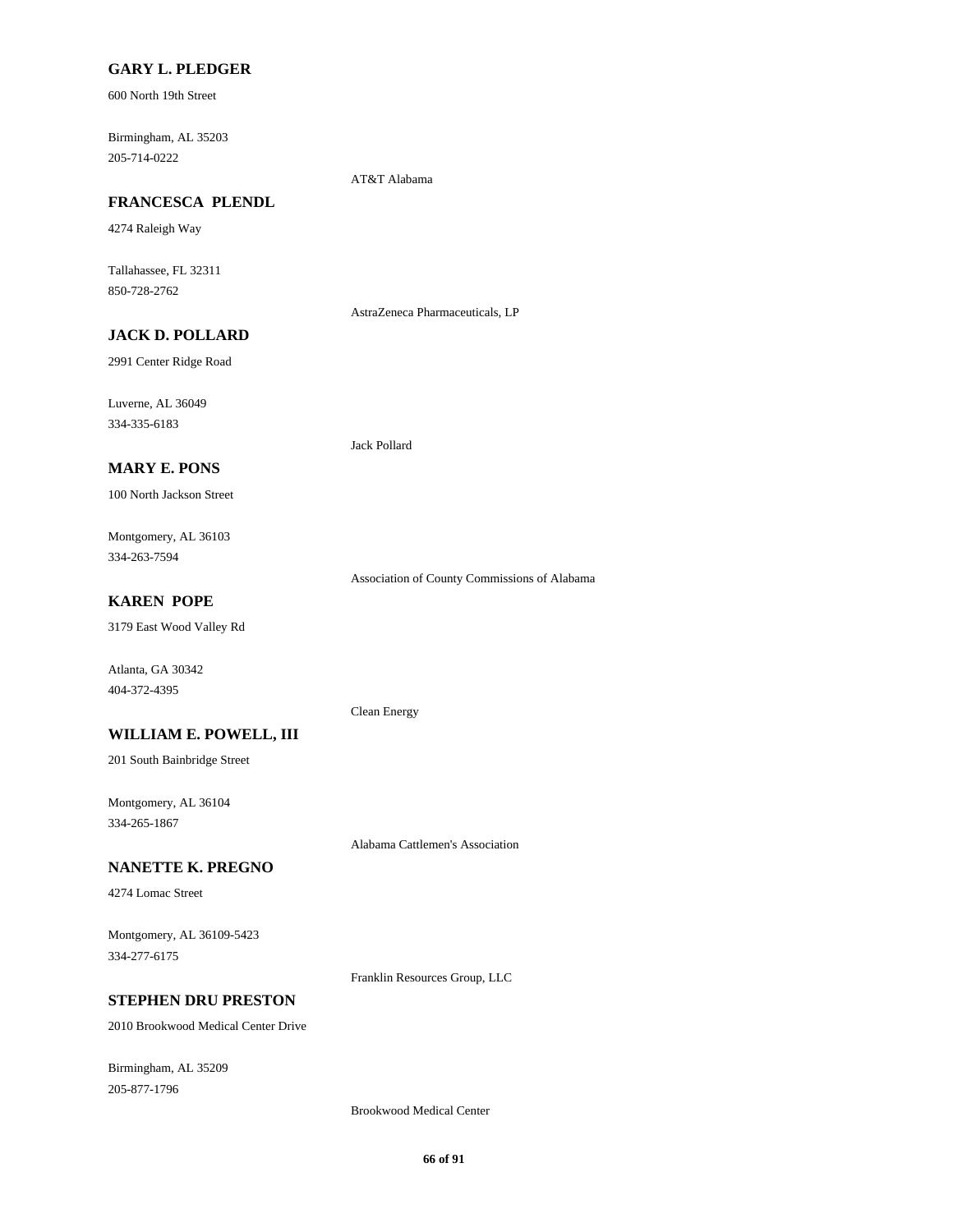**GARY L. PLEDGER**

600 North 19th Street

Birmingham, AL 35203

205-714-0222

AT&T Alabama

**FRANCESCA PLENDL**

4274 Raleigh Way

Tallahassee, FL 32311

850-728-2762

AstraZeneca Pharmaceuticals, LP

**JACK D. POLLARD**

2991 Center Ridge Road

Luverne, AL 36049

334-335-6183

Jack Pollard

**MARY E. PONS**

100 North Jackson Street

Montgomery, AL 36103

334-263-7594

Association of County Commissions of Alabama

**KAREN POPE**

3179 East Wood Valley Rd

Atlanta, GA 30342

404-372-4395

Clean Energy

**WILLIAM E. POWELL, III**

201 South Bainbridge Street

Montgomery, AL 36104

334-265-1867

Alabama Cattlemen's Association

**NANETTE K. PREGNO**

4274 Lomac Street

Montgomery, AL 36109-5423

334-277-6175

Franklin Resources Group, LLC

**STEPHEN DRU PRESTON**

2010 Brookwood Medical Center Drive

Birmingham, AL 35209

205-877-1796

Brookwood Medical Center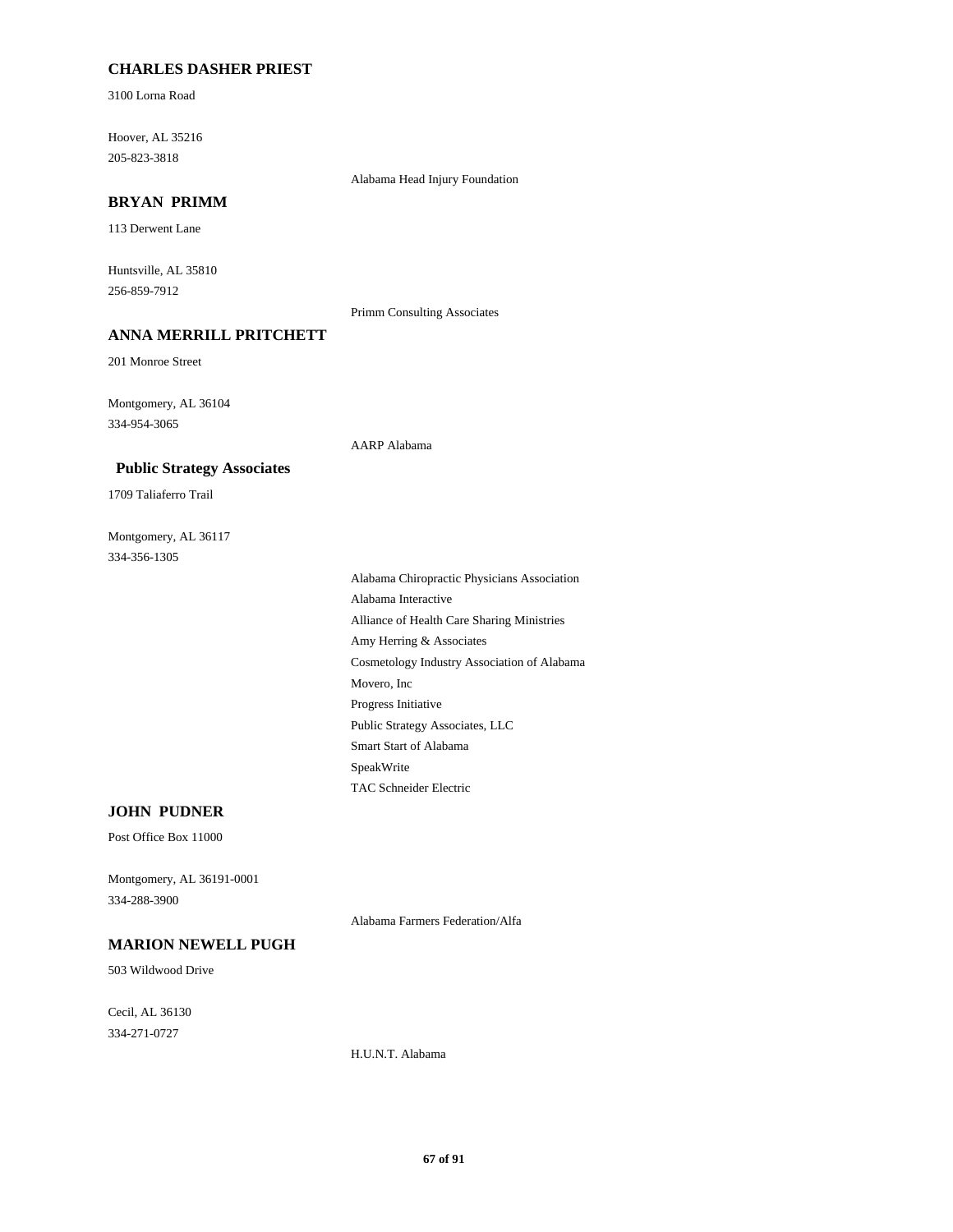**CHARLES DASHER PRIEST**

3100 Lorna Road

Hoover, AL 35216

205-823-3818

Alabama Head Injury Foundation

**BRYAN PRIMM**

113 Derwent Lane

Huntsville, AL 35810

256-859-7912

Primm Consulting Associates

**ANNA MERRILL PRITCHETT**

201 Monroe Street

Montgomery, AL 36104

334-954-3065

AARP Alabama

**Public Strategy Associates**

1709 Taliaferro Trail

Montgomery, AL 36117

334-356-1305

Alabama Chiropractic Physicians Association
Alabama Interactive
Alliance of Health Care Sharing Ministries
Amy Herring & Associates
Cosmetology Industry Association of Alabama
Movero, Inc
Progress Initiative
Public Strategy Associates, LLC
Smart Start of Alabama
SpeakWrite
TAC Schneider Electric

**JOHN PUDNER**

Post Office Box 11000

Montgomery, AL 36191-0001

334-288-3900

Alabama Farmers Federation/Alfa

**MARION NEWELL PUGH**

503 Wildwood Drive

Cecil, AL 36130

334-271-0727

H.U.N.T. Alabama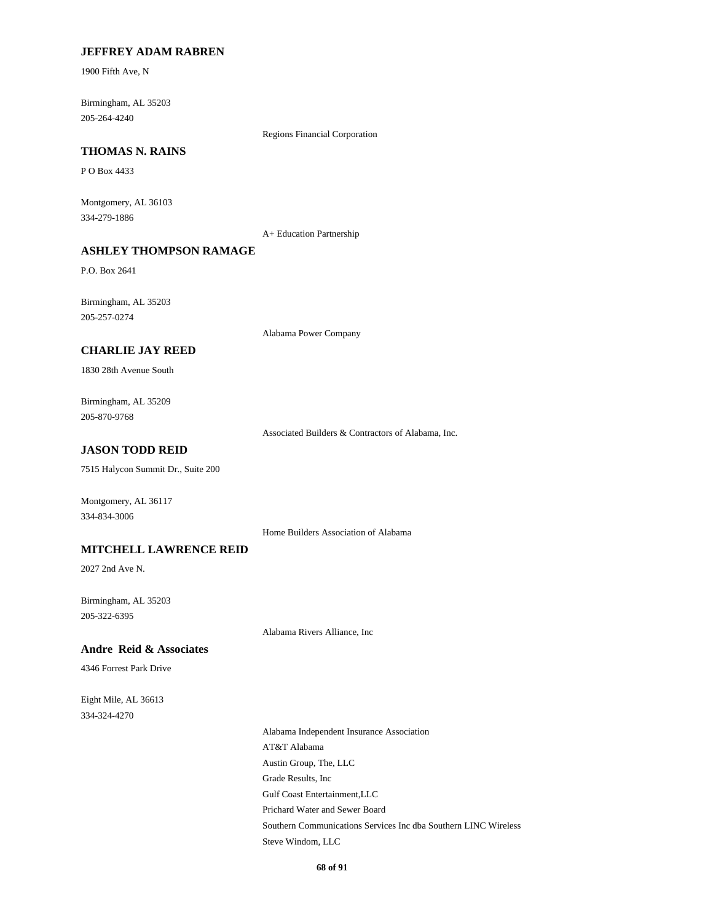**JEFFREY ADAM RABREN**

1900 Fifth Ave, N

Birmingham, AL 35203
205-264-4240

Regions Financial Corporation

**THOMAS N. RAINS**

P O Box 4433

Montgomery, AL 36103
334-279-1886

A+ Education Partnership

**ASHLEY THOMPSON RAMAGE**

P.O. Box 2641

Birmingham, AL 35203
205-257-0274

Alabama Power Company

**CHARLIE JAY REED**

1830 28th Avenue South

Birmingham, AL 35209
205-870-9768

Associated Builders & Contractors of Alabama, Inc.

**JASON TODD REID**

7515 Halycon Summit Dr., Suite 200

Montgomery, AL 36117
334-834-3006

Home Builders Association of Alabama

**MITCHELL LAWRENCE REID**

2027 2nd Ave N.

Birmingham, AL 35203
205-322-6395

Alabama Rivers Alliance, Inc

**Andre Reid & Associates**

4346 Forrest Park Drive

Eight Mile, AL 36613
334-324-4270

Alabama Independent Insurance Association
AT&T Alabama
Austin Group, The, LLC
Grade Results, Inc
Gulf Coast Entertainment,LLC
Prichard Water and Sewer Board
Southern Communications Services Inc dba Southern LINC Wireless
Steve Windom, LLC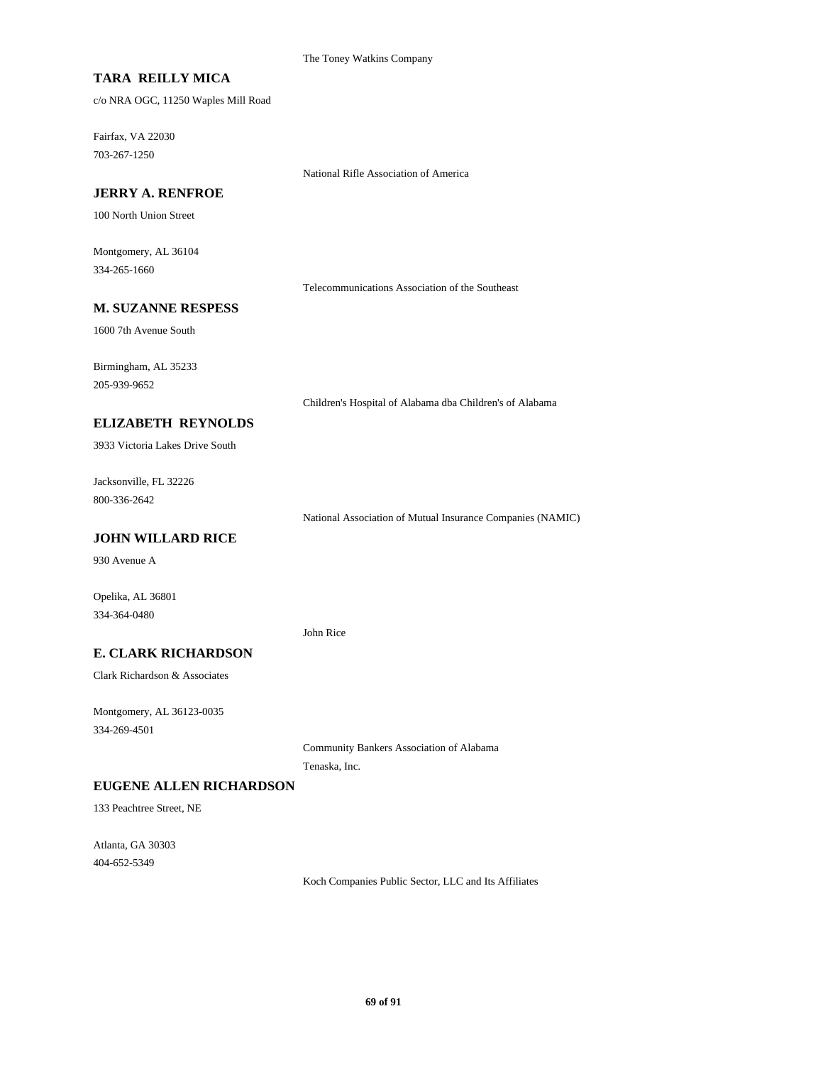The Toney Watkins Company

**TARA REILLY MICA**

c/o NRA OGC, 11250 Waples Mill Road

Fairfax, VA 22030

703-267-1250

National Rifle Association of America

**JERRY A. RENFROE**

100 North Union Street

Montgomery, AL 36104

334-265-1660

Telecommunications Association of the Southeast

**M. SUZANNE RESPESS**

1600 7th Avenue South

Birmingham, AL 35233

205-939-9652

Children's Hospital of Alabama dba Children's of Alabama

**ELIZABETH REYNOLDS**

3933 Victoria Lakes Drive South

Jacksonville, FL 32226

800-336-2642

National Association of Mutual Insurance Companies (NAMIC)

**JOHN WILLARD RICE**

930 Avenue A

Opelika, AL 36801

334-364-0480

John Rice

**E. CLARK RICHARDSON**

Clark Richardson & Associates

Montgomery, AL 36123-0035

334-269-4501

Community Bankers Association of Alabama

Tenaska, Inc.

**EUGENE ALLEN RICHARDSON**

133 Peachtree Street, NE

Atlanta, GA 30303

404-652-5349

Koch Companies Public Sector, LLC and Its Affiliates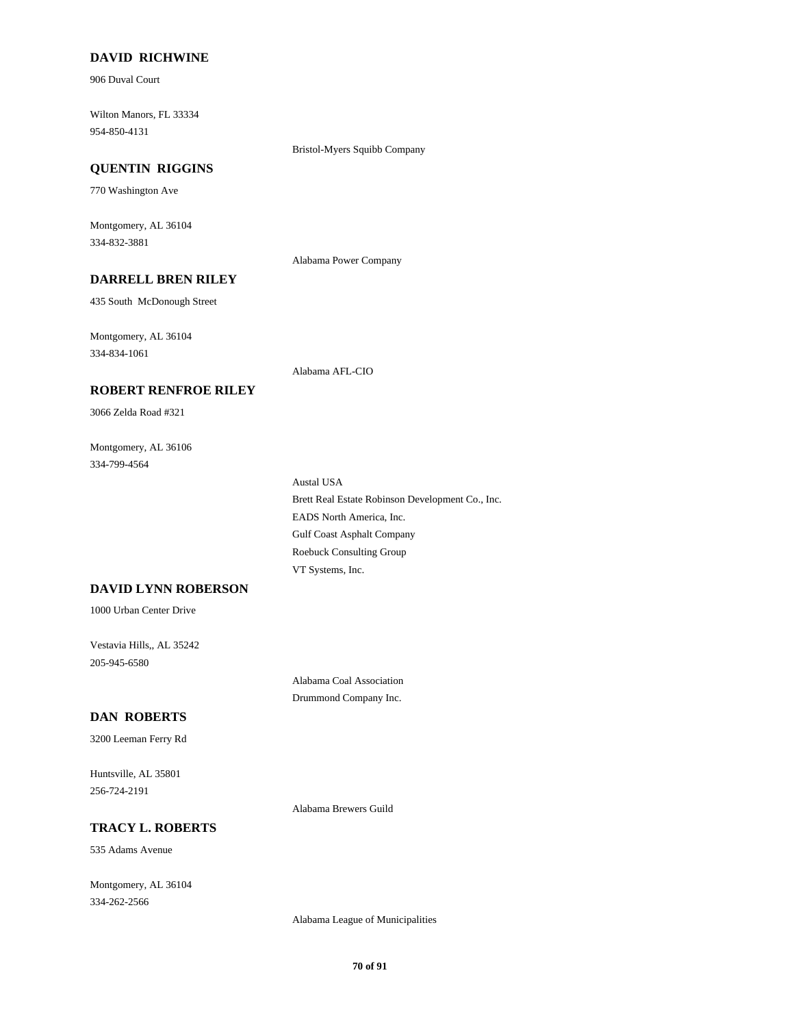**DAVID RICHWINE**

906 Duval Court

Wilton Manors, FL 33334
954-850-4131

Bristol-Myers Squibb Company

**QUENTIN RIGGINS**

770 Washington Ave

Montgomery, AL 36104
334-832-3881

Alabama Power Company

**DARRELL BREN RILEY**

435 South McDonough Street

Montgomery, AL 36104
334-834-1061

Alabama AFL-CIO

**ROBERT RENFROE RILEY**

3066 Zelda Road #321

Montgomery, AL 36106
334-799-4564

Austal USA
Brett Real Estate Robinson Development Co., Inc.
EADS North America, Inc.
Gulf Coast Asphalt Company
Roebuck Consulting Group
VT Systems, Inc.

**DAVID LYNN ROBERSON**

1000 Urban Center Drive

Vestavia Hills,, AL 35242
205-945-6580

Alabama Coal Association
Drummond Company Inc.

**DAN ROBERTS**

3200 Leeman Ferry Rd

Huntsville, AL 35801
256-724-2191

Alabama Brewers Guild

**TRACY L. ROBERTS**

535 Adams Avenue

Montgomery, AL 36104
334-262-2566

Alabama League of Municipalities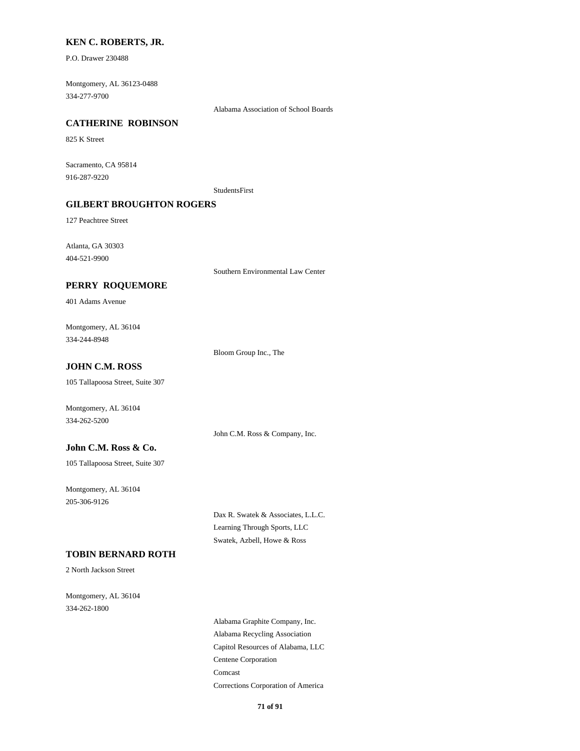**KEN C. ROBERTS, JR.**

P.O. Drawer 230488

Montgomery, AL 36123-0488
334-277-9700

Alabama Association of School Boards

**CATHERINE ROBINSON**

825 K Street

Sacramento, CA 95814
916-287-9220

StudentsFirst

**GILBERT BROUGHTON ROGERS**

127 Peachtree Street

Atlanta, GA 30303
404-521-9900

Southern Environmental Law Center

**PERRY ROQUEMORE**

401 Adams Avenue

Montgomery, AL 36104
334-244-8948

Bloom Group Inc., The

**JOHN C.M. ROSS**

105 Tallapoosa Street, Suite 307

Montgomery, AL 36104
334-262-5200

John C.M. Ross & Company, Inc.

**John C.M. Ross & Co.**

105 Tallapoosa Street, Suite 307

Montgomery, AL 36104
205-306-9126

Dax R. Swatek & Associates, L.L.C.
Learning Through Sports, LLC
Swatek, Azbell, Howe & Ross

**TOBIN BERNARD ROTH**

2 North Jackson Street

Montgomery, AL 36104
334-262-1800

Alabama Graphite Company, Inc.
Alabama Recycling Association
Capitol Resources of Alabama, LLC
Centene Corporation
Comcast
Corrections Corporation of America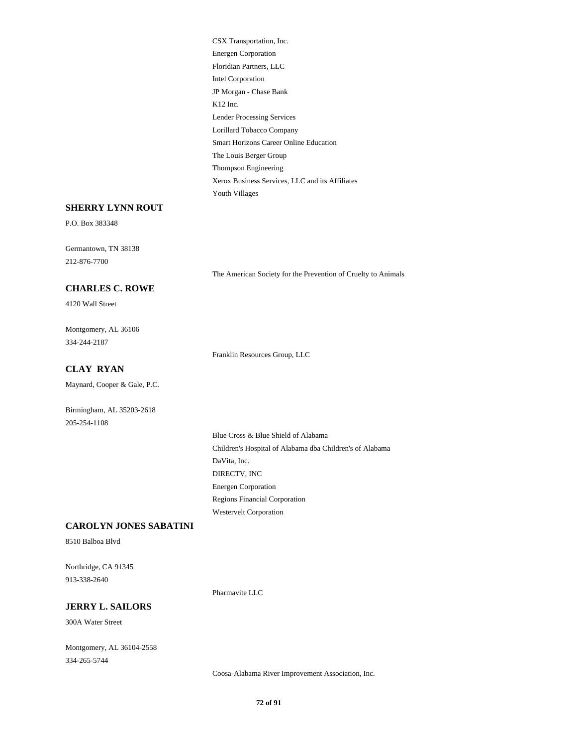CSX Transportation, Inc.
Energen Corporation
Floridian Partners, LLC
Intel Corporation
JP Morgan - Chase Bank
K12 Inc.
Lender Processing Services
Lorillard Tobacco Company
Smart Horizons Career Online Education
The Louis Berger Group
Thompson Engineering
Xerox Business Services, LLC and its Affiliates
Youth Villages

**SHERRY LYNN ROUT**

P.O. Box 383348

Germantown, TN 38138
212-876-7700

The American Society for the Prevention of Cruelty to Animals

**CHARLES C. ROWE**

4120 Wall Street

Montgomery, AL 36106
334-244-2187

Franklin Resources Group, LLC

**CLAY RYAN**

Maynard, Cooper & Gale, P.C.

Birmingham, AL 35203-2618
205-254-1108

Blue Cross & Blue Shield of Alabama
Children's Hospital of Alabama dba Children's of Alabama
DaVita, Inc.
DIRECTV, INC
Energen Corporation
Regions Financial Corporation
Westervelt Corporation

**CAROLYN JONES SABATINI**

8510 Balboa Blvd

Northridge, CA 91345
913-338-2640

Pharmavite LLC

**JERRY L. SAILORS**

300A Water Street

Montgomery, AL 36104-2558
334-265-5744

Coosa-Alabama River Improvement Association, Inc.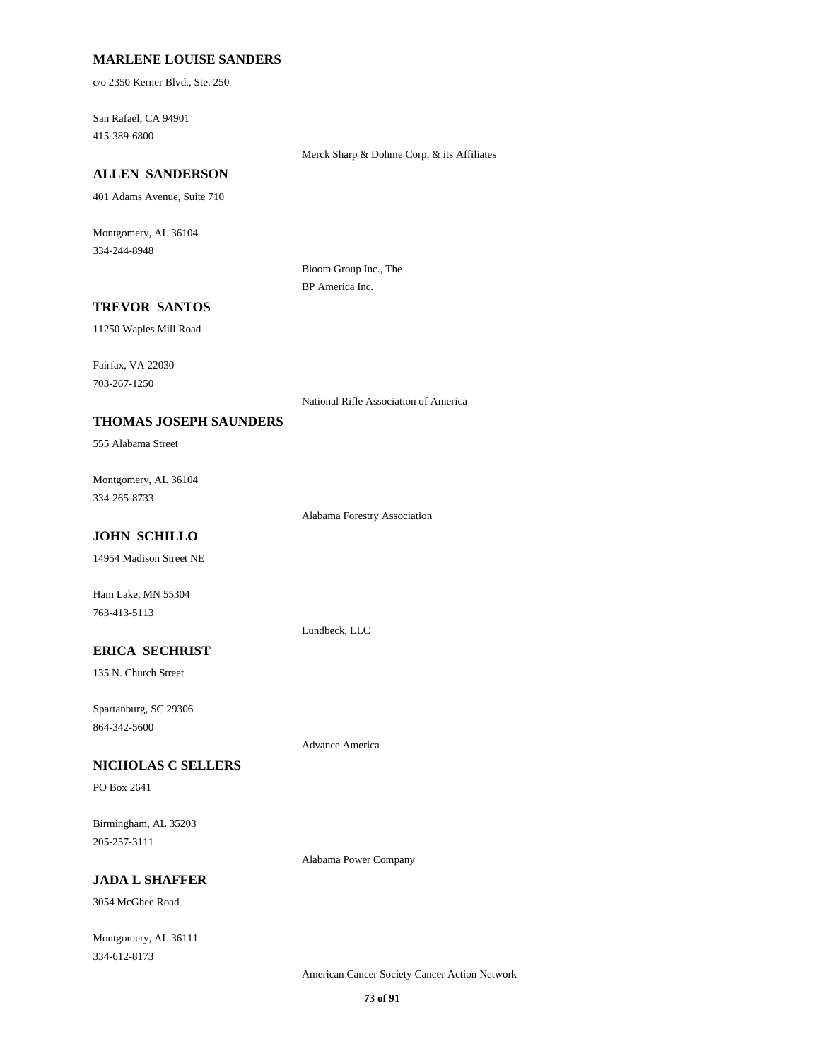**MARLENE LOUISE SANDERS**

c/o 2350 Kerner Blvd., Ste. 250

San Rafael, CA 94901
415-389-6800

Merck Sharp & Dohme Corp. & its Affiliates

**ALLEN SANDERSON**

401 Adams Avenue, Suite 710

Montgomery, AL 36104
334-244-8948

Bloom Group Inc., The
BP America Inc.

**TREVOR SANTOS**

11250 Waples Mill Road

Fairfax, VA 22030
703-267-1250

National Rifle Association of America

**THOMAS JOSEPH SAUNDERS**

555 Alabama Street

Montgomery, AL 36104
334-265-8733

Alabama Forestry Association

**JOHN SCHILLO**

14954 Madison Street NE

Ham Lake, MN 55304
763-413-5113

Lundbeck, LLC

**ERICA SECHRIST**

135 N. Church Street

Spartanburg, SC 29306
864-342-5600

Advance America

**NICHOLAS C SELLERS**

PO Box 2641

Birmingham, AL 35203
205-257-3111

Alabama Power Company

**JADA L SHAFFER**

3054 McGhee Road

Montgomery, AL 36111
334-612-8173

American Cancer Society Cancer Action Network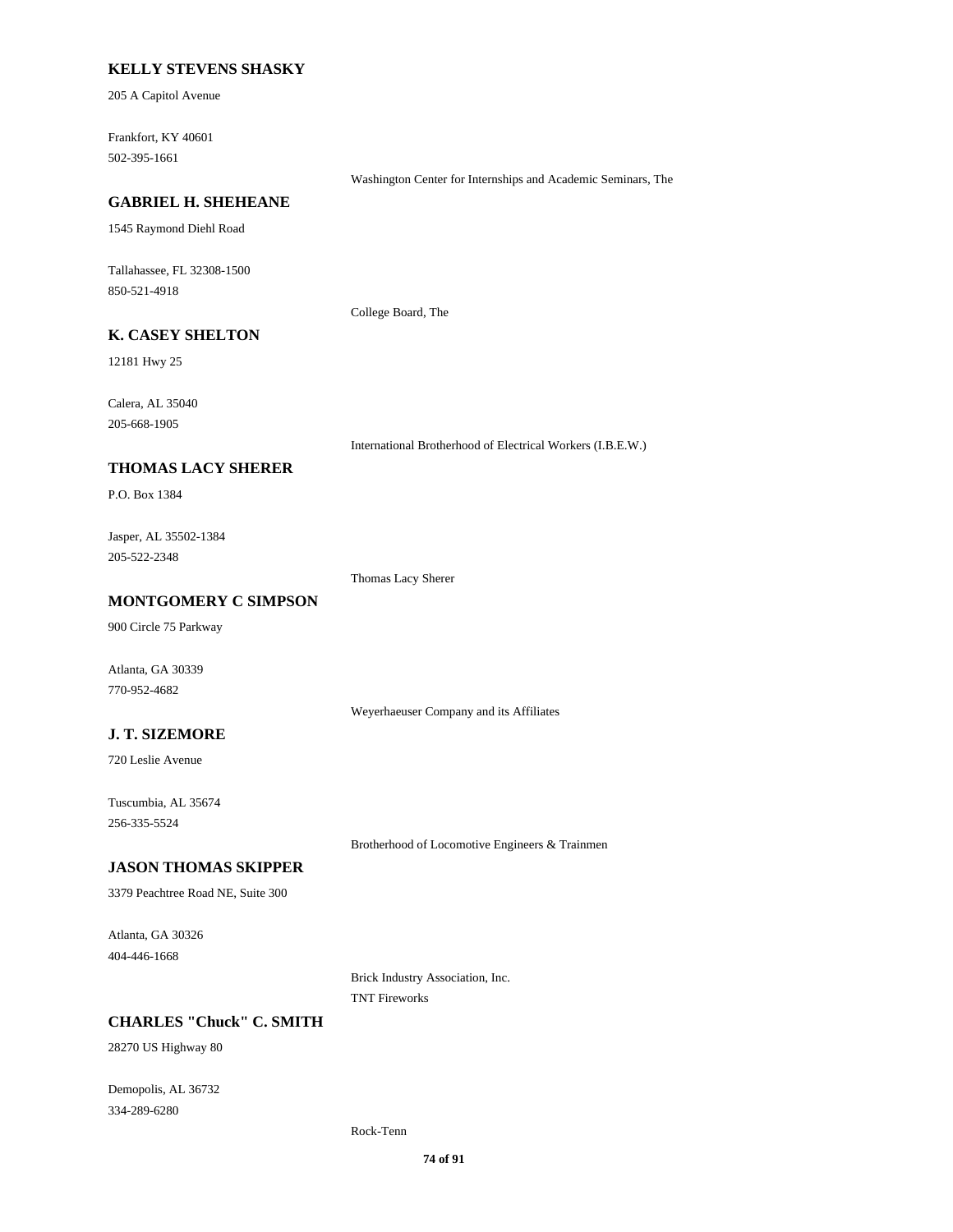**KELLY STEVENS SHASKY**

205 A Capitol Avenue

Frankfort, KY 40601
502-395-1661

Washington Center for Internships and Academic Seminars, The

**GABRIEL H. SHEHEANE**

1545 Raymond Diehl Road

Tallahassee, FL 32308-1500
850-521-4918

College Board, The

**K. CASEY SHELTON**

12181 Hwy 25

Calera, AL 35040
205-668-1905

International Brotherhood of Electrical Workers (I.B.E.W.)

**THOMAS LACY SHERER**

P.O. Box 1384

Jasper, AL 35502-1384
205-522-2348

Thomas Lacy Sherer

**MONTGOMERY C SIMPSON**

900 Circle 75 Parkway

Atlanta, GA 30339
770-952-4682

Weyerhaeuser Company and its Affiliates

**J. T. SIZEMORE**

720 Leslie Avenue

Tuscumbia, AL 35674
256-335-5524

Brotherhood of Locomotive Engineers & Trainmen

**JASON THOMAS SKIPPER**

3379 Peachtree Road NE, Suite 300

Atlanta, GA 30326
404-446-1668

Brick Industry Association, Inc.
TNT Fireworks

**CHARLES "Chuck" C. SMITH**

28270 US Highway 80

Demopolis, AL 36732
334-289-6280

Rock-Tenn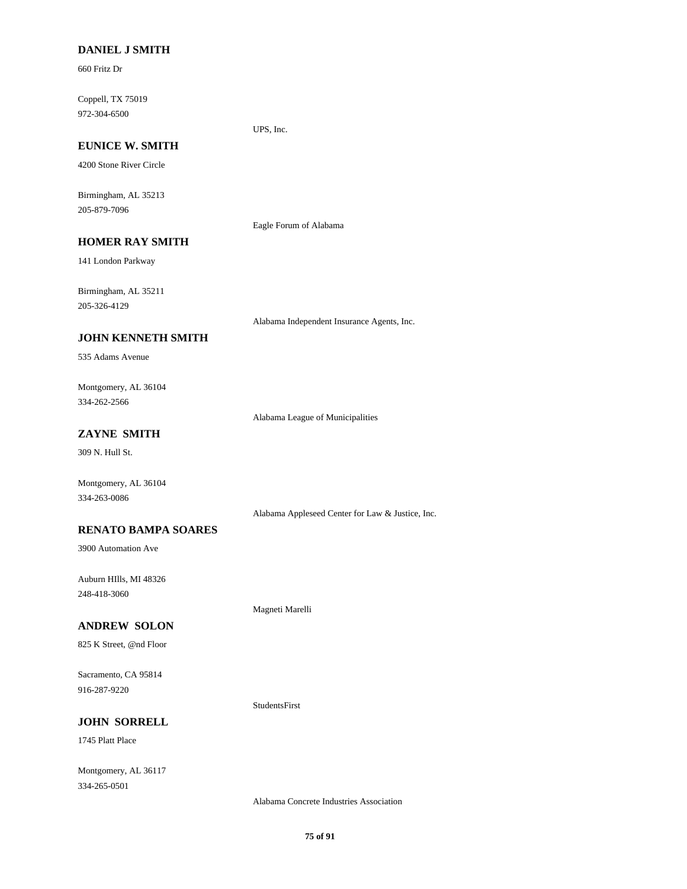**DANIEL J SMITH**

660 Fritz Dr

Coppell, TX 75019
972-304-6500

UPS, Inc.

**EUNICE W. SMITH**

4200 Stone River Circle

Birmingham, AL 35213
205-879-7096

Eagle Forum of Alabama

**HOMER RAY SMITH**

141 London Parkway

Birmingham, AL 35211
205-326-4129

Alabama Independent Insurance Agents, Inc.

**JOHN KENNETH SMITH**

535 Adams Avenue

Montgomery, AL 36104
334-262-2566

Alabama League of Municipalities

**ZAYNE SMITH**

309 N. Hull St.

Montgomery, AL 36104
334-263-0086

Alabama Appleseed Center for Law & Justice, Inc.

**RENATO BAMPA SOARES**

3900 Automation Ave

Auburn HIlls, MI 48326
248-418-3060

Magneti Marelli

**ANDREW SOLON**

825 K Street, @nd Floor

Sacramento, CA 95814
916-287-9220

StudentsFirst

**JOHN SORRELL**

1745 Platt Place

Montgomery, AL 36117
334-265-0501

Alabama Concrete Industries Association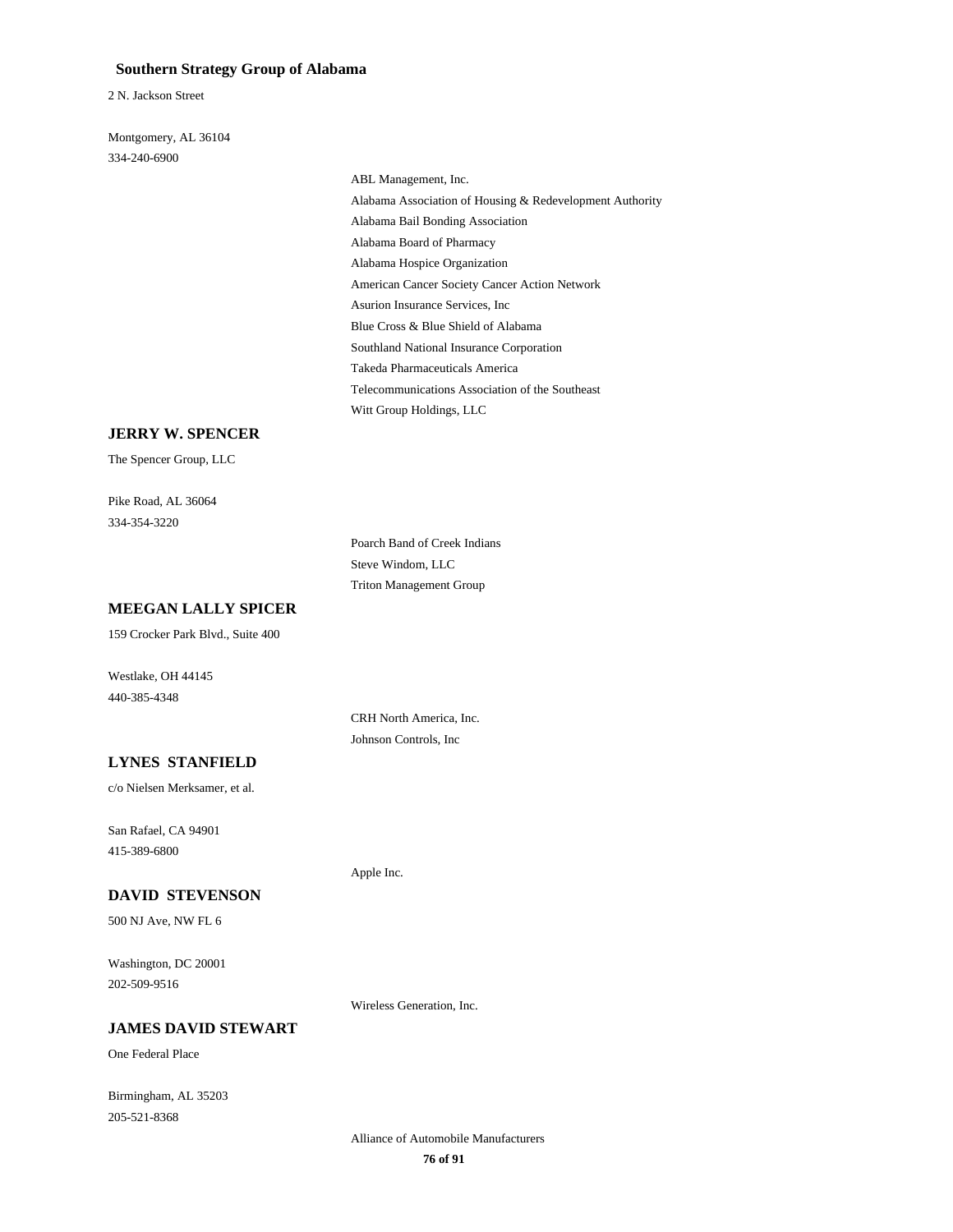**Southern Strategy Group of Alabama**

2 N. Jackson Street

Montgomery, AL 36104

334-240-6900

- ABL Management, Inc.
- Alabama Association of Housing & Redevelopment Authority
- Alabama Bail Bonding Association
- Alabama Board of Pharmacy
- Alabama Hospice Organization
- American Cancer Society Cancer Action Network
- Asurion Insurance Services, Inc
- Blue Cross & Blue Shield of Alabama
- Southland National Insurance Corporation
- Takeda Pharmaceuticals America
- Telecommunications Association of the Southeast
- Witt Group Holdings, LLC

## JERRY W. SPENCER

The Spencer Group, LLC

Pike Road, AL 36064

334-354-3220

- Poarch Band of Creek Indians
- Steve Windom, LLC
- Triton Management Group

## MEEGAN LALLY SPICER

159 Crocker Park Blvd., Suite 400

Westlake, OH 44145

440-385-4348

- CRH North America, Inc.
- Johnson Controls, Inc

## LYNES STANFIELD

c/o Nielsen Merksamer, et al.

San Rafael, CA 94901

415-389-6800

- Apple Inc.

## DAVID STEVENSON

500 NJ Ave, NW FL 6

Washington, DC 20001

202-509-9516

- Wireless Generation, Inc.

## JAMES DAVID STEWART

One Federal Place

Birmingham, AL 35203

205-521-8368

- Alliance of Automobile Manufacturers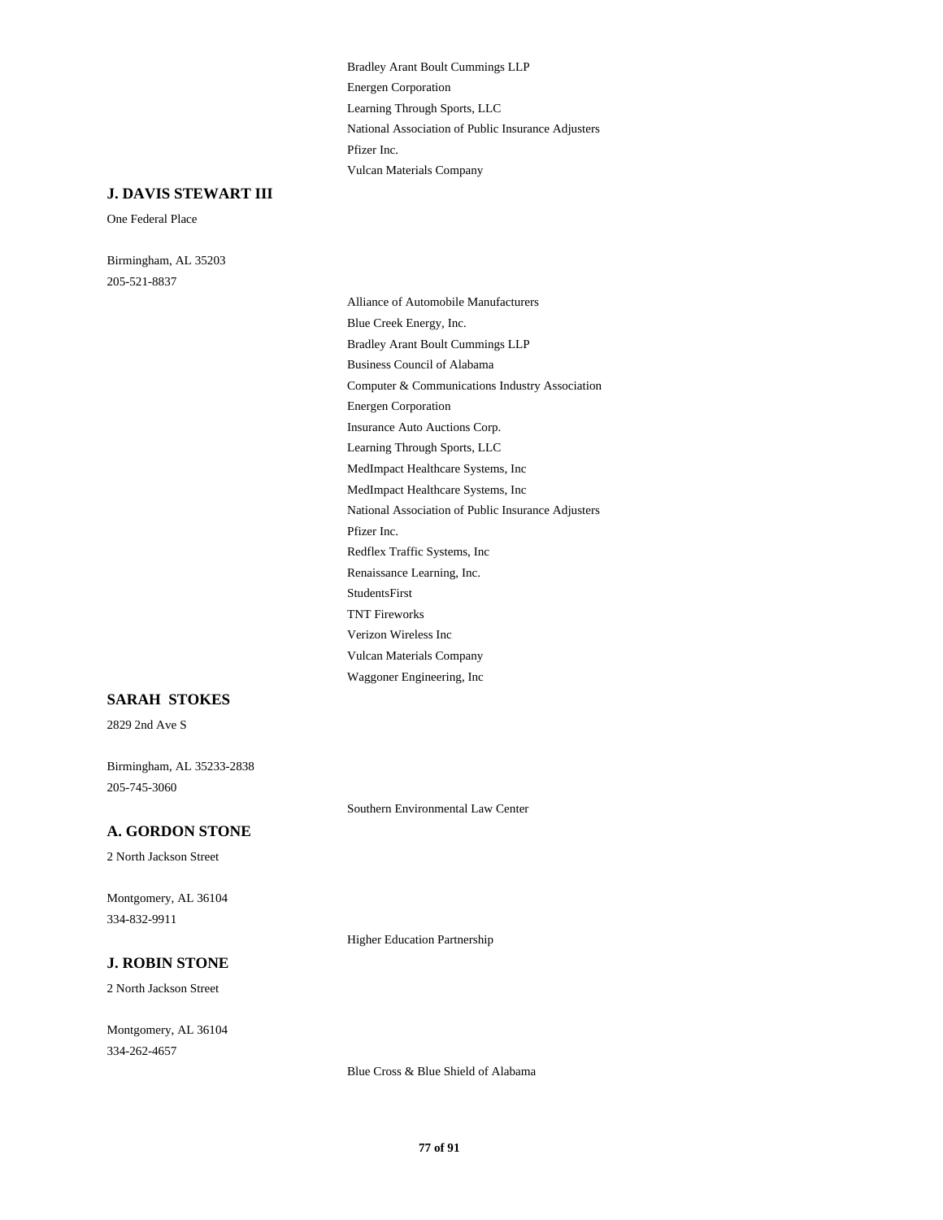Bradley Arant Boult Cummings LLP
Energen Corporation
Learning Through Sports, LLC
National Association of Public Insurance Adjusters
Pfizer Inc.
Vulcan Materials Company

### J. DAVIS STEWART III

One Federal Place

Birmingham, AL 35203
205-521-8837

Alliance of Automobile Manufacturers
Blue Creek Energy, Inc.
Bradley Arant Boult Cummings LLP
Business Council of Alabama
Computer & Communications Industry Association
Energen Corporation
Insurance Auto Auctions Corp.
Learning Through Sports, LLC
MedImpact Healthcare Systems, Inc
MedImpact Healthcare Systems, Inc
National Association of Public Insurance Adjusters
Pfizer Inc.
Redflex Traffic Systems, Inc
Renaissance Learning, Inc.
StudentsFirst
TNT Fireworks
Verizon Wireless Inc
Vulcan Materials Company
Waggoner Engineering, Inc

### SARAH STOKES

2829 2nd Ave S

Birmingham, AL 35233-2838
205-745-3060

Southern Environmental Law Center

### A. GORDON STONE

2 North Jackson Street

Montgomery, AL 36104
334-832-9911

Higher Education Partnership

### J. ROBIN STONE

2 North Jackson Street

Montgomery, AL 36104
334-262-4657

Blue Cross & Blue Shield of Alabama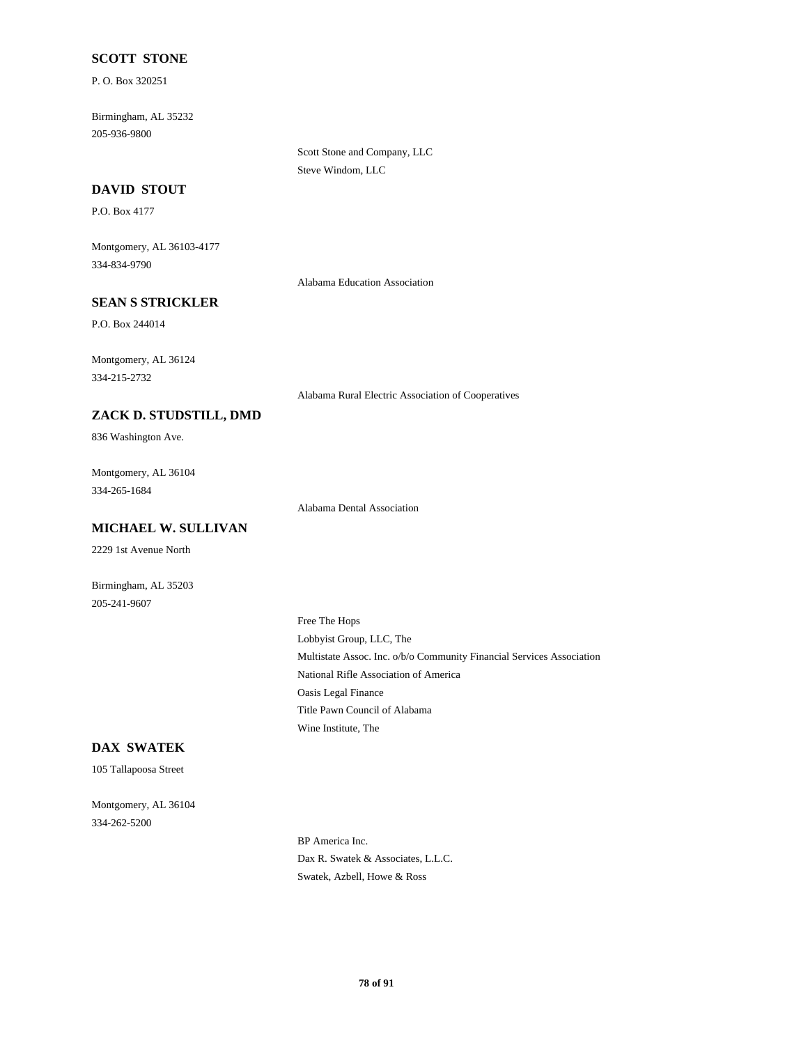**SCOTT STONE**

P. O. Box 320251

Birmingham, AL 35232

205-936-9800

Scott Stone and Company, LLC

Steve Windom, LLC

**DAVID STOUT**

P.O. Box 4177

Montgomery, AL 36103-4177

334-834-9790

Alabama Education Association

**SEAN S STRICKLER**

P.O. Box 244014

Montgomery, AL 36124

334-215-2732

Alabama Rural Electric Association of Cooperatives

**ZACK D. STUDSTILL, DMD**

836 Washington Ave.

Montgomery, AL 36104

334-265-1684

Alabama Dental Association

**MICHAEL W. SULLIVAN**

2229 1st Avenue North

Birmingham, AL 35203

205-241-9607

Free The Hops

Lobbyist Group, LLC, The

Multistate Assoc. Inc. o/b/o Community Financial Services Association

National Rifle Association of America

Oasis Legal Finance

Title Pawn Council of Alabama

Wine Institute, The

**DAX SWATEK**

105 Tallapoosa Street

Montgomery, AL 36104

334-262-5200

BP America Inc.

Dax R. Swatek & Associates, L.L.C.

Swatek, Azbell, Howe & Ross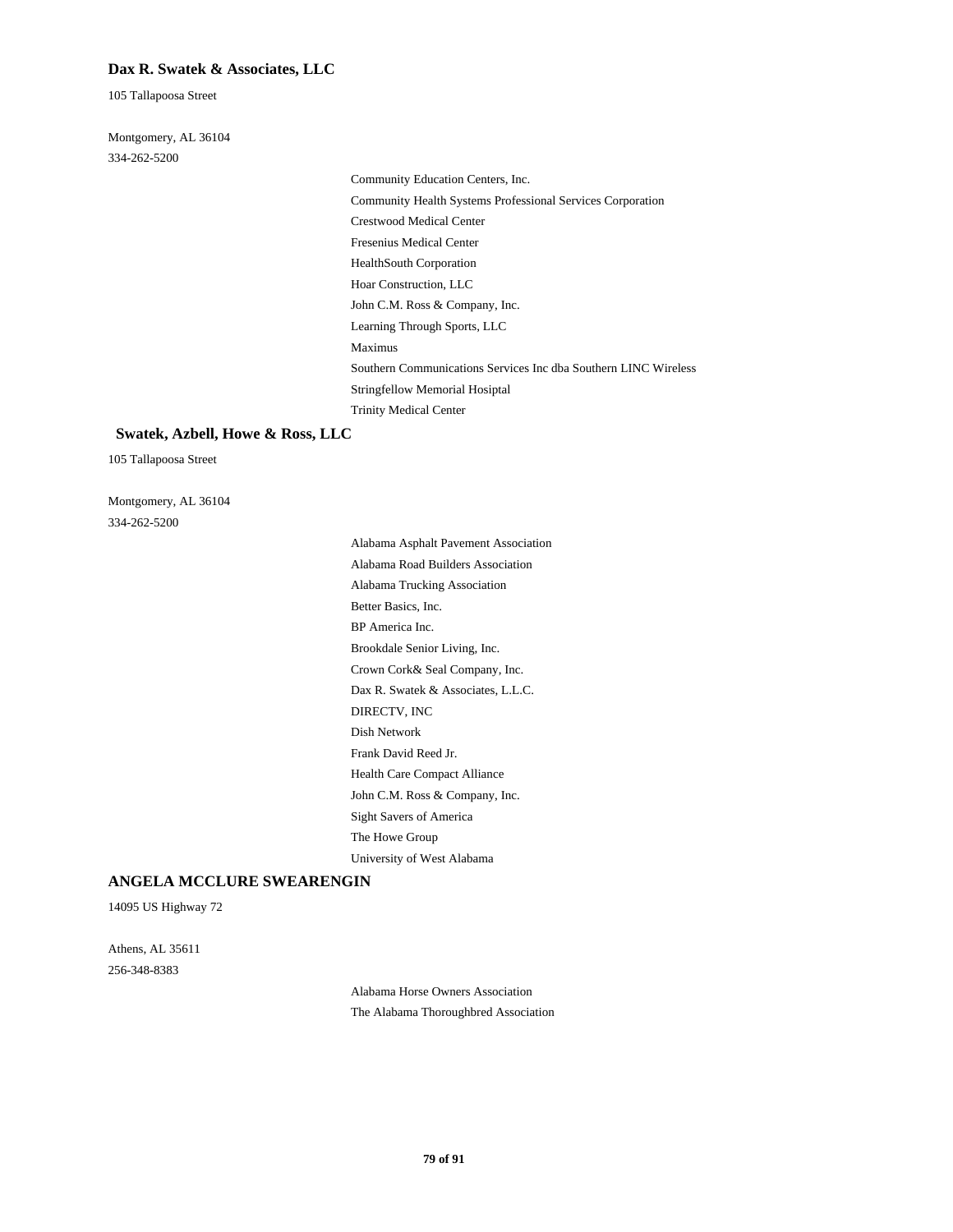**Dax R. Swatek & Associates, LLC**

105 Tallapoosa Street

Montgomery, AL 36104
334-262-5200

- Community Education Centers, Inc.
- Community Health Systems Professional Services Corporation
- Crestwood Medical Center
- Fresenius Medical Center
- HealthSouth Corporation
- Hoar Construction, LLC
- John C.M. Ross & Company, Inc.
- Learning Through Sports, LLC
- Maximus
- Southern Communications Services Inc dba Southern LINC Wireless
- Stringfellow Memorial Hosiptal
- Trinity Medical Center

**Swatek, Azbell, Howe & Ross, LLC**

105 Tallapoosa Street

Montgomery, AL 36104
334-262-5200

- Alabama Asphalt Pavement Association
- Alabama Road Builders Association
- Alabama Trucking Association
- Better Basics, Inc.
- BP America Inc.
- Brookdale Senior Living, Inc.
- Crown Cork& Seal Company, Inc.
- Dax R. Swatek & Associates, L.L.C.
- DIRECTV, INC
- Dish Network
- Frank David Reed Jr.
- Health Care Compact Alliance
- John C.M. Ross & Company, Inc.
- Sight Savers of America
- The Howe Group
- University of West Alabama

**ANGELA MCCLURE SWEARENGIN**

14095 US Highway 72

Athens, AL 35611
256-348-8383

- Alabama Horse Owners Association
- The Alabama Thoroughbred Association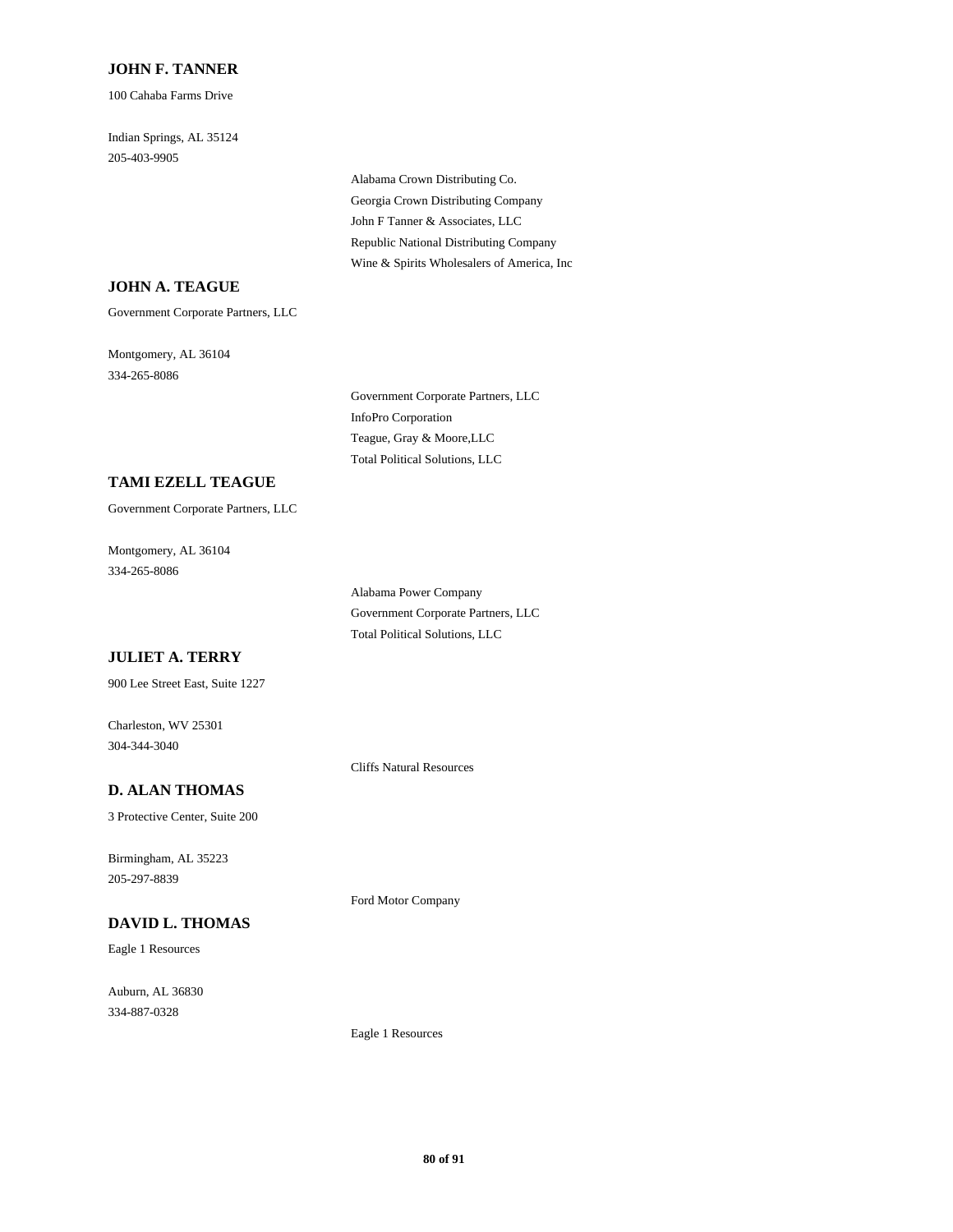**JOHN F. TANNER**

100 Cahaba Farms Drive

Indian Springs, AL 35124
205-403-9905

Alabama Crown Distributing Co.
Georgia Crown Distributing Company
John F Tanner & Associates, LLC
Republic National Distributing Company
Wine & Spirits Wholesalers of America, Inc

**JOHN A. TEAGUE**

Government Corporate Partners, LLC

Montgomery, AL 36104
334-265-8086

Government Corporate Partners, LLC
InfoPro Corporation
Teague, Gray & Moore,LLC
Total Political Solutions, LLC

**TAMI EZELL TEAGUE**

Government Corporate Partners, LLC

Montgomery, AL 36104
334-265-8086

Alabama Power Company
Government Corporate Partners, LLC
Total Political Solutions, LLC

**JULIET A. TERRY**

900 Lee Street East, Suite 1227

Charleston, WV 25301
304-344-3040

Cliffs Natural Resources

**D. ALAN THOMAS**

3 Protective Center, Suite 200

Birmingham, AL 35223
205-297-8839

Ford Motor Company

**DAVID L. THOMAS**

Eagle 1 Resources

Auburn, AL 36830
334-887-0328

Eagle 1 Resources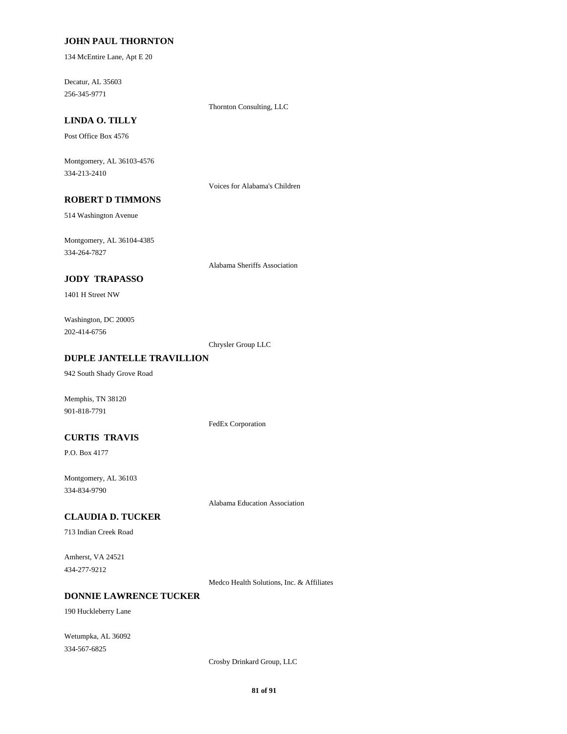**JOHN PAUL THORNTON**

134 McEntire Lane, Apt E 20

Decatur, AL 35603
256-345-9771

Thornton Consulting, LLC

**LINDA O. TILLY**

Post Office Box 4576

Montgomery, AL 36103-4576
334-213-2410

Voices for Alabama's Children

**ROBERT D TIMMONS**

514 Washington Avenue

Montgomery, AL 36104-4385
334-264-7827

Alabama Sheriffs Association

**JODY TRAPASSO**

1401 H Street NW

Washington, DC 20005
202-414-6756

Chrysler Group LLC

**DUPLE JANTELLE TRAVILLION**

942 South Shady Grove Road

Memphis, TN 38120
901-818-7791

FedEx Corporation

**CURTIS TRAVIS**

P.O. Box 4177

Montgomery, AL 36103
334-834-9790

Alabama Education Association

**CLAUDIA D. TUCKER**

713 Indian Creek Road

Amherst, VA 24521
434-277-9212

Medco Health Solutions, Inc. & Affiliates

**DONNIE LAWRENCE TUCKER**

190 Huckleberry Lane

Wetumpka, AL 36092
334-567-6825

Crosby Drinkard Group, LLC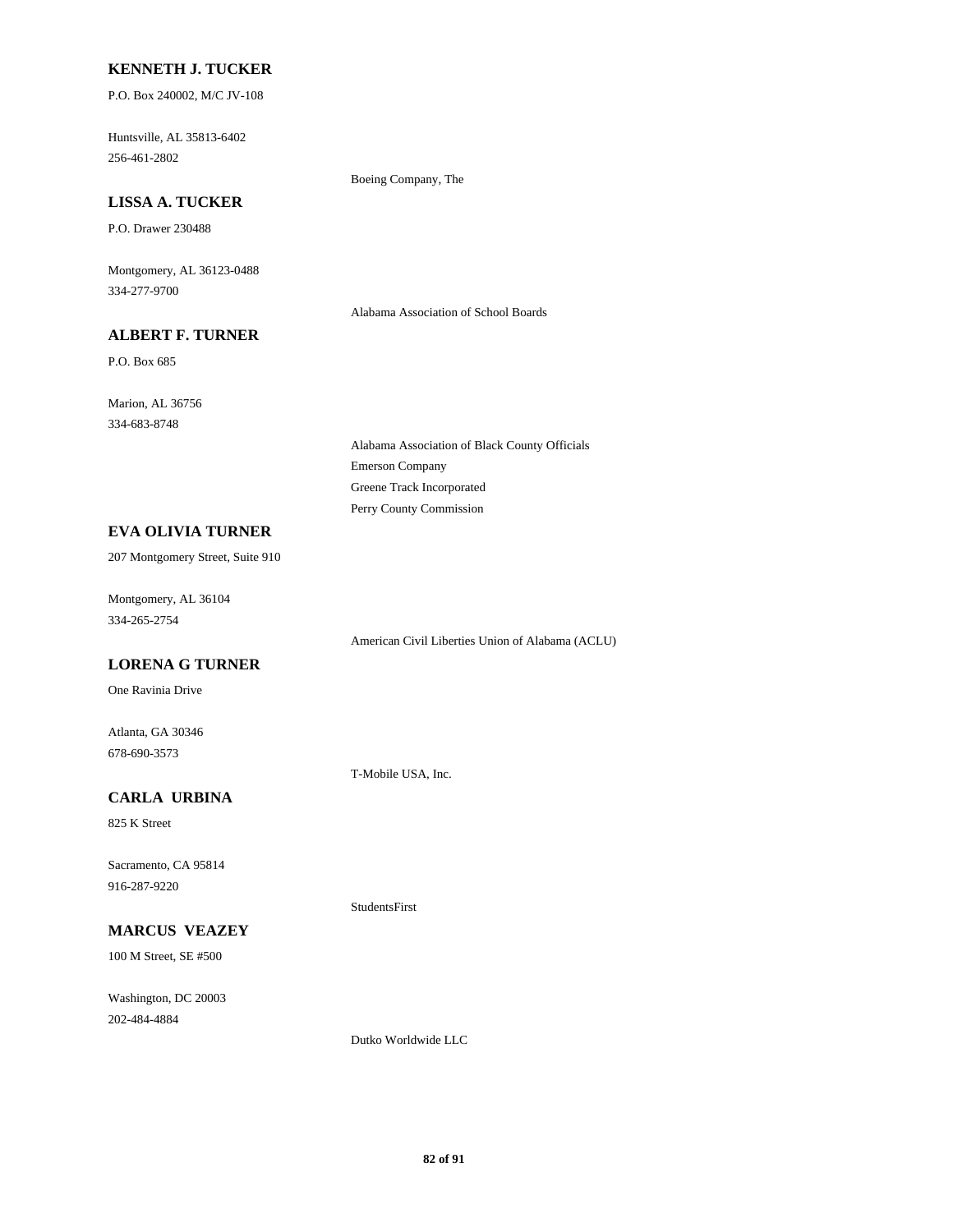**KENNETH J. TUCKER**

P.O. Box 240002, M/C JV-108

Huntsville, AL 35813-6402
256-461-2802

Boeing Company, The

**LISSA A. TUCKER**

P.O. Drawer 230488

Montgomery, AL 36123-0488
334-277-9700

Alabama Association of School Boards

**ALBERT F. TURNER**

P.O. Box 685

Marion, AL 36756
334-683-8748

Alabama Association of Black County Officials
Emerson Company
Greene Track Incorporated
Perry County Commission

**EVA OLIVIA TURNER**

207 Montgomery Street, Suite 910

Montgomery, AL 36104
334-265-2754

American Civil Liberties Union of Alabama (ACLU)

**LORENA G TURNER**

One Ravinia Drive

Atlanta, GA 30346
678-690-3573

T-Mobile USA, Inc.

**CARLA URBINA**

825 K Street

Sacramento, CA 95814
916-287-9220

StudentsFirst

**MARCUS VEAZEY**

100 M Street, SE #500

Washington, DC 20003
202-484-4884

Dutko Worldwide LLC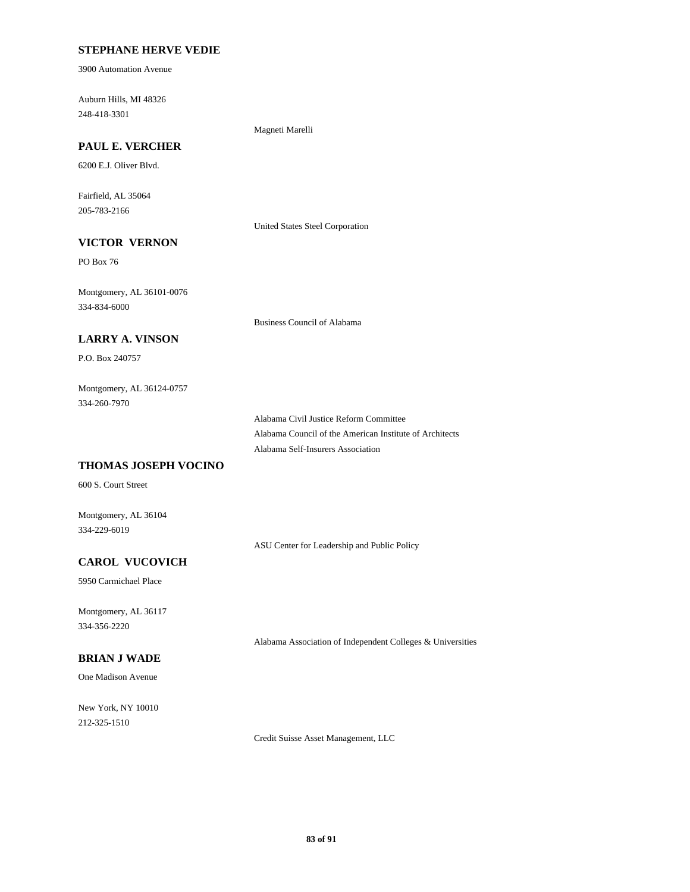**STEPHANE HERVE VEDIE**

3900 Automation Avenue

Auburn Hills, MI 48326
248-418-3301

Magneti Marelli

**PAUL E. VERCHER**

6200 E.J. Oliver Blvd.

Fairfield, AL 35064
205-783-2166

United States Steel Corporation

**VICTOR VERNON**

PO Box 76

Montgomery, AL 36101-0076
334-834-6000

Business Council of Alabama

**LARRY A. VINSON**

P.O. Box 240757

Montgomery, AL 36124-0757
334-260-7970

Alabama Civil Justice Reform Committee
Alabama Council of the American Institute of Architects
Alabama Self-Insurers Association

**THOMAS JOSEPH VOCINO**

600 S. Court Street

Montgomery, AL 36104
334-229-6019

ASU Center for Leadership and Public Policy

**CAROL VUCOVICH**

5950 Carmichael Place

Montgomery, AL 36117
334-356-2220

Alabama Association of Independent Colleges & Universities

**BRIAN J WADE**

One Madison Avenue

New York, NY 10010
212-325-1510

Credit Suisse Asset Management, LLC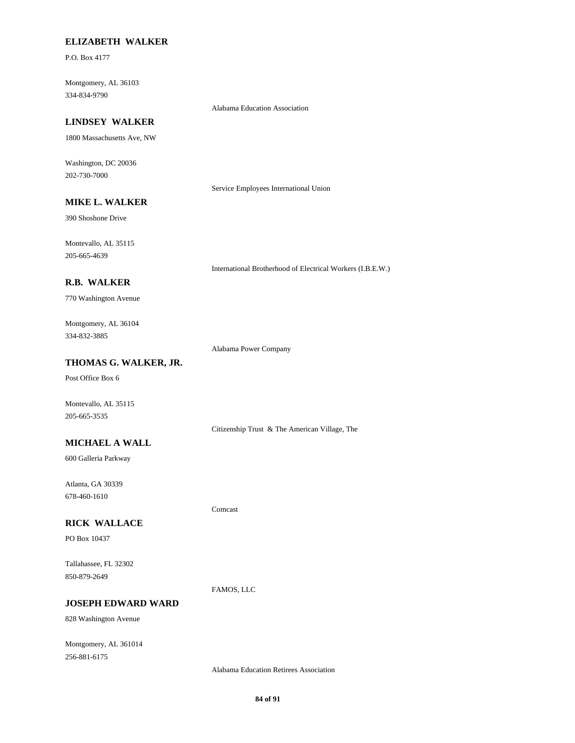**ELIZABETH WALKER**

P.O. Box 4177

Montgomery, AL 36103
334-834-9790

Alabama Education Association

**LINDSEY WALKER**

1800 Massachusetts Ave, NW

Washington, DC 20036
202-730-7000

Service Employees International Union

**MIKE L. WALKER**

390 Shoshone Drive

Montevallo, AL 35115
205-665-4639

International Brotherhood of Electrical Workers (I.B.E.W.)

**R.B. WALKER**

770 Washington Avenue

Montgomery, AL 36104
334-832-3885

Alabama Power Company

**THOMAS G. WALKER, JR.**

Post Office Box 6

Montevallo, AL 35115
205-665-3535

Citizenship Trust & The American Village, The

**MICHAEL A WALL**

600 Galleria Parkway

Atlanta, GA 30339
678-460-1610

Comcast

**RICK WALLACE**

PO Box 10437

Tallahassee, FL 32302
850-879-2649

FAMOS, LLC

**JOSEPH EDWARD WARD**

828 Washington Avenue

Montgomery, AL 361014
256-881-6175

Alabama Education Retirees Association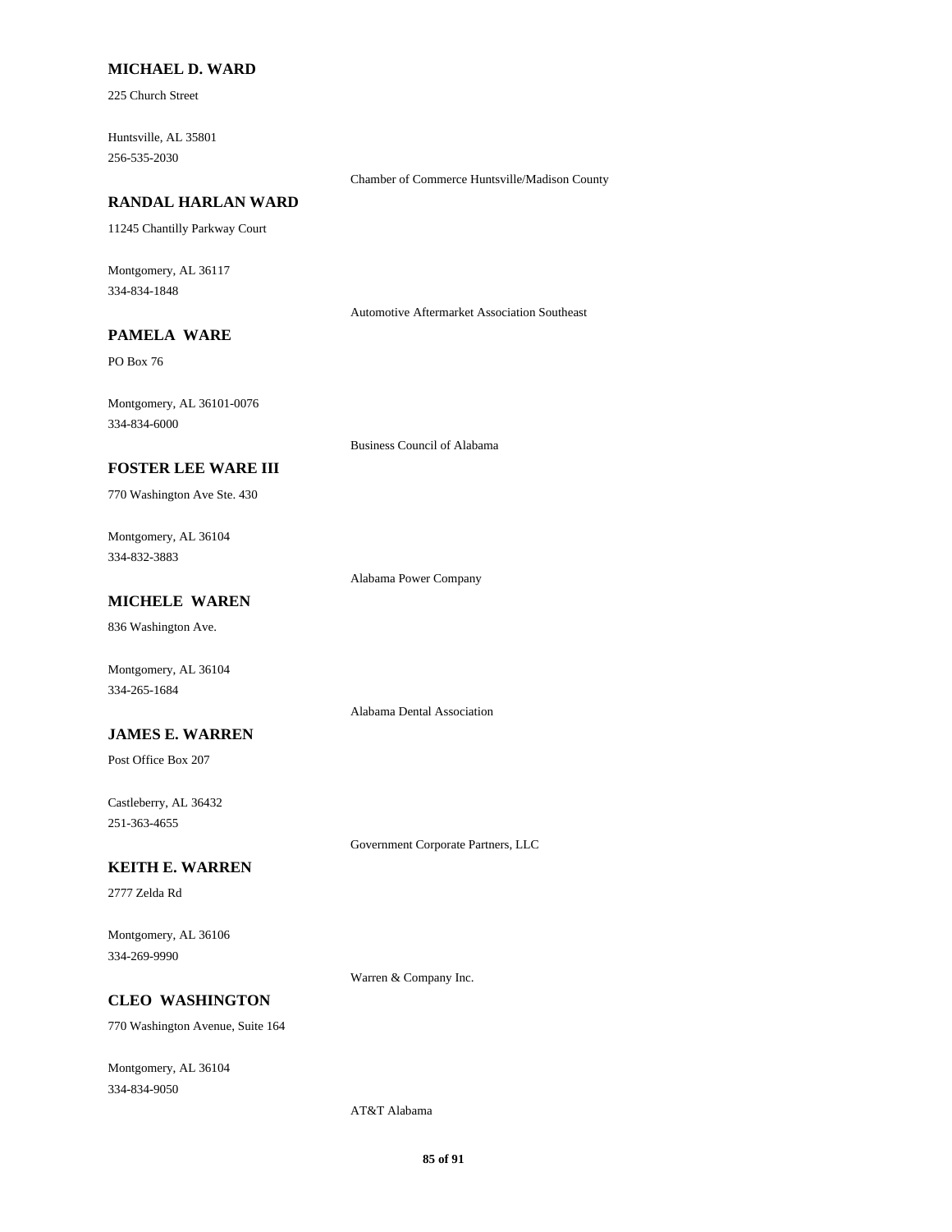**MICHAEL D. WARD**

225 Church Street

Huntsville, AL 35801
256-535-2030

Chamber of Commerce Huntsville/Madison County

**RANDAL HARLAN WARD**

11245 Chantilly Parkway Court

Montgomery, AL 36117
334-834-1848

Automotive Aftermarket Association Southeast

**PAMELA WARE**

PO Box 76

Montgomery, AL 36101-0076
334-834-6000

Business Council of Alabama

**FOSTER LEE WARE III**

770 Washington Ave Ste. 430

Montgomery, AL 36104
334-832-3883

Alabama Power Company

**MICHELE WAREN**

836 Washington Ave.

Montgomery, AL 36104
334-265-1684

Alabama Dental Association

**JAMES E. WARREN**

Post Office Box 207

Castleberry, AL 36432
251-363-4655

Government Corporate Partners, LLC

**KEITH E. WARREN**

2777 Zelda Rd

Montgomery, AL 36106
334-269-9990

Warren & Company Inc.

**CLEO WASHINGTON**

770 Washington Avenue, Suite 164

Montgomery, AL 36104
334-834-9050

AT&T Alabama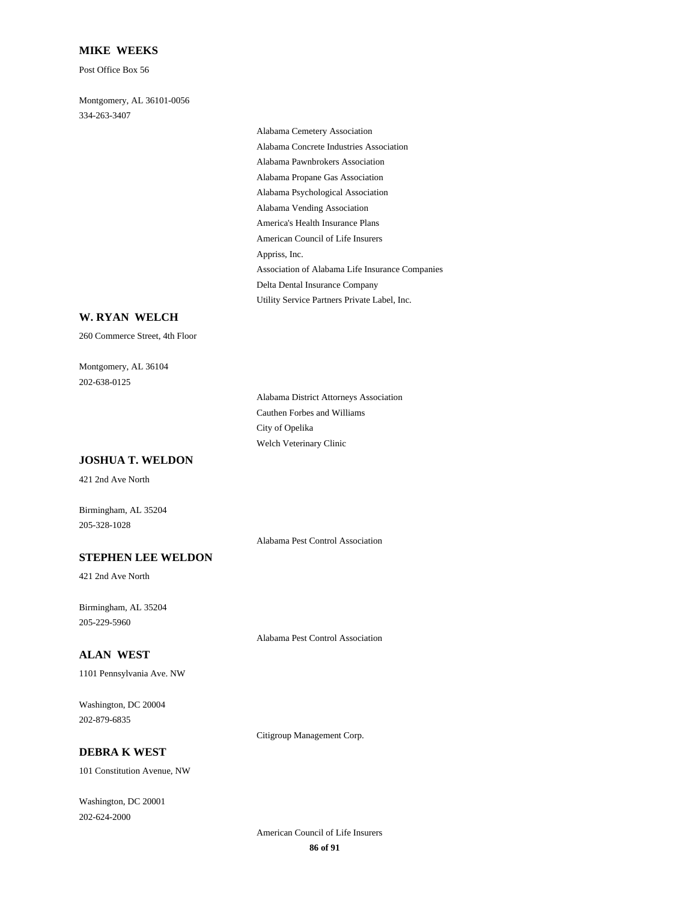**MIKE WEEKS**

Post Office Box 56

Montgomery, AL 36101-0056

334-263-3407

- Alabama Cemetery Association
- Alabama Concrete Industries Association
- Alabama Pawnbrokers Association
- Alabama Propane Gas Association
- Alabama Psychological Association
- Alabama Vending Association
- America's Health Insurance Plans
- American Council of Life Insurers
- Appriss, Inc.
- Association of Alabama Life Insurance Companies
- Delta Dental Insurance Company
- Utility Service Partners Private Label, Inc.

**W. RYAN WELCH**

260 Commerce Street, 4th Floor

Montgomery, AL 36104

202-638-0125

- Alabama District Attorneys Association
- Cauthen Forbes and Williams
- City of Opelika
- Welch Veterinary Clinic

**JOSHUA T. WELDON**

421 2nd Ave North

Birmingham, AL 35204

205-328-1028

- Alabama Pest Control Association

**STEPHEN LEE WELDON**

421 2nd Ave North

Birmingham, AL 35204

205-229-5960

- Alabama Pest Control Association

**ALAN WEST**

1101 Pennsylvania Ave. NW

Washington, DC 20004

202-879-6835

- Citigroup Management Corp.

**DEBRA K WEST**

101 Constitution Avenue, NW

Washington, DC 20001

202-624-2000

- American Council of Life Insurers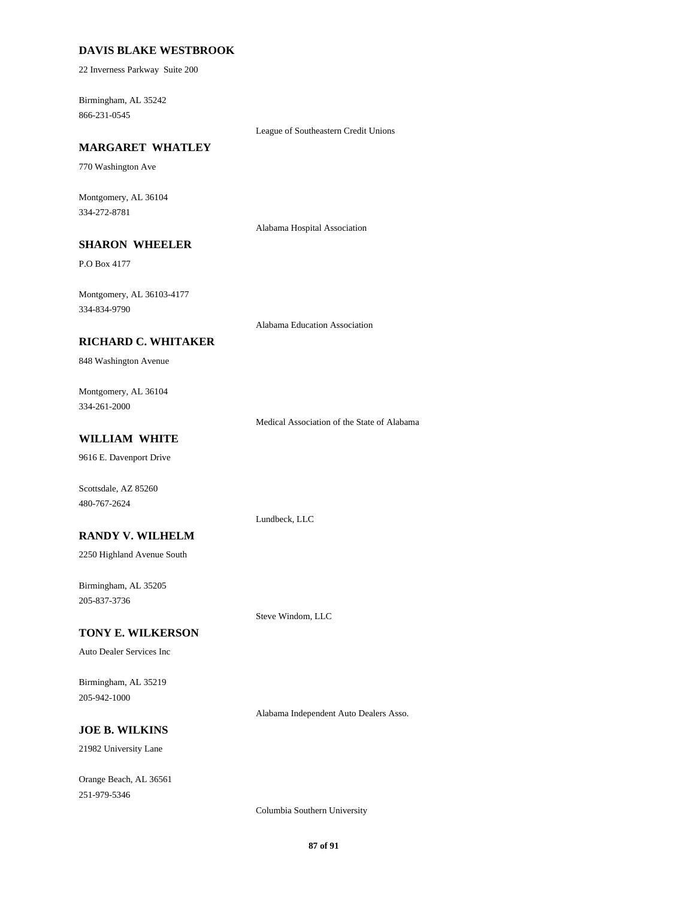**DAVIS BLAKE WESTBROOK**

22 Inverness Parkway Suite 200

Birmingham, AL 35242

866-231-0545

League of Southeastern Credit Unions

**MARGARET WHATLEY**

770 Washington Ave

Montgomery, AL 36104

334-272-8781

Alabama Hospital Association

**SHARON WHEELER**

P.O Box 4177

Montgomery, AL 36103-4177

334-834-9790

Alabama Education Association

**RICHARD C. WHITAKER**

848 Washington Avenue

Montgomery, AL 36104

334-261-2000

Medical Association of the State of Alabama

**WILLIAM WHITE**

9616 E. Davenport Drive

Scottsdale, AZ 85260

480-767-2624

Lundbeck, LLC

**RANDY V. WILHELM**

2250 Highland Avenue South

Birmingham, AL 35205

205-837-3736

Steve Windom, LLC

**TONY E. WILKERSON**

Auto Dealer Services Inc

Birmingham, AL 35219

205-942-1000

Alabama Independent Auto Dealers Asso.

**JOE B. WILKINS**

21982 University Lane

Orange Beach, AL 36561

251-979-5346

Columbia Southern University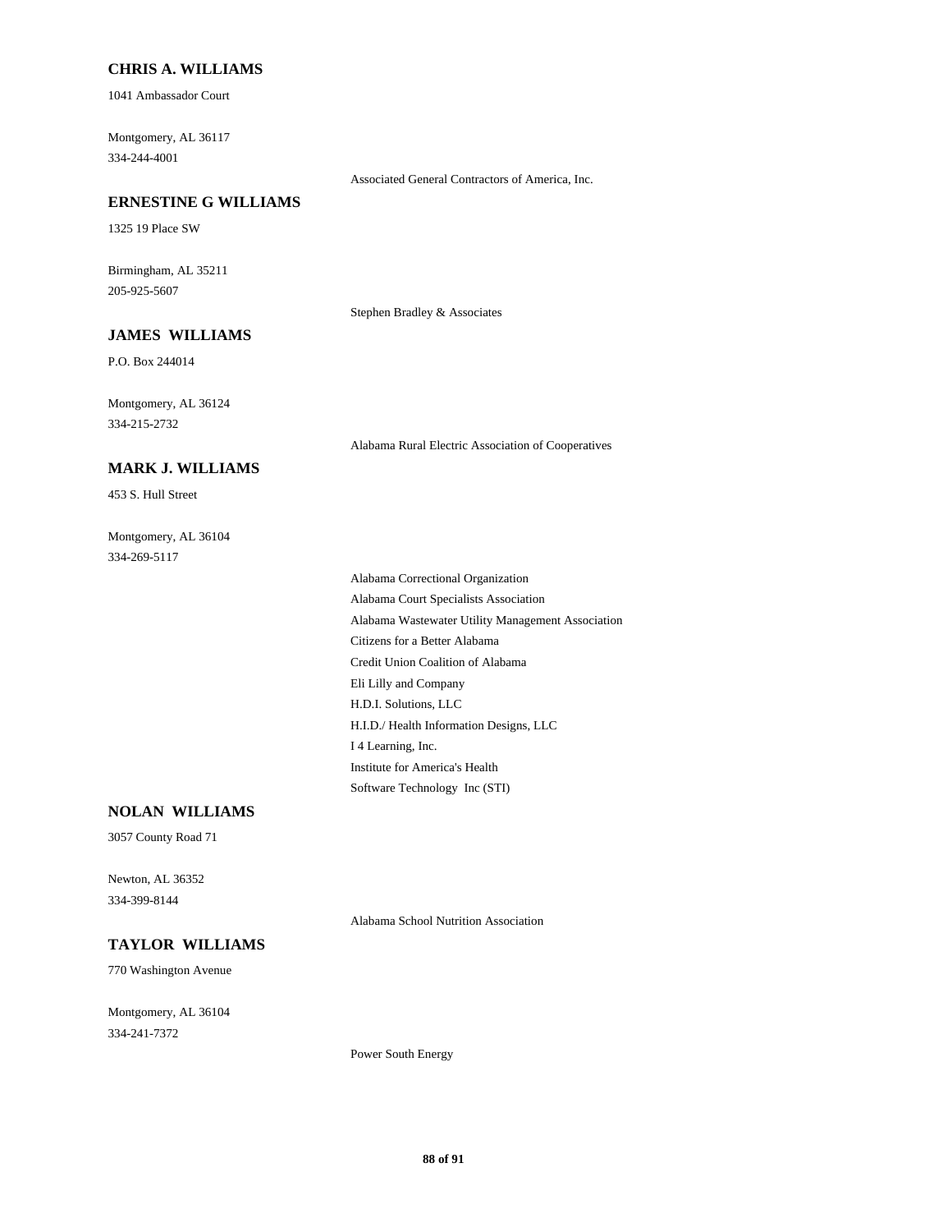### CHRIS A. WILLIAMS

1041 Ambassador Court

Montgomery, AL 36117
334-244-4001

Associated General Contractors of America, Inc.

### ERNESTINE G WILLIAMS

1325 19 Place SW

Birmingham, AL 35211
205-925-5607

Stephen Bradley & Associates

### JAMES WILLIAMS

P.O. Box 244014

Montgomery, AL 36124
334-215-2732

Alabama Rural Electric Association of Cooperatives

### MARK J. WILLIAMS

453 S. Hull Street

Montgomery, AL 36104
334-269-5117

Alabama Correctional Organization
Alabama Court Specialists Association
Alabama Wastewater Utility Management Association
Citizens for a Better Alabama
Credit Union Coalition of Alabama
Eli Lilly and Company
H.D.I. Solutions, LLC
H.I.D./ Health Information Designs, LLC
I 4 Learning, Inc.
Institute for America's Health
Software Technology Inc (STI)

### NOLAN WILLIAMS

3057 County Road 71

Newton, AL 36352
334-399-8144

Alabama School Nutrition Association

### TAYLOR WILLIAMS

770 Washington Avenue

Montgomery, AL 36104
334-241-7372

Power South Energy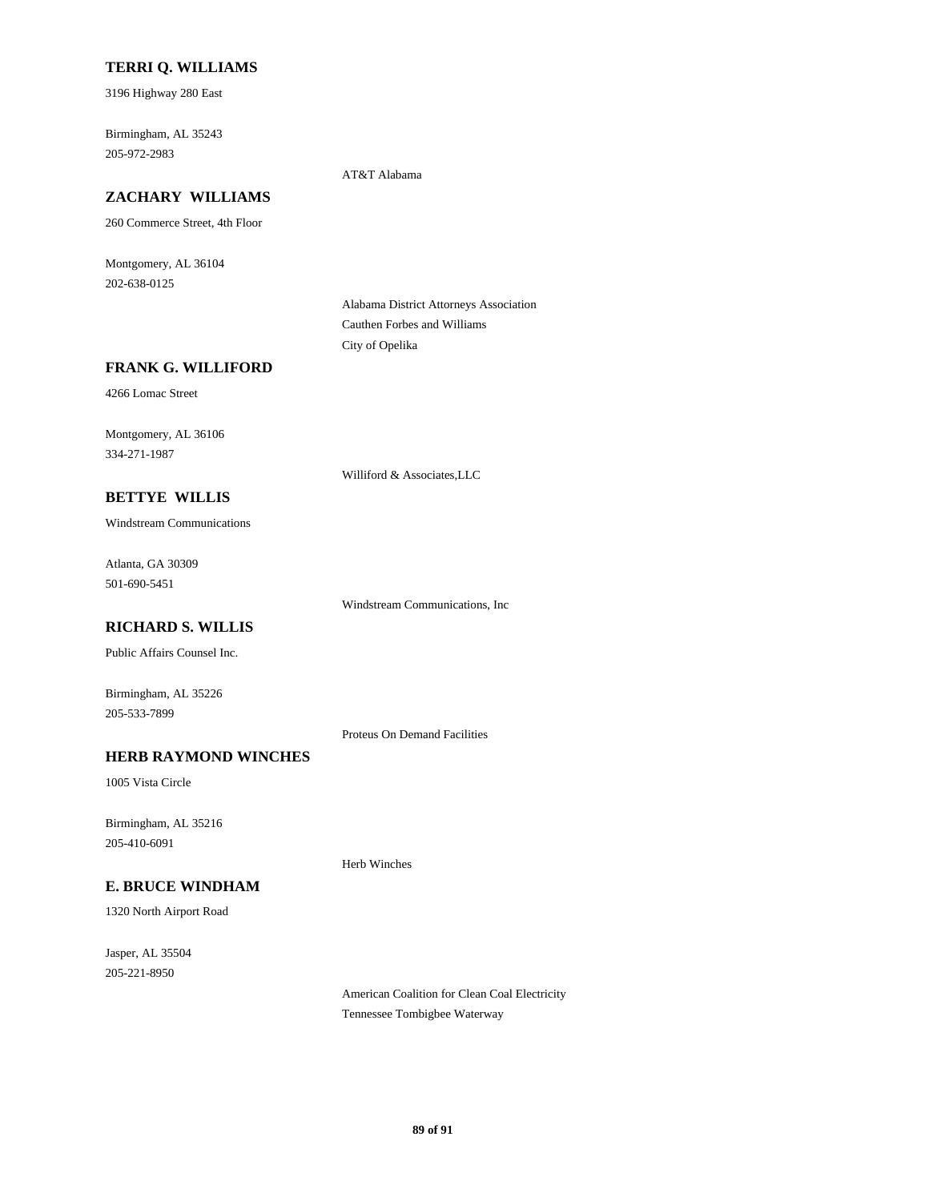**TERRI Q. WILLIAMS**

3196 Highway 280 East

Birmingham, AL 35243
205-972-2983

AT&T Alabama

**ZACHARY WILLIAMS**

260 Commerce Street, 4th Floor

Montgomery, AL 36104
202-638-0125

Alabama District Attorneys Association
Cauthen Forbes and Williams
City of Opelika

**FRANK G. WILLIFORD**

4266 Lomac Street

Montgomery, AL 36106
334-271-1987

Williford & Associates,LLC

**BETTYE WILLIS**

Windstream Communications

Atlanta, GA 30309
501-690-5451

Windstream Communications, Inc

**RICHARD S. WILLIS**

Public Affairs Counsel Inc.

Birmingham, AL 35226
205-533-7899

Proteus On Demand Facilities

**HERB RAYMOND WINCHES**

1005 Vista Circle

Birmingham, AL 35216
205-410-6091

Herb Winches

**E. BRUCE WINDHAM**

1320 North Airport Road

Jasper, AL 35504
205-221-8950

American Coalition for Clean Coal Electricity
Tennessee Tombigbee Waterway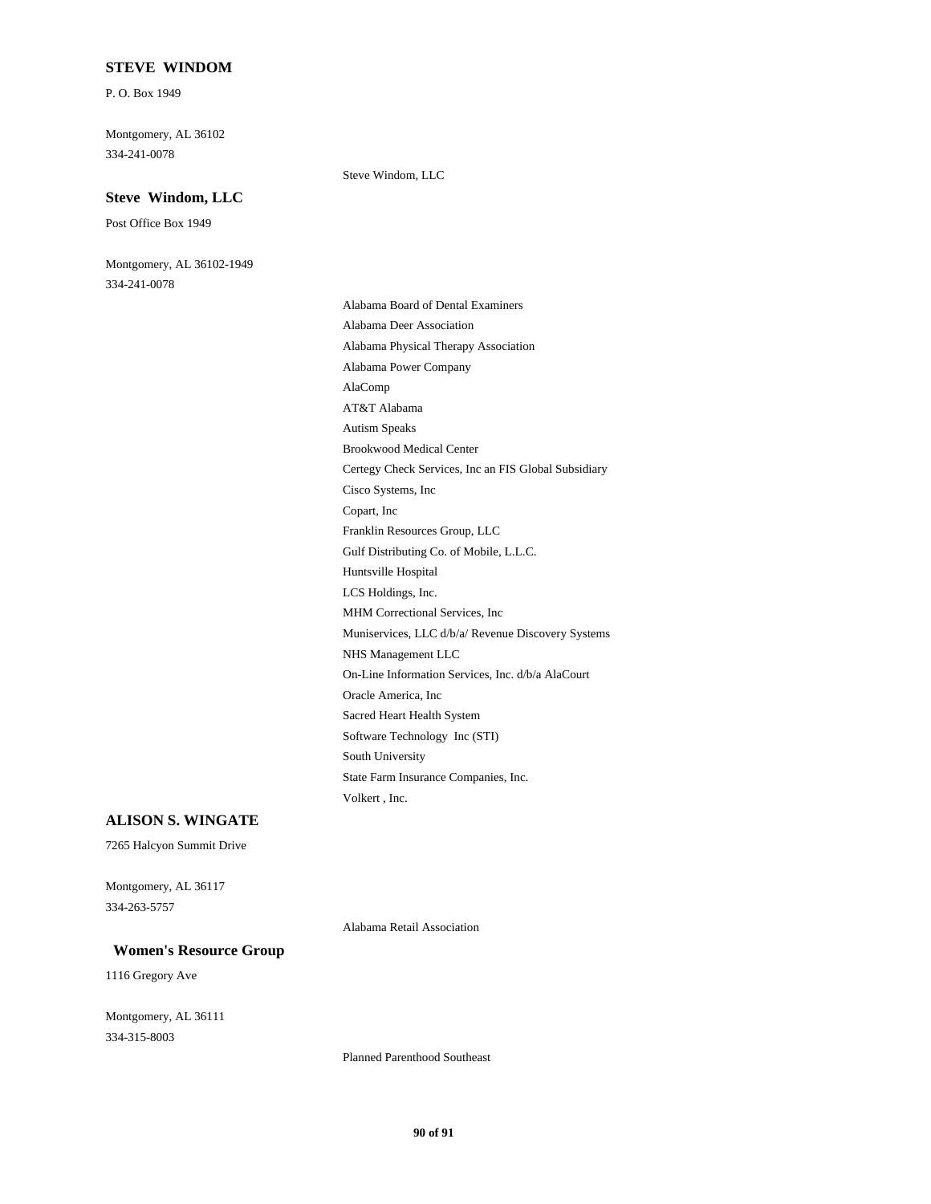**STEVE WINDOM**

P. O. Box 1949

Montgomery, AL 36102

334-241-0078

Steve Windom, LLC

**Steve Windom, LLC**

Post Office Box 1949

Montgomery, AL 36102-1949

334-241-0078

Alabama Board of Dental Examiners

Alabama Deer Association

Alabama Physical Therapy Association

Alabama Power Company

AlaComp

AT&T Alabama

Autism Speaks

Brookwood Medical Center

Certegy Check Services, Inc an FIS Global Subsidiary

Cisco Systems, Inc

Copart, Inc

Franklin Resources Group, LLC

Gulf Distributing Co. of Mobile, L.L.C.

Huntsville Hospital

LCS Holdings, Inc.

MHM Correctional Services, Inc

Muniservices, LLC d/b/a/ Revenue Discovery Systems

NHS Management LLC

On-Line Information Services, Inc. d/b/a AlaCourt

Oracle America, Inc

Sacred Heart Health System

Software Technology Inc (STI)

South University

State Farm Insurance Companies, Inc.

Volkert , Inc.

**ALISON S. WINGATE**

7265 Halcyon Summit Drive

Montgomery, AL 36117

334-263-5757

Alabama Retail Association

**Women's Resource Group**

1116 Gregory Ave

Montgomery, AL 36111

334-315-8003

Planned Parenthood Southeast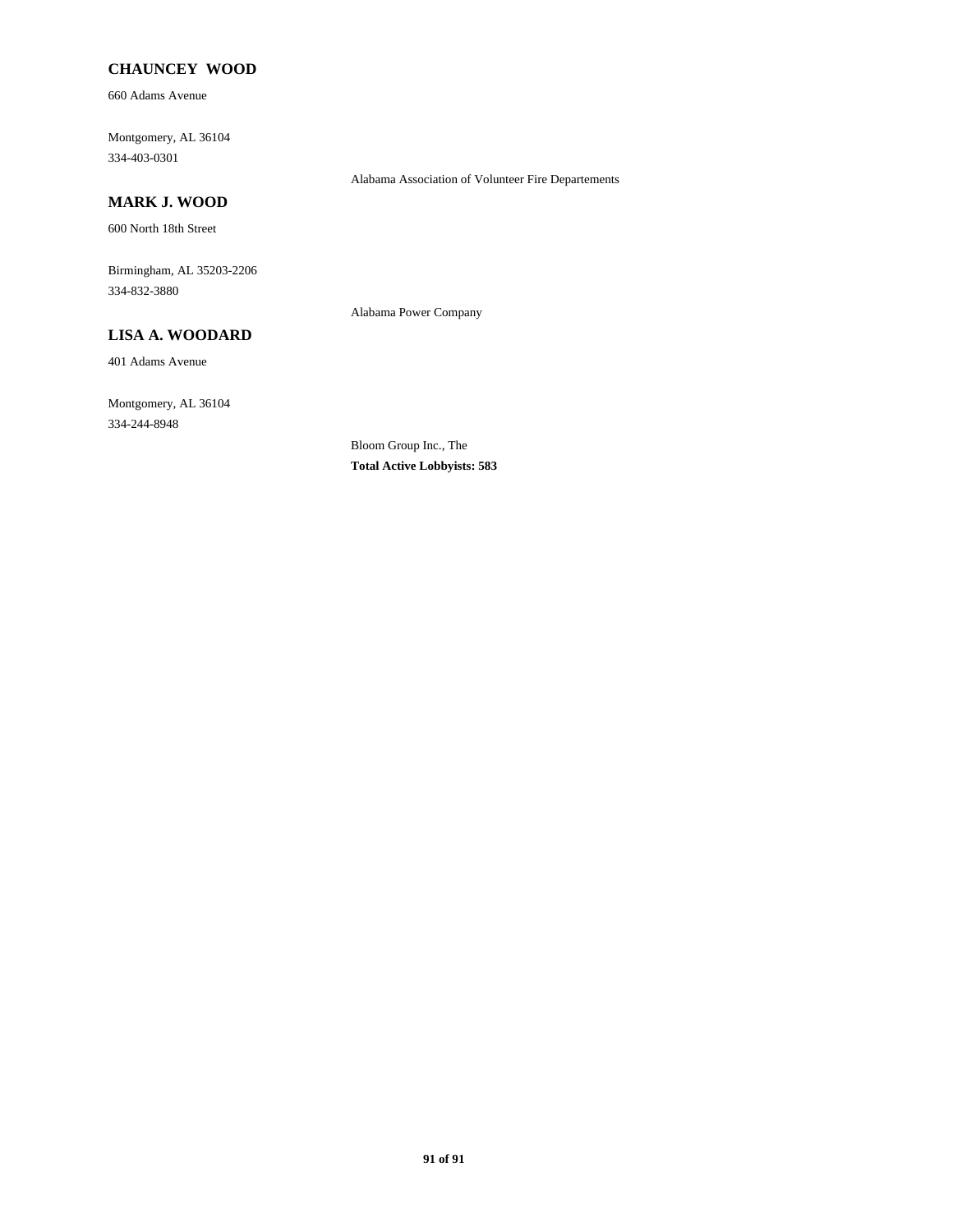**CHAUNCEY WOOD**

660 Adams Avenue

Montgomery, AL 36104
334-403-0301

Alabama Association of Volunteer Fire Departements

**MARK J. WOOD**

600 North 18th Street

Birmingham, AL 35203-2206
334-832-3880

Alabama Power Company

**LISA A. WOODARD**

401 Adams Avenue

Montgomery, AL 36104
334-244-8948

Bloom Group Inc., The

**Total Active Lobbyists: 583**